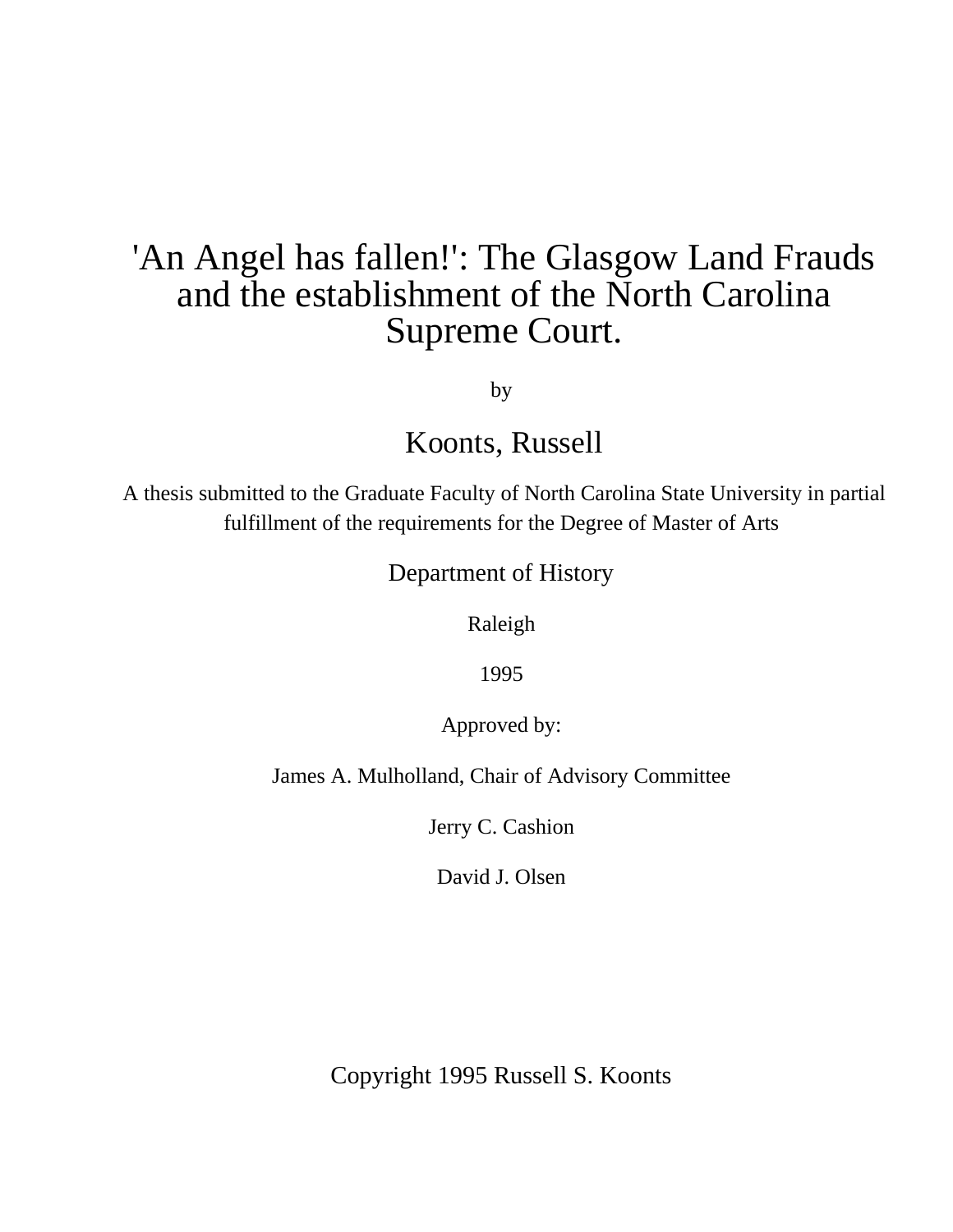# 'An Angel has fallen!': The Glasgow Land Frauds and the establishment of the North Carolina Supreme Court.

by

## Koonts, Russell

A thesis submitted to the Graduate Faculty of North Carolina State University in partial fulfillment of the requirements for the Degree of Master of Arts

Department of History

Raleigh

1995

Approved by:

James A. Mulholland, Chair of Advisory Committee

Jerry C. Cashion

David J. Olsen

Copyright 1995 Russell S. Koonts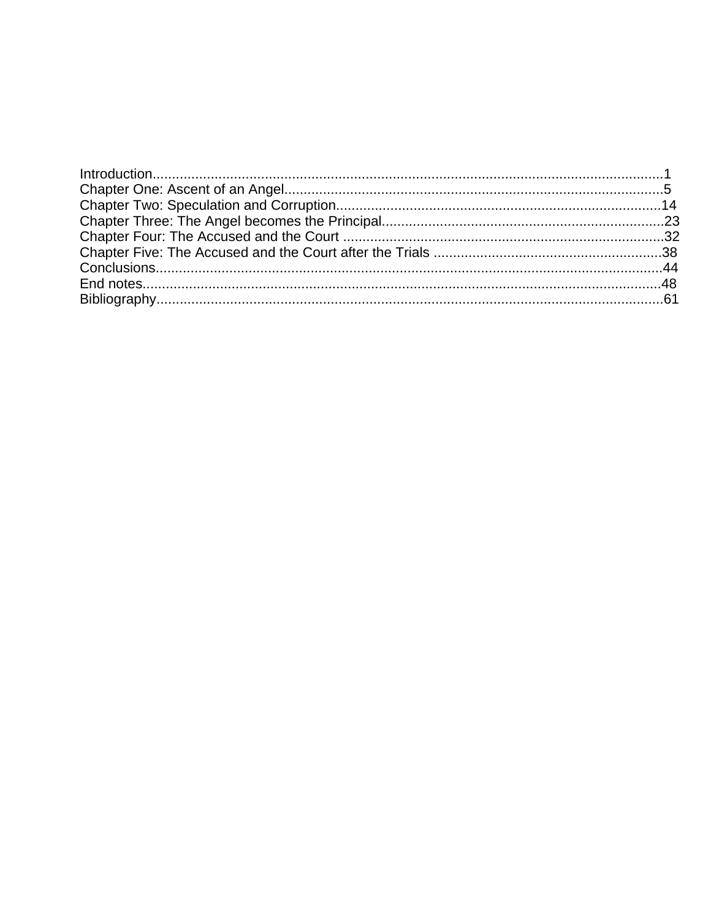Introduction....................................................................................................................................1
Chapter One: Ascent of an Angel.................................................................................................5
Chapter Two: Speculation and Corruption...................................................................................14
Chapter Three: The Angel becomes the Principal........................................................................23
Chapter Four: The Accused and the Court ..................................................................................32
Chapter Five: The Accused and the Court after the Trials ...........................................................38
Conclusions...................................................................................................................................44
End notes......................................................................................................................................48
Bibliography...................................................................................................................................61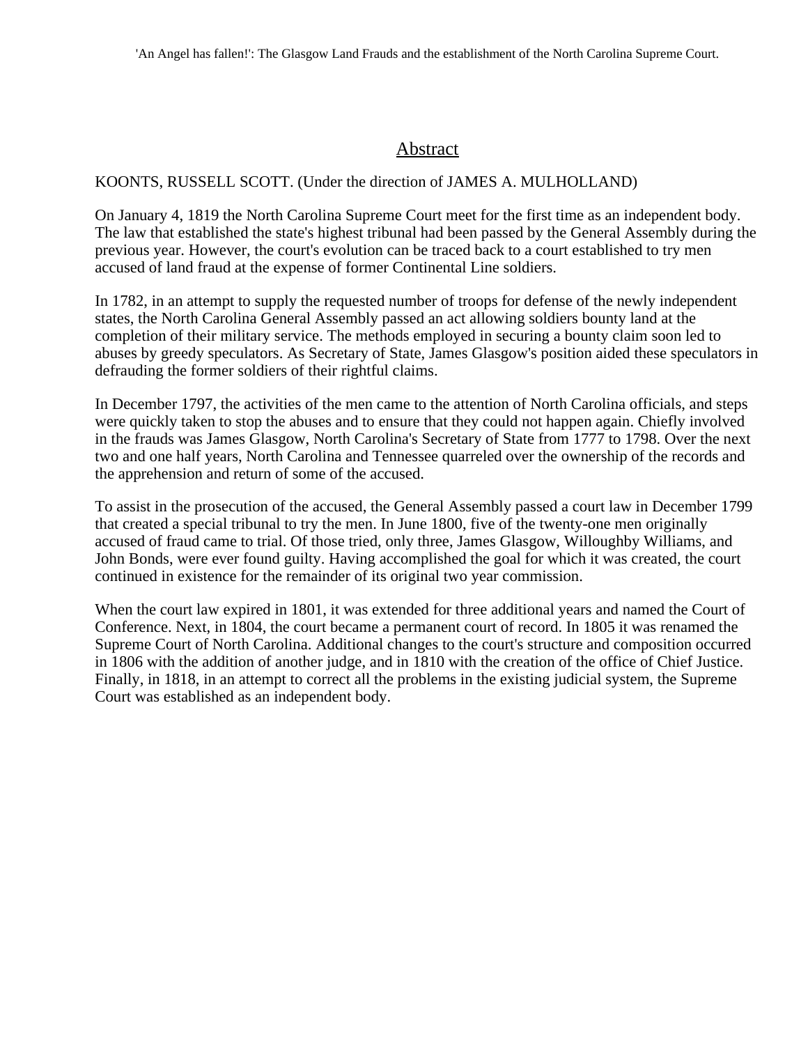'An Angel has fallen!': The Glasgow Land Frauds and the establishment of the North Carolina Supreme Court.

## Abstract

KOONTS, RUSSELL SCOTT. (Under the direction of JAMES A. MULHOLLAND)

On January 4, 1819 the North Carolina Supreme Court meet for the first time as an independent body. The law that established the state's highest tribunal had been passed by the General Assembly during the previous year. However, the court's evolution can be traced back to a court established to try men accused of land fraud at the expense of former Continental Line soldiers.

In 1782, in an attempt to supply the requested number of troops for defense of the newly independent states, the North Carolina General Assembly passed an act allowing soldiers bounty land at the completion of their military service. The methods employed in securing a bounty claim soon led to abuses by greedy speculators. As Secretary of State, James Glasgow's position aided these speculators in defrauding the former soldiers of their rightful claims.

In December 1797, the activities of the men came to the attention of North Carolina officials, and steps were quickly taken to stop the abuses and to ensure that they could not happen again. Chiefly involved in the frauds was James Glasgow, North Carolina's Secretary of State from 1777 to 1798. Over the next two and one half years, North Carolina and Tennessee quarreled over the ownership of the records and the apprehension and return of some of the accused.

To assist in the prosecution of the accused, the General Assembly passed a court law in December 1799 that created a special tribunal to try the men. In June 1800, five of the twenty-one men originally accused of fraud came to trial. Of those tried, only three, James Glasgow, Willoughby Williams, and John Bonds, were ever found guilty. Having accomplished the goal for which it was created, the court continued in existence for the remainder of its original two year commission.

When the court law expired in 1801, it was extended for three additional years and named the Court of Conference. Next, in 1804, the court became a permanent court of record. In 1805 it was renamed the Supreme Court of North Carolina. Additional changes to the court's structure and composition occurred in 1806 with the addition of another judge, and in 1810 with the creation of the office of Chief Justice. Finally, in 1818, in an attempt to correct all the problems in the existing judicial system, the Supreme Court was established as an independent body.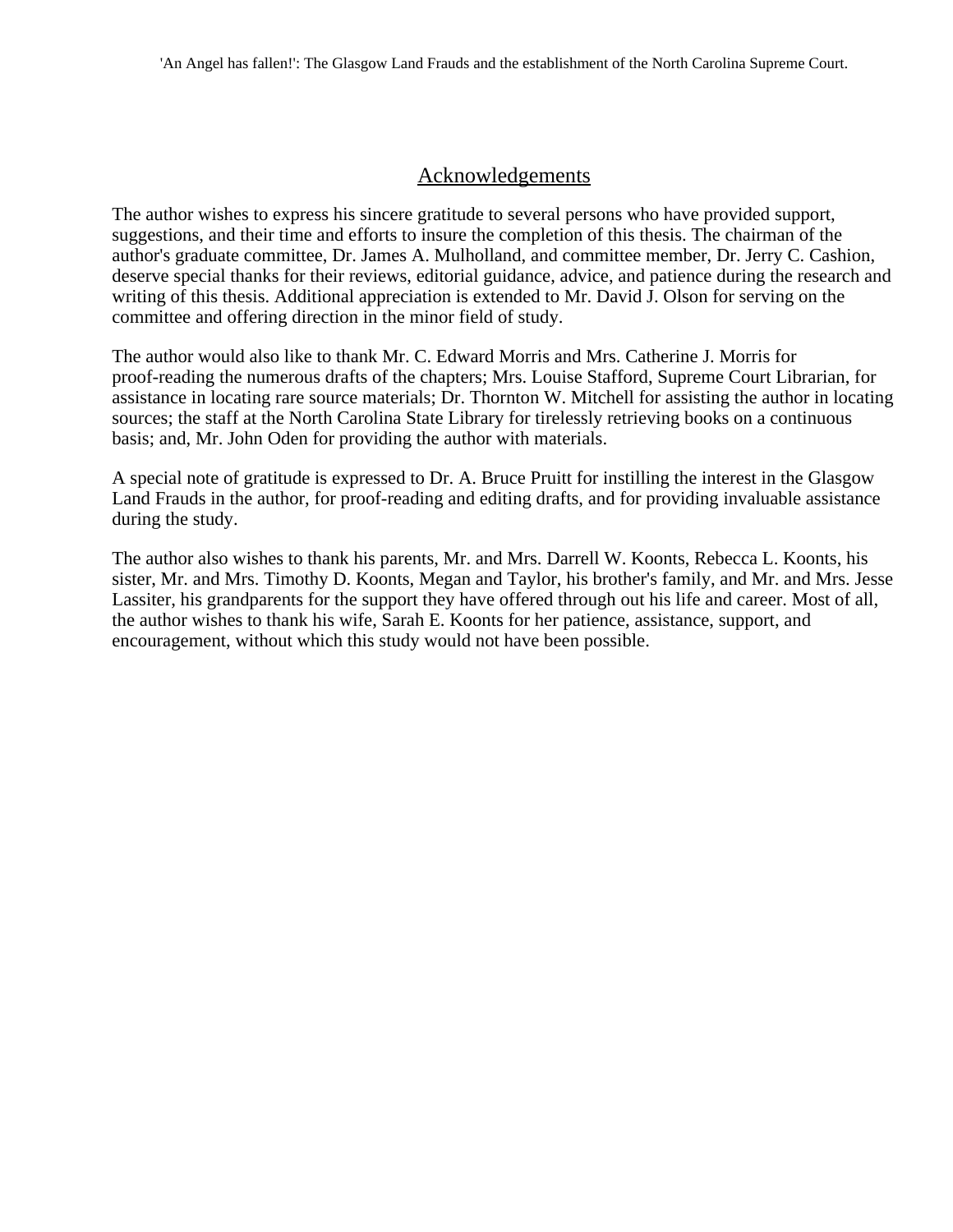## Acknowledgements

The author wishes to express his sincere gratitude to several persons who have provided support, suggestions, and their time and efforts to insure the completion of this thesis. The chairman of the author's graduate committee, Dr. James A. Mulholland, and committee member, Dr. Jerry C. Cashion, deserve special thanks for their reviews, editorial guidance, advice, and patience during the research and writing of this thesis. Additional appreciation is extended to Mr. David J. Olson for serving on the committee and offering direction in the minor field of study.

The author would also like to thank Mr. C. Edward Morris and Mrs. Catherine J. Morris for proof-reading the numerous drafts of the chapters; Mrs. Louise Stafford, Supreme Court Librarian, for assistance in locating rare source materials; Dr. Thornton W. Mitchell for assisting the author in locating sources; the staff at the North Carolina State Library for tirelessly retrieving books on a continuous basis; and, Mr. John Oden for providing the author with materials.

A special note of gratitude is expressed to Dr. A. Bruce Pruitt for instilling the interest in the Glasgow Land Frauds in the author, for proof-reading and editing drafts, and for providing invaluable assistance during the study.

The author also wishes to thank his parents, Mr. and Mrs. Darrell W. Koonts, Rebecca L. Koonts, his sister, Mr. and Mrs. Timothy D. Koonts, Megan and Taylor, his brother's family, and Mr. and Mrs. Jesse Lassiter, his grandparents for the support they have offered through out his life and career. Most of all, the author wishes to thank his wife, Sarah E. Koonts for her patience, assistance, support, and encouragement, without which this study would not have been possible.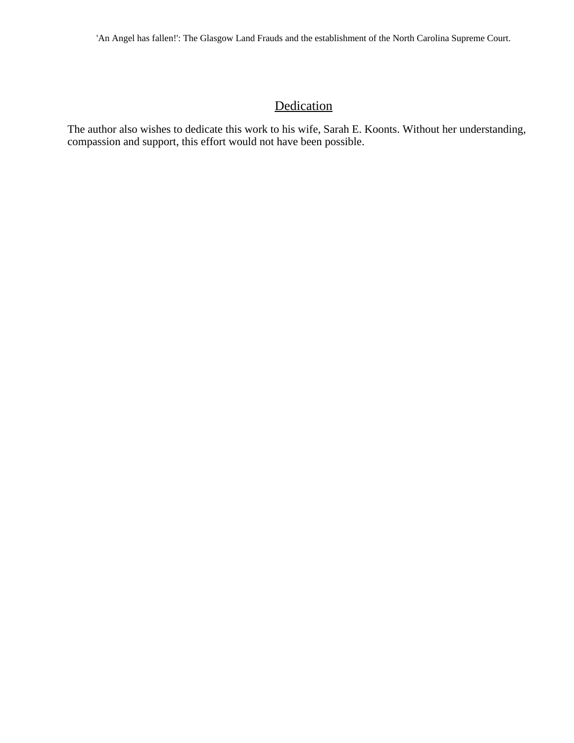## Dedication

The author also wishes to dedicate this work to his wife, Sarah E. Koonts. Without her understanding, compassion and support, this effort would not have been possible.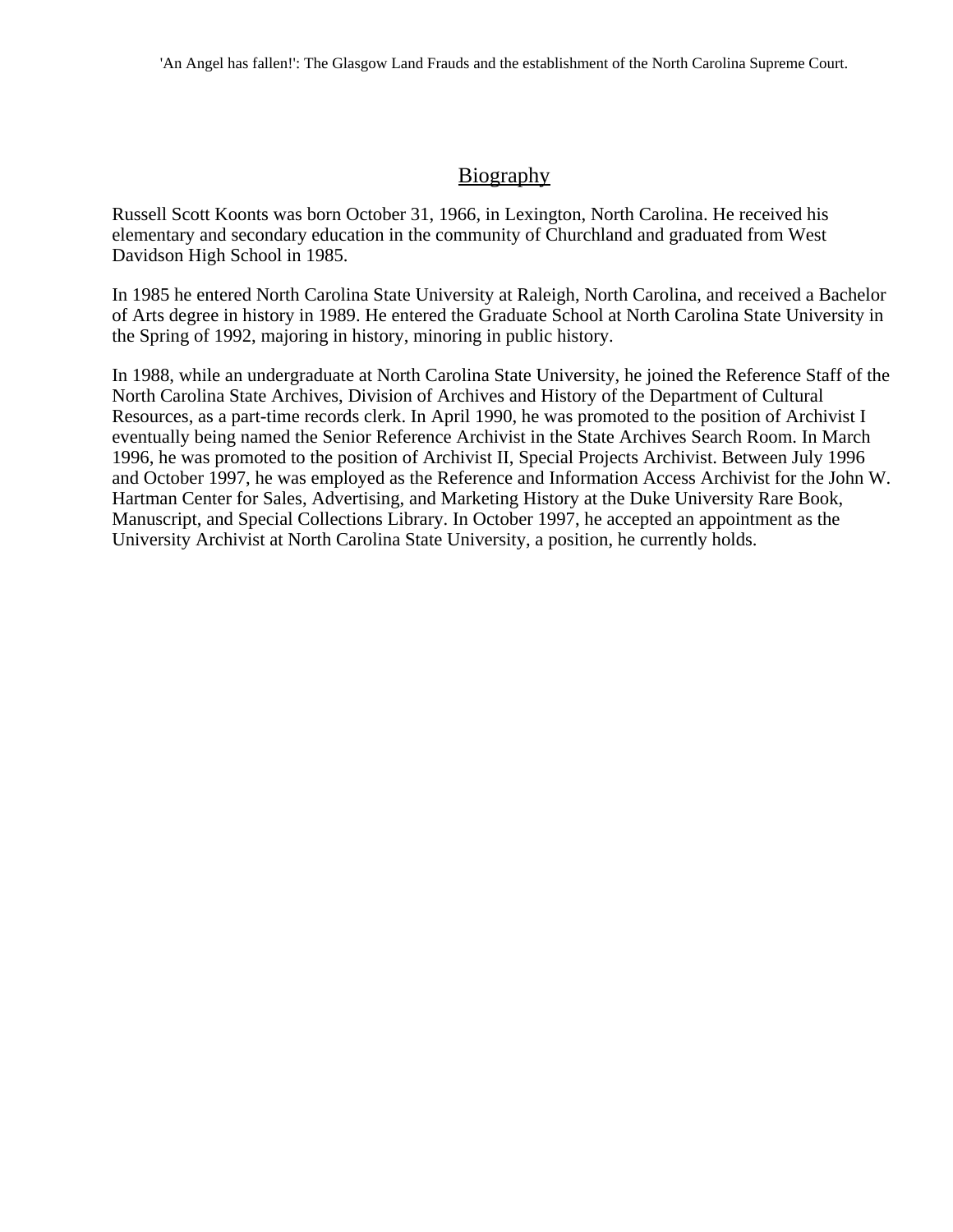## Biography

Russell Scott Koonts was born October 31, 1966, in Lexington, North Carolina. He received his elementary and secondary education in the community of Churchland and graduated from West Davidson High School in 1985.

In 1985 he entered North Carolina State University at Raleigh, North Carolina, and received a Bachelor of Arts degree in history in 1989. He entered the Graduate School at North Carolina State University in the Spring of 1992, majoring in history, minoring in public history.

In 1988, while an undergraduate at North Carolina State University, he joined the Reference Staff of the North Carolina State Archives, Division of Archives and History of the Department of Cultural Resources, as a part-time records clerk. In April 1990, he was promoted to the position of Archivist I eventually being named the Senior Reference Archivist in the State Archives Search Room. In March 1996, he was promoted to the position of Archivist II, Special Projects Archivist. Between July 1996 and October 1997, he was employed as the Reference and Information Access Archivist for the John W. Hartman Center for Sales, Advertising, and Marketing History at the Duke University Rare Book, Manuscript, and Special Collections Library. In October 1997, he accepted an appointment as the University Archivist at North Carolina State University, a position, he currently holds.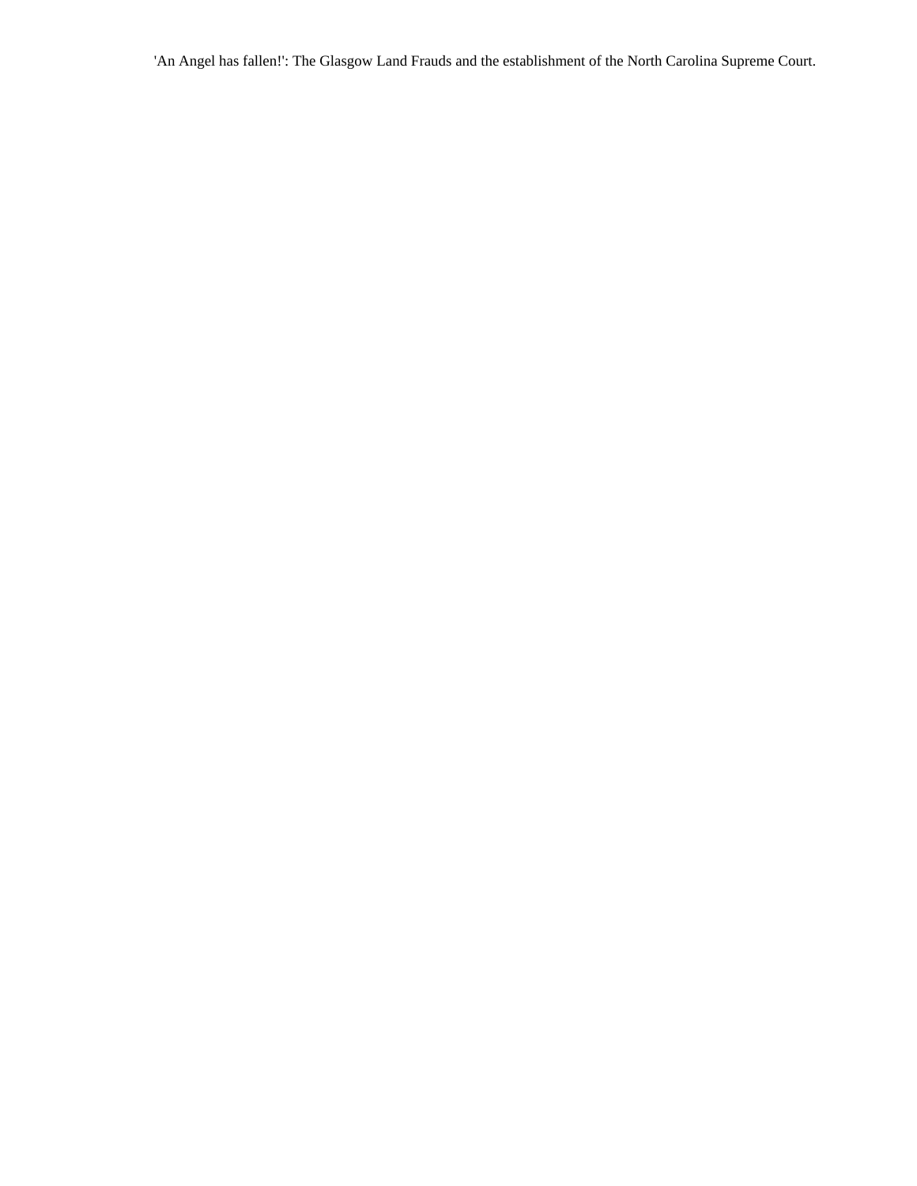'An Angel has fallen!': The Glasgow Land Frauds and the establishment of the North Carolina Supreme Court.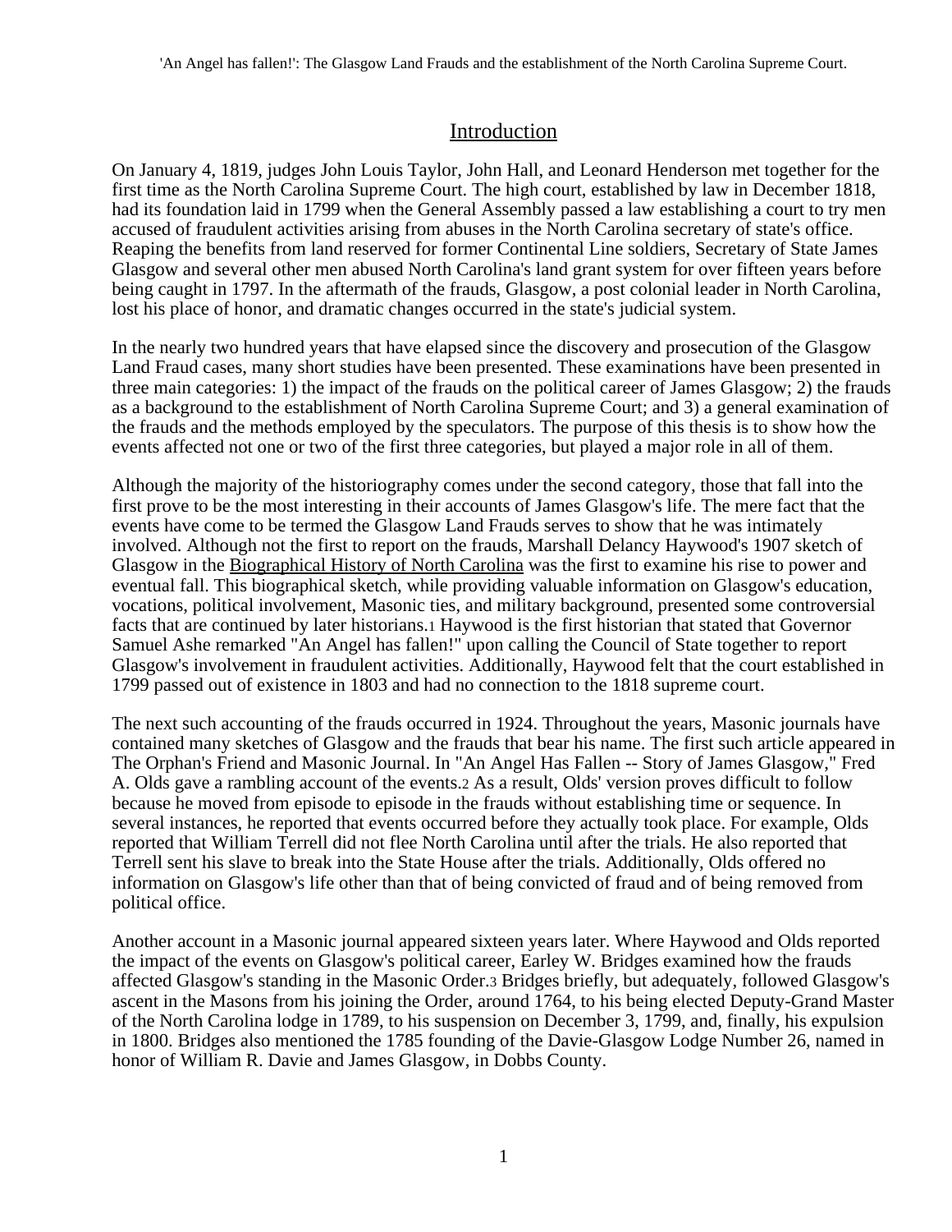## Introduction

On January 4, 1819, judges John Louis Taylor, John Hall, and Leonard Henderson met together for the first time as the North Carolina Supreme Court. The high court, established by law in December 1818, had its foundation laid in 1799 when the General Assembly passed a law establishing a court to try men accused of fraudulent activities arising from abuses in the North Carolina secretary of state's office. Reaping the benefits from land reserved for former Continental Line soldiers, Secretary of State James Glasgow and several other men abused North Carolina's land grant system for over fifteen years before being caught in 1797. In the aftermath of the frauds, Glasgow, a post colonial leader in North Carolina, lost his place of honor, and dramatic changes occurred in the state's judicial system.

In the nearly two hundred years that have elapsed since the discovery and prosecution of the Glasgow Land Fraud cases, many short studies have been presented. These examinations have been presented in three main categories: 1) the impact of the frauds on the political career of James Glasgow; 2) the frauds as a background to the establishment of North Carolina Supreme Court; and 3) a general examination of the frauds and the methods employed by the speculators. The purpose of this thesis is to show how the events affected not one or two of the first three categories, but played a major role in all of them.

Although the majority of the historiography comes under the second category, those that fall into the first prove to be the most interesting in their accounts of James Glasgow's life. The mere fact that the events have come to be termed the Glasgow Land Frauds serves to show that he was intimately involved. Although not the first to report on the frauds, Marshall Delancy Haywood's 1907 sketch of Glasgow in the Biographical History of North Carolina was the first to examine his rise to power and eventual fall. This biographical sketch, while providing valuable information on Glasgow's education, vocations, political involvement, Masonic ties, and military background, presented some controversial facts that are continued by later historians.[1] Haywood is the first historian that stated that Governor Samuel Ashe remarked "An Angel has fallen!" upon calling the Council of State together to report Glasgow's involvement in fraudulent activities. Additionally, Haywood felt that the court established in 1799 passed out of existence in 1803 and had no connection to the 1818 supreme court.

The next such accounting of the frauds occurred in 1924. Throughout the years, Masonic journals have contained many sketches of Glasgow and the frauds that bear his name. The first such article appeared in The Orphan's Friend and Masonic Journal. In "An Angel Has Fallen -- Story of James Glasgow," Fred A. Olds gave a rambling account of the events.[2] As a result, Olds' version proves difficult to follow because he moved from episode to episode in the frauds without establishing time or sequence. In several instances, he reported that events occurred before they actually took place. For example, Olds reported that William Terrell did not flee North Carolina until after the trials. He also reported that Terrell sent his slave to break into the State House after the trials. Additionally, Olds offered no information on Glasgow's life other than that of being convicted of fraud and of being removed from political office.

Another account in a Masonic journal appeared sixteen years later. Where Haywood and Olds reported the impact of the events on Glasgow's political career, Earley W. Bridges examined how the frauds affected Glasgow's standing in the Masonic Order.[3] Bridges briefly, but adequately, followed Glasgow's ascent in the Masons from his joining the Order, around 1764, to his being elected Deputy-Grand Master of the North Carolina lodge in 1789, to his suspension on December 3, 1799, and, finally, his expulsion in 1800. Bridges also mentioned the 1785 founding of the Davie-Glasgow Lodge Number 26, named in honor of William R. Davie and James Glasgow, in Dobbs County.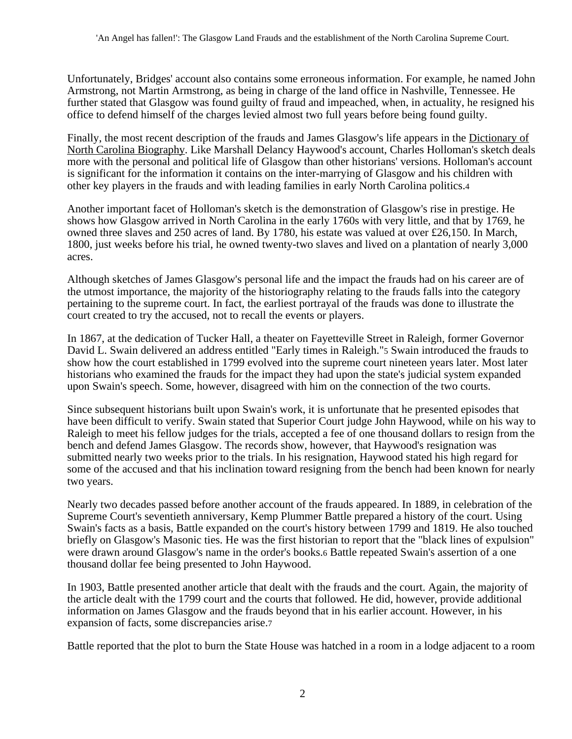Unfortunately, Bridges' account also contains some erroneous information. For example, he named John Armstrong, not Martin Armstrong, as being in charge of the land office in Nashville, Tennessee. He further stated that Glasgow was found guilty of fraud and impeached, when, in actuality, he resigned his office to defend himself of the charges levied almost two full years before being found guilty.

Finally, the most recent description of the frauds and James Glasgow's life appears in the Dictionary of North Carolina Biography. Like Marshall Delancy Haywood's account, Charles Holloman's sketch deals more with the personal and political life of Glasgow than other historians' versions. Holloman's account is significant for the information it contains on the inter-marrying of Glasgow and his children with other key players in the frauds and with leading families in early North Carolina politics.[4]

Another important facet of Holloman's sketch is the demonstration of Glasgow's rise in prestige. He shows how Glasgow arrived in North Carolina in the early 1760s with very little, and that by 1769, he owned three slaves and 250 acres of land. By 1780, his estate was valued at over £26,150. In March, 1800, just weeks before his trial, he owned twenty-two slaves and lived on a plantation of nearly 3,000 acres.

Although sketches of James Glasgow's personal life and the impact the frauds had on his career are of the utmost importance, the majority of the historiography relating to the frauds falls into the category pertaining to the supreme court. In fact, the earliest portrayal of the frauds was done to illustrate the court created to try the accused, not to recall the events or players.

In 1867, at the dedication of Tucker Hall, a theater on Fayetteville Street in Raleigh, former Governor David L. Swain delivered an address entitled "Early times in Raleigh."[5] Swain introduced the frauds to show how the court established in 1799 evolved into the supreme court nineteen years later. Most later historians who examined the frauds for the impact they had upon the state's judicial system expanded upon Swain's speech. Some, however, disagreed with him on the connection of the two courts.

Since subsequent historians built upon Swain's work, it is unfortunate that he presented episodes that have been difficult to verify. Swain stated that Superior Court judge John Haywood, while on his way to Raleigh to meet his fellow judges for the trials, accepted a fee of one thousand dollars to resign from the bench and defend James Glasgow. The records show, however, that Haywood's resignation was submitted nearly two weeks prior to the trials. In his resignation, Haywood stated his high regard for some of the accused and that his inclination toward resigning from the bench had been known for nearly two years.

Nearly two decades passed before another account of the frauds appeared. In 1889, in celebration of the Supreme Court's seventieth anniversary, Kemp Plummer Battle prepared a history of the court. Using Swain's facts as a basis, Battle expanded on the court's history between 1799 and 1819. He also touched briefly on Glasgow's Masonic ties. He was the first historian to report that the "black lines of expulsion" were drawn around Glasgow's name in the order's books.[6] Battle repeated Swain's assertion of a one thousand dollar fee being presented to John Haywood.

In 1903, Battle presented another article that dealt with the frauds and the court. Again, the majority of the article dealt with the 1799 court and the courts that followed. He did, however, provide additional information on James Glasgow and the frauds beyond that in his earlier account. However, in his expansion of facts, some discrepancies arise.[7]

Battle reported that the plot to burn the State House was hatched in a room in a lodge adjacent to a room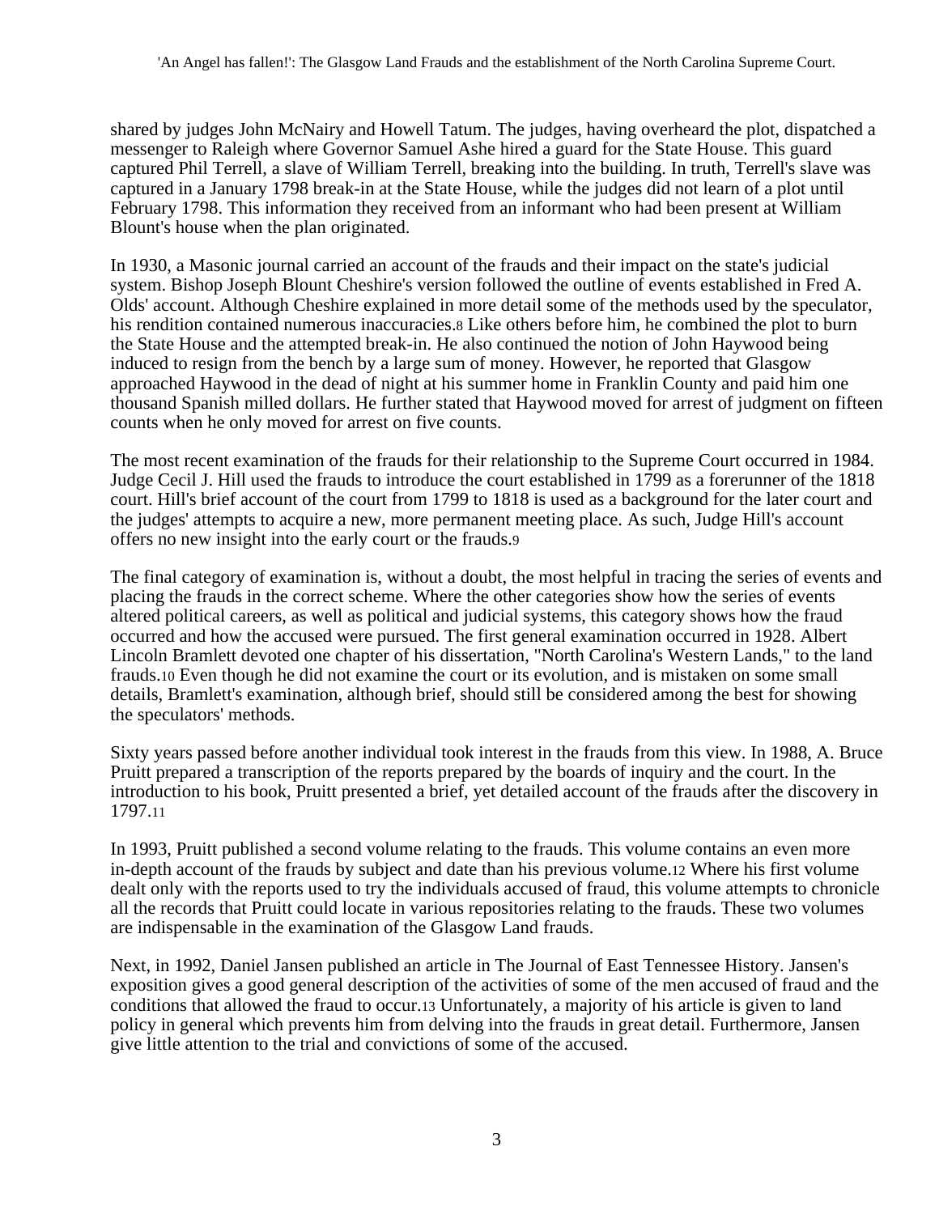shared by judges John McNairy and Howell Tatum. The judges, having overheard the plot, dispatched a messenger to Raleigh where Governor Samuel Ashe hired a guard for the State House. This guard captured Phil Terrell, a slave of William Terrell, breaking into the building. In truth, Terrell's slave was captured in a January 1798 break-in at the State House, while the judges did not learn of a plot until February 1798. This information they received from an informant who had been present at William Blount's house when the plan originated.

In 1930, a Masonic journal carried an account of the frauds and their impact on the state's judicial system. Bishop Joseph Blount Cheshire's version followed the outline of events established in Fred A. Olds' account. Although Cheshire explained in more detail some of the methods used by the speculator, his rendition contained numerous inaccuracies.[8] Like others before him, he combined the plot to burn the State House and the attempted break-in. He also continued the notion of John Haywood being induced to resign from the bench by a large sum of money. However, he reported that Glasgow approached Haywood in the dead of night at his summer home in Franklin County and paid him one thousand Spanish milled dollars. He further stated that Haywood moved for arrest of judgment on fifteen counts when he only moved for arrest on five counts.

The most recent examination of the frauds for their relationship to the Supreme Court occurred in 1984. Judge Cecil J. Hill used the frauds to introduce the court established in 1799 as a forerunner of the 1818 court. Hill's brief account of the court from 1799 to 1818 is used as a background for the later court and the judges' attempts to acquire a new, more permanent meeting place. As such, Judge Hill's account offers no new insight into the early court or the frauds.[9]

The final category of examination is, without a doubt, the most helpful in tracing the series of events and placing the frauds in the correct scheme. Where the other categories show how the series of events altered political careers, as well as political and judicial systems, this category shows how the fraud occurred and how the accused were pursued. The first general examination occurred in 1928. Albert Lincoln Bramlett devoted one chapter of his dissertation, "North Carolina's Western Lands," to the land frauds.[10] Even though he did not examine the court or its evolution, and is mistaken on some small details, Bramlett's examination, although brief, should still be considered among the best for showing the speculators' methods.

Sixty years passed before another individual took interest in the frauds from this view. In 1988, A. Bruce Pruitt prepared a transcription of the reports prepared by the boards of inquiry and the court. In the introduction to his book, Pruitt presented a brief, yet detailed account of the frauds after the discovery in 1797.[11]

In 1993, Pruitt published a second volume relating to the frauds. This volume contains an even more in-depth account of the frauds by subject and date than his previous volume.[12] Where his first volume dealt only with the reports used to try the individuals accused of fraud, this volume attempts to chronicle all the records that Pruitt could locate in various repositories relating to the frauds. These two volumes are indispensable in the examination of the Glasgow Land frauds.

Next, in 1992, Daniel Jansen published an article in The Journal of East Tennessee History. Jansen's exposition gives a good general description of the activities of some of the men accused of fraud and the conditions that allowed the fraud to occur.[13] Unfortunately, a majority of his article is given to land policy in general which prevents him from delving into the frauds in great detail. Furthermore, Jansen give little attention to the trial and convictions of some of the accused.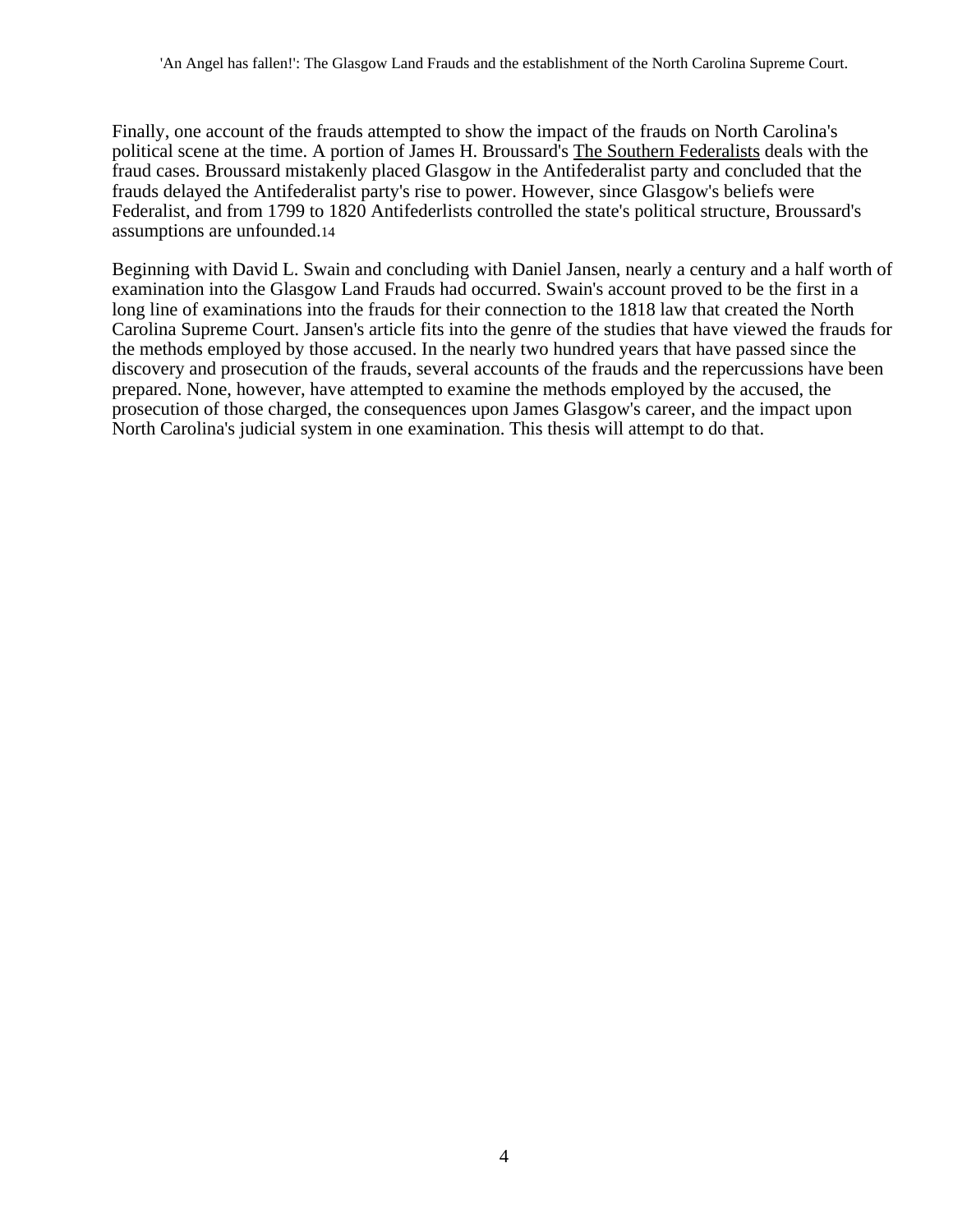Finally, one account of the frauds attempted to show the impact of the frauds on North Carolina's political scene at the time. A portion of James H. Broussard's The Southern Federalists deals with the fraud cases. Broussard mistakenly placed Glasgow in the Antifederalist party and concluded that the frauds delayed the Antifederalist party's rise to power. However, since Glasgow's beliefs were Federalist, and from 1799 to 1820 Antifederlists controlled the state's political structure, Broussard's assumptions are unfounded.[14]

Beginning with David L. Swain and concluding with Daniel Jansen, nearly a century and a half worth of examination into the Glasgow Land Frauds had occurred. Swain's account proved to be the first in a long line of examinations into the frauds for their connection to the 1818 law that created the North Carolina Supreme Court. Jansen's article fits into the genre of the studies that have viewed the frauds for the methods employed by those accused. In the nearly two hundred years that have passed since the discovery and prosecution of the frauds, several accounts of the frauds and the repercussions have been prepared. None, however, have attempted to examine the methods employed by the accused, the prosecution of those charged, the consequences upon James Glasgow's career, and the impact upon North Carolina's judicial system in one examination. This thesis will attempt to do that.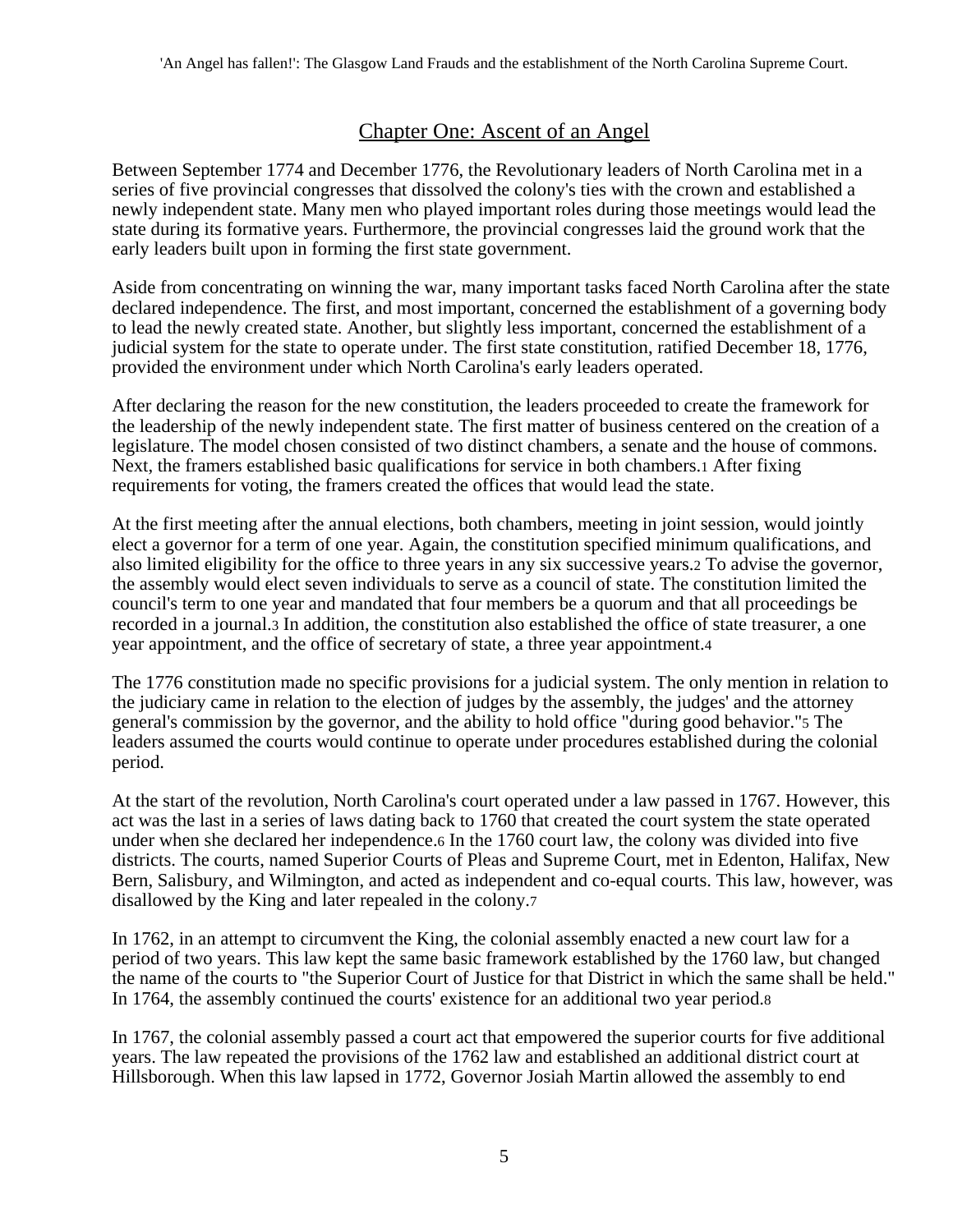## Chapter One: Ascent of an Angel

Between September 1774 and December 1776, the Revolutionary leaders of North Carolina met in a series of five provincial congresses that dissolved the colony's ties with the crown and established a newly independent state. Many men who played important roles during those meetings would lead the state during its formative years. Furthermore, the provincial congresses laid the ground work that the early leaders built upon in forming the first state government.

Aside from concentrating on winning the war, many important tasks faced North Carolina after the state declared independence. The first, and most important, concerned the establishment of a governing body to lead the newly created state. Another, but slightly less important, concerned the establishment of a judicial system for the state to operate under. The first state constitution, ratified December 18, 1776, provided the environment under which North Carolina's early leaders operated.

After declaring the reason for the new constitution, the leaders proceeded to create the framework for the leadership of the newly independent state. The first matter of business centered on the creation of a legislature. The model chosen consisted of two distinct chambers, a senate and the house of commons. Next, the framers established basic qualifications for service in both chambers.[1] After fixing requirements for voting, the framers created the offices that would lead the state.

At the first meeting after the annual elections, both chambers, meeting in joint session, would jointly elect a governor for a term of one year. Again, the constitution specified minimum qualifications, and also limited eligibility for the office to three years in any six successive years.[2] To advise the governor, the assembly would elect seven individuals to serve as a council of state. The constitution limited the council's term to one year and mandated that four members be a quorum and that all proceedings be recorded in a journal.[3] In addition, the constitution also established the office of state treasurer, a one year appointment, and the office of secretary of state, a three year appointment.[4]

The 1776 constitution made no specific provisions for a judicial system. The only mention in relation to the judiciary came in relation to the election of judges by the assembly, the judges' and the attorney general's commission by the governor, and the ability to hold office "during good behavior."[5] The leaders assumed the courts would continue to operate under procedures established during the colonial period.

At the start of the revolution, North Carolina's court operated under a law passed in 1767. However, this act was the last in a series of laws dating back to 1760 that created the court system the state operated under when she declared her independence.[6] In the 1760 court law, the colony was divided into five districts. The courts, named Superior Courts of Pleas and Supreme Court, met in Edenton, Halifax, New Bern, Salisbury, and Wilmington, and acted as independent and co-equal courts. This law, however, was disallowed by the King and later repealed in the colony.[7]

In 1762, in an attempt to circumvent the King, the colonial assembly enacted a new court law for a period of two years. This law kept the same basic framework established by the 1760 law, but changed the name of the courts to "the Superior Court of Justice for that District in which the same shall be held." In 1764, the assembly continued the courts' existence for an additional two year period.[8]

In 1767, the colonial assembly passed a court act that empowered the superior courts for five additional years. The law repeated the provisions of the 1762 law and established an additional district court at Hillsborough. When this law lapsed in 1772, Governor Josiah Martin allowed the assembly to end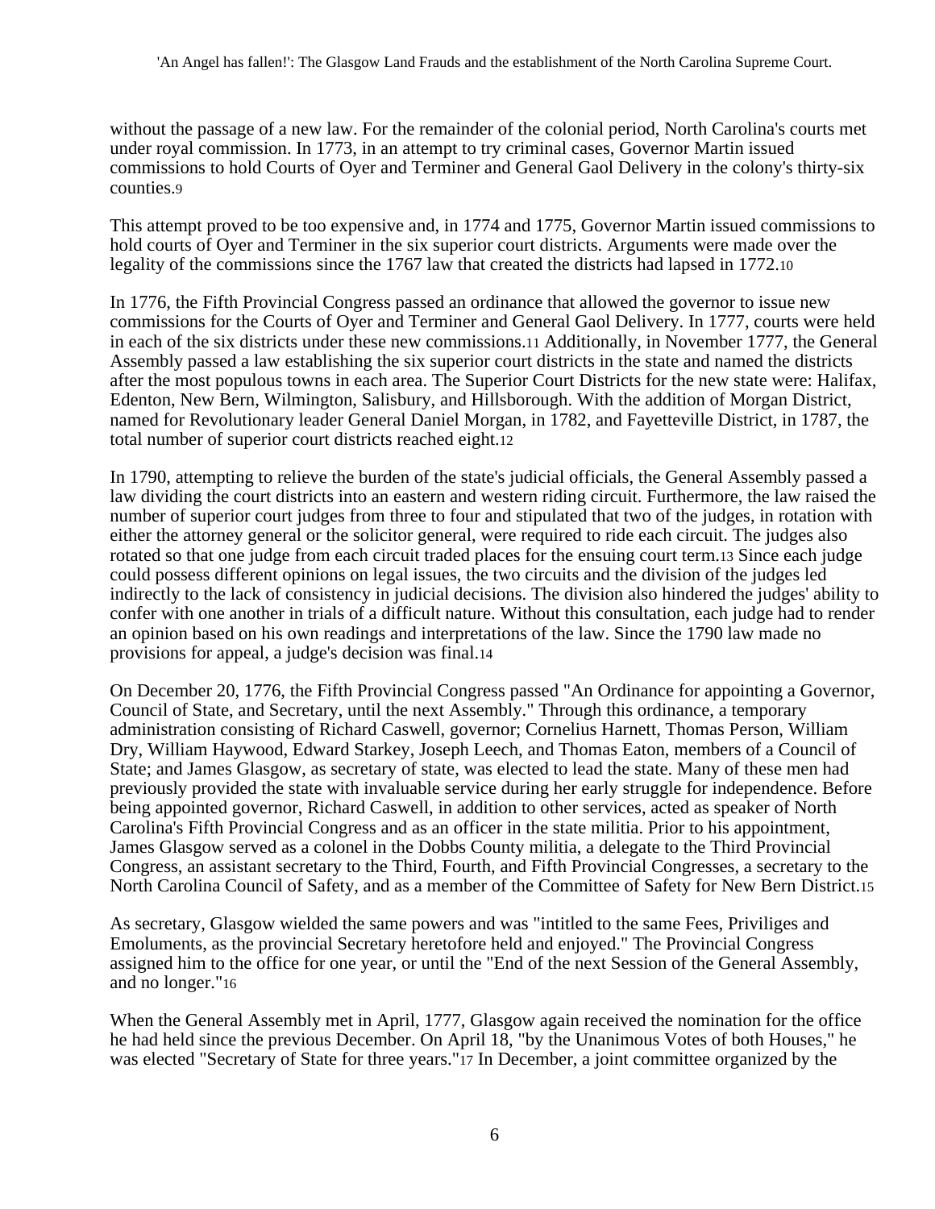without the passage of a new law. For the remainder of the colonial period, North Carolina's courts met under royal commission. In 1773, in an attempt to try criminal cases, Governor Martin issued commissions to hold Courts of Oyer and Terminer and General Gaol Delivery in the colony's thirty-six counties.[9]

This attempt proved to be too expensive and, in 1774 and 1775, Governor Martin issued commissions to hold courts of Oyer and Terminer in the six superior court districts. Arguments were made over the legality of the commissions since the 1767 law that created the districts had lapsed in 1772.[10]

In 1776, the Fifth Provincial Congress passed an ordinance that allowed the governor to issue new commissions for the Courts of Oyer and Terminer and General Gaol Delivery. In 1777, courts were held in each of the six districts under these new commissions.[11] Additionally, in November 1777, the General Assembly passed a law establishing the six superior court districts in the state and named the districts after the most populous towns in each area. The Superior Court Districts for the new state were: Halifax, Edenton, New Bern, Wilmington, Salisbury, and Hillsborough. With the addition of Morgan District, named for Revolutionary leader General Daniel Morgan, in 1782, and Fayetteville District, in 1787, the total number of superior court districts reached eight.[12]

In 1790, attempting to relieve the burden of the state's judicial officials, the General Assembly passed a law dividing the court districts into an eastern and western riding circuit. Furthermore, the law raised the number of superior court judges from three to four and stipulated that two of the judges, in rotation with either the attorney general or the solicitor general, were required to ride each circuit. The judges also rotated so that one judge from each circuit traded places for the ensuing court term.[13] Since each judge could possess different opinions on legal issues, the two circuits and the division of the judges led indirectly to the lack of consistency in judicial decisions. The division also hindered the judges' ability to confer with one another in trials of a difficult nature. Without this consultation, each judge had to render an opinion based on his own readings and interpretations of the law. Since the 1790 law made no provisions for appeal, a judge's decision was final.[14]

On December 20, 1776, the Fifth Provincial Congress passed "An Ordinance for appointing a Governor, Council of State, and Secretary, until the next Assembly." Through this ordinance, a temporary administration consisting of Richard Caswell, governor; Cornelius Harnett, Thomas Person, William Dry, William Haywood, Edward Starkey, Joseph Leech, and Thomas Eaton, members of a Council of State; and James Glasgow, as secretary of state, was elected to lead the state. Many of these men had previously provided the state with invaluable service during her early struggle for independence. Before being appointed governor, Richard Caswell, in addition to other services, acted as speaker of North Carolina's Fifth Provincial Congress and as an officer in the state militia. Prior to his appointment, James Glasgow served as a colonel in the Dobbs County militia, a delegate to the Third Provincial Congress, an assistant secretary to the Third, Fourth, and Fifth Provincial Congresses, a secretary to the North Carolina Council of Safety, and as a member of the Committee of Safety for New Bern District.[15]

As secretary, Glasgow wielded the same powers and was "intitled to the same Fees, Priviliges and Emoluments, as the provincial Secretary heretofore held and enjoyed." The Provincial Congress assigned him to the office for one year, or until the "End of the next Session of the General Assembly, and no longer."[16]

When the General Assembly met in April, 1777, Glasgow again received the nomination for the office he had held since the previous December. On April 18, "by the Unanimous Votes of both Houses," he was elected "Secretary of State for three years."[17] In December, a joint committee organized by the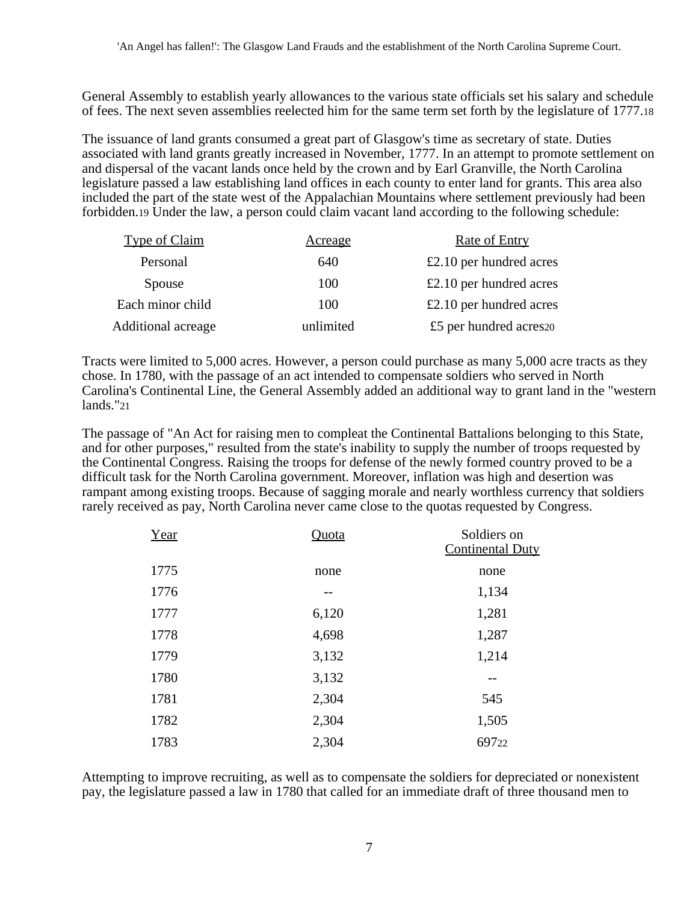General Assembly to establish yearly allowances to the various state officials set his salary and schedule of fees. The next seven assemblies reelected him for the same term set forth by the legislature of 1777.[18]

The issuance of land grants consumed a great part of Glasgow's time as secretary of state. Duties associated with land grants greatly increased in November, 1777. In an attempt to promote settlement on and dispersal of the vacant lands once held by the crown and by Earl Granville, the North Carolina legislature passed a law establishing land offices in each county to enter land for grants. This area also included the part of the state west of the Appalachian Mountains where settlement previously had been forbidden.[19] Under the law, a person could claim vacant land according to the following schedule:

| Type of Claim | Acreage | Rate of Entry |
| --- | --- | --- |
| Personal | 640 | £2.10 per hundred acres |
| Spouse | 100 | £2.10 per hundred acres |
| Each minor child | 100 | £2.10 per hundred acres |
| Additional acreage | unlimited | £5 per hundred acres[20] |

Tracts were limited to 5,000 acres. However, a person could purchase as many 5,000 acre tracts as they chose. In 1780, with the passage of an act intended to compensate soldiers who served in North Carolina's Continental Line, the General Assembly added an additional way to grant land in the "western lands."[21]

The passage of "An Act for raising men to compleat the Continental Battalions belonging to this State, and for other purposes," resulted from the state's inability to supply the number of troops requested by the Continental Congress. Raising the troops for defense of the newly formed country proved to be a difficult task for the North Carolina government. Moreover, inflation was high and desertion was rampant among existing troops. Because of sagging morale and nearly worthless currency that soldiers rarely received as pay, North Carolina never came close to the quotas requested by Congress.

| Year | Quota | Soldiers on Continental Duty |
| --- | --- | --- |
| 1775 | none | none |
| 1776 | -- | 1,134 |
| 1777 | 6,120 | 1,281 |
| 1778 | 4,698 | 1,287 |
| 1779 | 3,132 | 1,214 |
| 1780 | 3,132 | -- |
| 1781 | 2,304 | 545 |
| 1782 | 2,304 | 1,505 |
| 1783 | 2,304 | 697[22] |

Attempting to improve recruiting, as well as to compensate the soldiers for depreciated or nonexistent pay, the legislature passed a law in 1780 that called for an immediate draft of three thousand men to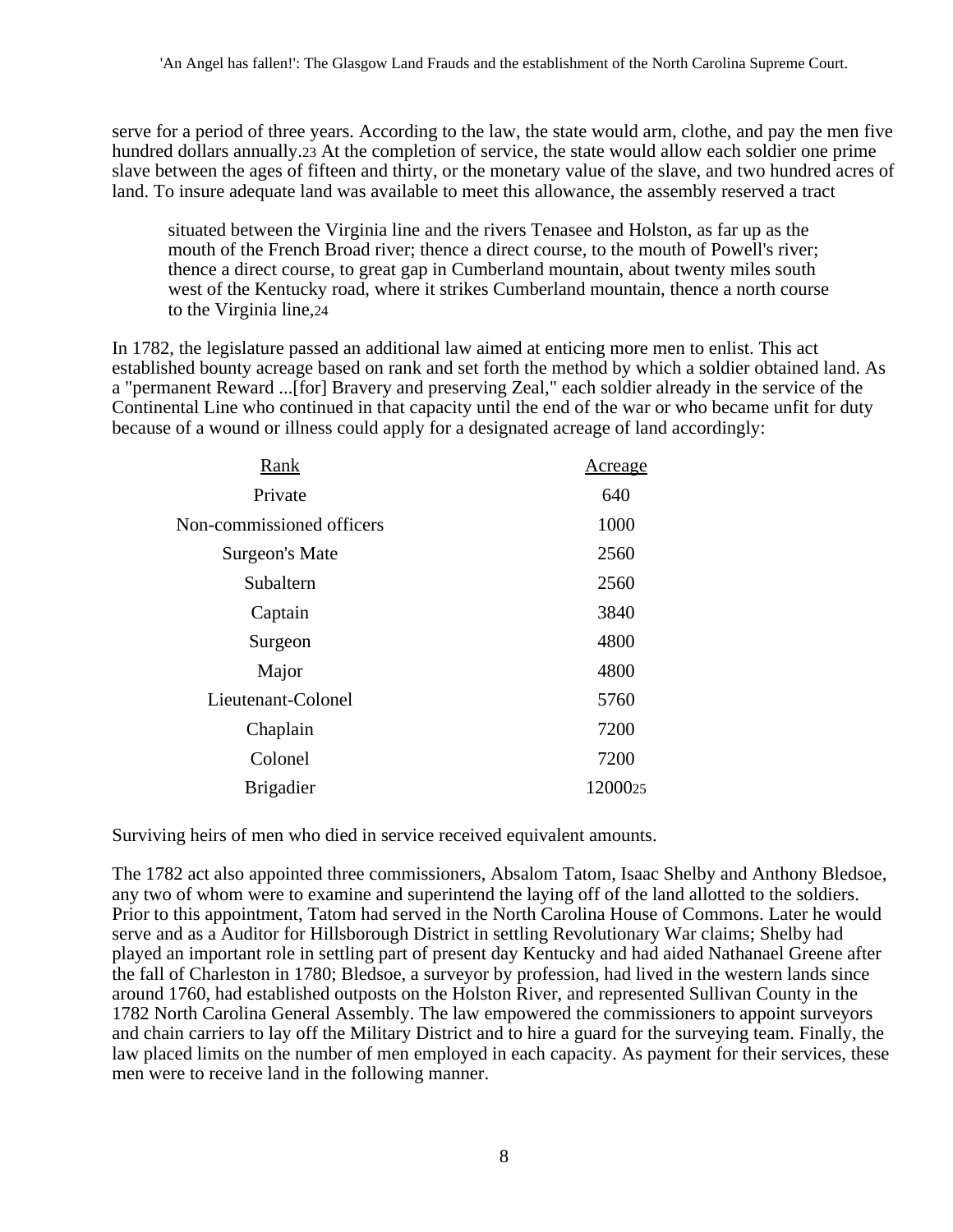serve for a period of three years. According to the law, the state would arm, clothe, and pay the men five hundred dollars annually.[23] At the completion of service, the state would allow each soldier one prime slave between the ages of fifteen and thirty, or the monetary value of the slave, and two hundred acres of land. To insure adequate land was available to meet this allowance, the assembly reserved a tract

> situated between the Virginia line and the rivers Tenasee and Holston, as far up as the mouth of the French Broad river; thence a direct course, to the mouth of Powell's river; thence a direct course, to great gap in Cumberland mountain, about twenty miles south west of the Kentucky road, where it strikes Cumberland mountain, thence a north course to the Virginia line,[24]

In 1782, the legislature passed an additional law aimed at enticing more men to enlist. This act established bounty acreage based on rank and set forth the method by which a soldier obtained land. As a "permanent Reward ...[for] Bravery and preserving Zeal," each soldier already in the service of the Continental Line who continued in that capacity until the end of the war or who became unfit for duty because of a wound or illness could apply for a designated acreage of land accordingly:

| Rank | Acreage |
|---|---|
| Private | 640 |
| Non-commissioned officers | 1000 |
| Surgeon's Mate | 2560 |
| Subaltern | 2560 |
| Captain | 3840 |
| Surgeon | 4800 |
| Major | 4800 |
| Lieutenant-Colonel | 5760 |
| Chaplain | 7200 |
| Colonel | 7200 |
| Brigadier | 12000[25] |

Surviving heirs of men who died in service received equivalent amounts.

The 1782 act also appointed three commissioners, Absalom Tatom, Isaac Shelby and Anthony Bledsoe, any two of whom were to examine and superintend the laying off of the land allotted to the soldiers. Prior to this appointment, Tatom had served in the North Carolina House of Commons. Later he would serve and as a Auditor for Hillsborough District in settling Revolutionary War claims; Shelby had played an important role in settling part of present day Kentucky and had aided Nathanael Greene after the fall of Charleston in 1780; Bledsoe, a surveyor by profession, had lived in the western lands since around 1760, had established outposts on the Holston River, and represented Sullivan County in the 1782 North Carolina General Assembly. The law empowered the commissioners to appoint surveyors and chain carriers to lay off the Military District and to hire a guard for the surveying team. Finally, the law placed limits on the number of men employed in each capacity. As payment for their services, these men were to receive land in the following manner.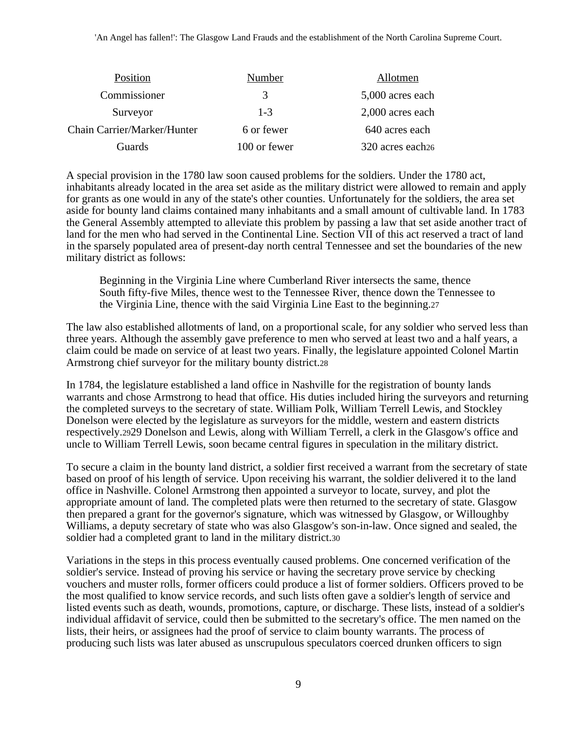| Position | Number | Allotmen |
| --- | --- | --- |
| Commissioner | 3 | 5,000 acres each |
| Surveyor | 1-3 | 2,000 acres each |
| Chain Carrier/Marker/Hunter | 6 or fewer | 640 acres each |
| Guards | 100 or fewer | 320 acres each[26] |

A special provision in the 1780 law soon caused problems for the soldiers. Under the 1780 act, inhabitants already located in the area set aside as the military district were allowed to remain and apply for grants as one would in any of the state's other counties. Unfortunately for the soldiers, the area set aside for bounty land claims contained many inhabitants and a small amount of cultivable land. In 1783 the General Assembly attempted to alleviate this problem by passing a law that set aside another tract of land for the men who had served in the Continental Line. Section VII of this act reserved a tract of land in the sparsely populated area of present-day north central Tennessee and set the boundaries of the new military district as follows:

> Beginning in the Virginia Line where Cumberland River intersects the same, thence South fifty-five Miles, thence west to the Tennessee River, thence down the Tennessee to the Virginia Line, thence with the said Virginia Line East to the beginning.[27]

The law also established allotments of land, on a proportional scale, for any soldier who served less than three years. Although the assembly gave preference to men who served at least two and a half years, a claim could be made on service of at least two years. Finally, the legislature appointed Colonel Martin Armstrong chief surveyor for the military bounty district.[28]

In 1784, the legislature established a land office in Nashville for the registration of bounty lands warrants and chose Armstrong to head that office. His duties included hiring the surveyors and returning the completed surveys to the secretary of state. William Polk, William Terrell Lewis, and Stockley Donelson were elected by the legislature as surveyors for the middle, western and eastern districts respectively.[29]29 Donelson and Lewis, along with William Terrell, a clerk in the Glasgow's office and uncle to William Terrell Lewis, soon became central figures in speculation in the military district.

To secure a claim in the bounty land district, a soldier first received a warrant from the secretary of state based on proof of his length of service. Upon receiving his warrant, the soldier delivered it to the land office in Nashville. Colonel Armstrong then appointed a surveyor to locate, survey, and plot the appropriate amount of land. The completed plats were then returned to the secretary of state. Glasgow then prepared a grant for the governor's signature, which was witnessed by Glasgow, or Willoughby Williams, a deputy secretary of state who was also Glasgow's son-in-law. Once signed and sealed, the soldier had a completed grant to land in the military district.[30]

Variations in the steps in this process eventually caused problems. One concerned verification of the soldier's service. Instead of proving his service or having the secretary prove service by checking vouchers and muster rolls, former officers could produce a list of former soldiers. Officers proved to be the most qualified to know service records, and such lists often gave a soldier's length of service and listed events such as death, wounds, promotions, capture, or discharge. These lists, instead of a soldier's individual affidavit of service, could then be submitted to the secretary's office. The men named on the lists, their heirs, or assignees had the proof of service to claim bounty warrants. The process of producing such lists was later abused as unscrupulous speculators coerced drunken officers to sign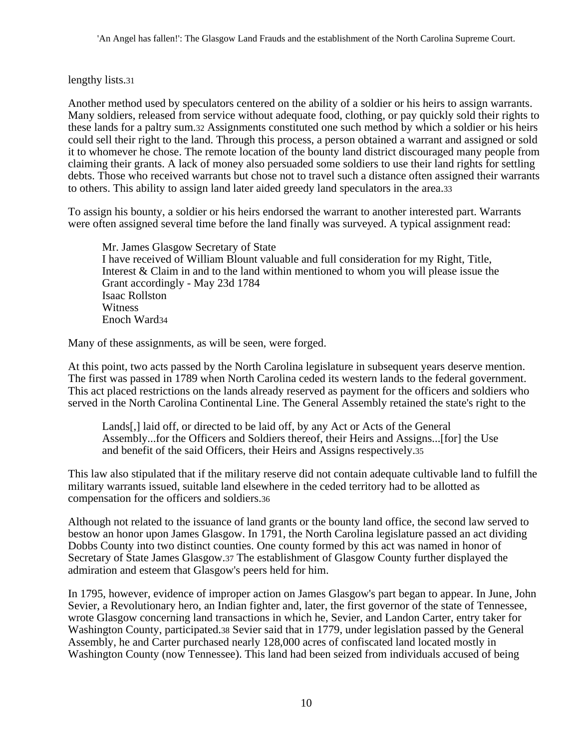lengthy lists.[31]

Another method used by speculators centered on the ability of a soldier or his heirs to assign warrants. Many soldiers, released from service without adequate food, clothing, or pay quickly sold their rights to these lands for a paltry sum.[32] Assignments constituted one such method by which a soldier or his heirs could sell their right to the land. Through this process, a person obtained a warrant and assigned or sold it to whomever he chose. The remote location of the bounty land district discouraged many people from claiming their grants. A lack of money also persuaded some soldiers to use their land rights for settling debts. Those who received warrants but chose not to travel such a distance often assigned their warrants to others. This ability to assign land later aided greedy land speculators in the area.[33]

To assign his bounty, a soldier or his heirs endorsed the warrant to another interested part. Warrants were often assigned several time before the land finally was surveyed. A typical assignment read:

> Mr. James Glasgow Secretary of State
> I have received of William Blount valuable and full consideration for my Right, Title, Interest & Claim in and to the land within mentioned to whom you will please issue the Grant accordingly - May 23d 1784
> Isaac Rollston
> Witness
> Enoch Ward[34]

Many of these assignments, as will be seen, were forged.

At this point, two acts passed by the North Carolina legislature in subsequent years deserve mention. The first was passed in 1789 when North Carolina ceded its western lands to the federal government. This act placed restrictions on the lands already reserved as payment for the officers and soldiers who served in the North Carolina Continental Line. The General Assembly retained the state's right to the

> Lands[,] laid off, or directed to be laid off, by any Act or Acts of the General Assembly...for the Officers and Soldiers thereof, their Heirs and Assigns...[for] the Use and benefit of the said Officers, their Heirs and Assigns respectively.[35]

This law also stipulated that if the military reserve did not contain adequate cultivable land to fulfill the military warrants issued, suitable land elsewhere in the ceded territory had to be allotted as compensation for the officers and soldiers.[36]

Although not related to the issuance of land grants or the bounty land office, the second law served to bestow an honor upon James Glasgow. In 1791, the North Carolina legislature passed an act dividing Dobbs County into two distinct counties. One county formed by this act was named in honor of Secretary of State James Glasgow.[37] The establishment of Glasgow County further displayed the admiration and esteem that Glasgow's peers held for him.

In 1795, however, evidence of improper action on James Glasgow's part began to appear. In June, John Sevier, a Revolutionary hero, an Indian fighter and, later, the first governor of the state of Tennessee, wrote Glasgow concerning land transactions in which he, Sevier, and Landon Carter, entry taker for Washington County, participated.[38] Sevier said that in 1779, under legislation passed by the General Assembly, he and Carter purchased nearly 128,000 acres of confiscated land located mostly in Washington County (now Tennessee). This land had been seized from individuals accused of being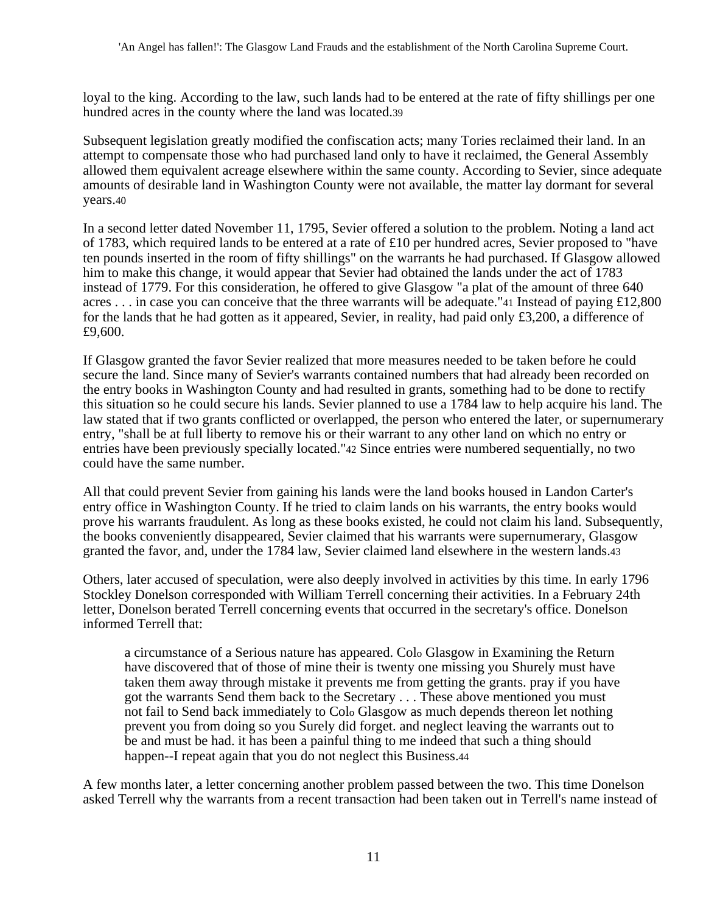loyal to the king. According to the law, such lands had to be entered at the rate of fifty shillings per one hundred acres in the county where the land was located.[39]

Subsequent legislation greatly modified the confiscation acts; many Tories reclaimed their land. In an attempt to compensate those who had purchased land only to have it reclaimed, the General Assembly allowed them equivalent acreage elsewhere within the same county. According to Sevier, since adequate amounts of desirable land in Washington County were not available, the matter lay dormant for several years.[40]

In a second letter dated November 11, 1795, Sevier offered a solution to the problem. Noting a land act of 1783, which required lands to be entered at a rate of £10 per hundred acres, Sevier proposed to "have ten pounds inserted in the room of fifty shillings" on the warrants he had purchased. If Glasgow allowed him to make this change, it would appear that Sevier had obtained the lands under the act of 1783 instead of 1779. For this consideration, he offered to give Glasgow "a plat of the amount of three 640 acres . . . in case you can conceive that the three warrants will be adequate."[41] Instead of paying £12,800 for the lands that he had gotten as it appeared, Sevier, in reality, had paid only £3,200, a difference of £9,600.

If Glasgow granted the favor Sevier realized that more measures needed to be taken before he could secure the land. Since many of Sevier's warrants contained numbers that had already been recorded on the entry books in Washington County and had resulted in grants, something had to be done to rectify this situation so he could secure his lands. Sevier planned to use a 1784 law to help acquire his land. The law stated that if two grants conflicted or overlapped, the person who entered the later, or supernumerary entry, "shall be at full liberty to remove his or their warrant to any other land on which no entry or entries have been previously specially located."[42] Since entries were numbered sequentially, no two could have the same number.

All that could prevent Sevier from gaining his lands were the land books housed in Landon Carter's entry office in Washington County. If he tried to claim lands on his warrants, the entry books would prove his warrants fraudulent. As long as these books existed, he could not claim his land. Subsequently, the books conveniently disappeared, Sevier claimed that his warrants were supernumerary, Glasgow granted the favor, and, under the 1784 law, Sevier claimed land elsewhere in the western lands.[43]

Others, later accused of speculation, were also deeply involved in activities by this time. In early 1796 Stockley Donelson corresponded with William Terrell concerning their activities. In a February 24th letter, Donelson berated Terrell concerning events that occurred in the secretary's office. Donelson informed Terrell that:

> a circumstance of a Serious nature has appeared. Colo Glasgow in Examining the Return have discovered that of those of mine their is twenty one missing you Shurely must have taken them away through mistake it prevents me from getting the grants. pray if you have got the warrants Send them back to the Secretary . . . These above mentioned you must not fail to Send back immediately to Colo Glasgow as much depends thereon let nothing prevent you from doing so you Surely did forget. and neglect leaving the warrants out to be and must be had. it has been a painful thing to me indeed that such a thing should happen--I repeat again that you do not neglect this Business.[44]

A few months later, a letter concerning another problem passed between the two. This time Donelson asked Terrell why the warrants from a recent transaction had been taken out in Terrell's name instead of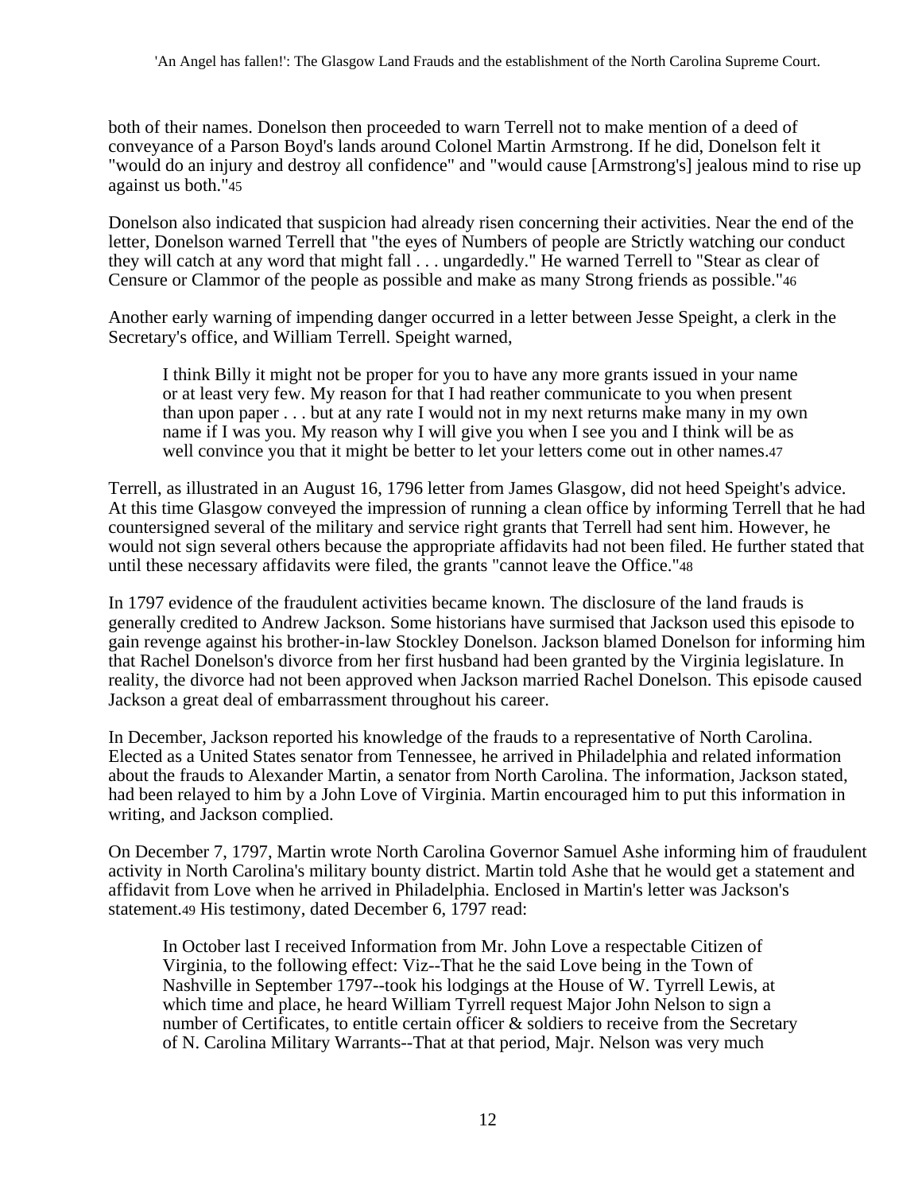both of their names. Donelson then proceeded to warn Terrell not to make mention of a deed of conveyance of a Parson Boyd's lands around Colonel Martin Armstrong. If he did, Donelson felt it "would do an injury and destroy all confidence" and "would cause [Armstrong's] jealous mind to rise up against us both."[45]

Donelson also indicated that suspicion had already risen concerning their activities. Near the end of the letter, Donelson warned Terrell that "the eyes of Numbers of people are Strictly watching our conduct they will catch at any word that might fall . . . ungardedly." He warned Terrell to "Stear as clear of Censure or Clammor of the people as possible and make as many Strong friends as possible."[46]

Another early warning of impending danger occurred in a letter between Jesse Speight, a clerk in the Secretary's office, and William Terrell. Speight warned,

> I think Billy it might not be proper for you to have any more grants issued in your name or at least very few. My reason for that I had reather communicate to you when present than upon paper . . . but at any rate I would not in my next returns make many in my own name if I was you. My reason why I will give you when I see you and I think will be as well convince you that it might be better to let your letters come out in other names.[47]

Terrell, as illustrated in an August 16, 1796 letter from James Glasgow, did not heed Speight's advice. At this time Glasgow conveyed the impression of running a clean office by informing Terrell that he had countersigned several of the military and service right grants that Terrell had sent him. However, he would not sign several others because the appropriate affidavits had not been filed. He further stated that until these necessary affidavits were filed, the grants "cannot leave the Office."[48]

In 1797 evidence of the fraudulent activities became known. The disclosure of the land frauds is generally credited to Andrew Jackson. Some historians have surmised that Jackson used this episode to gain revenge against his brother-in-law Stockley Donelson. Jackson blamed Donelson for informing him that Rachel Donelson's divorce from her first husband had been granted by the Virginia legislature. In reality, the divorce had not been approved when Jackson married Rachel Donelson. This episode caused Jackson a great deal of embarrassment throughout his career.

In December, Jackson reported his knowledge of the frauds to a representative of North Carolina. Elected as a United States senator from Tennessee, he arrived in Philadelphia and related information about the frauds to Alexander Martin, a senator from North Carolina. The information, Jackson stated, had been relayed to him by a John Love of Virginia. Martin encouraged him to put this information in writing, and Jackson complied.

On December 7, 1797, Martin wrote North Carolina Governor Samuel Ashe informing him of fraudulent activity in North Carolina's military bounty district. Martin told Ashe that he would get a statement and affidavit from Love when he arrived in Philadelphia. Enclosed in Martin's letter was Jackson's statement.[49] His testimony, dated December 6, 1797 read:

> In October last I received Information from Mr. John Love a respectable Citizen of Virginia, to the following effect: Viz--That he the said Love being in the Town of Nashville in September 1797--took his lodgings at the House of W. Tyrrell Lewis, at which time and place, he heard William Tyrrell request Major John Nelson to sign a number of Certificates, to entitle certain officer & soldiers to receive from the Secretary of N. Carolina Military Warrants--That at that period, Majr. Nelson was very much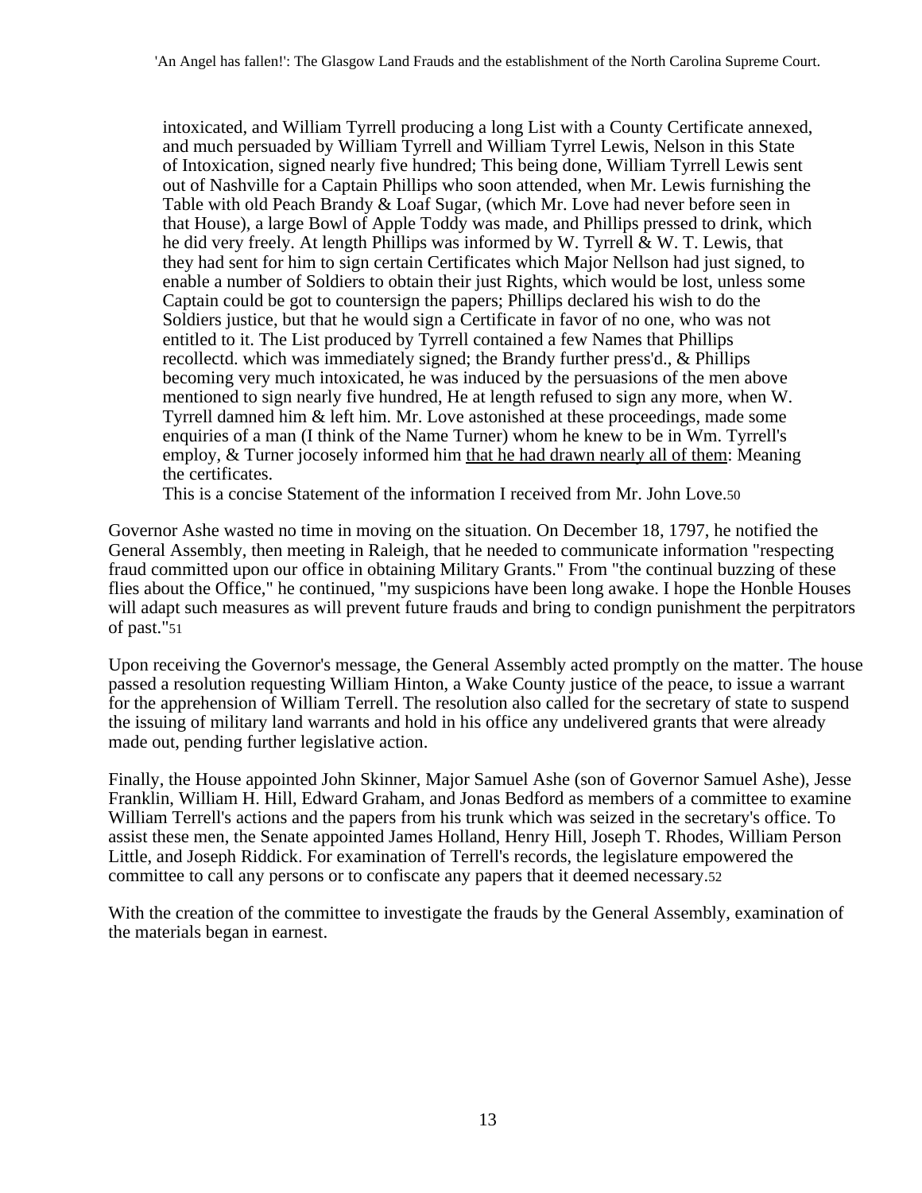> intoxicated, and William Tyrrell producing a long List with a County Certificate annexed, and much persuaded by William Tyrrell and William Tyrrel Lewis, Nelson in this State of Intoxication, signed nearly five hundred; This being done, William Tyrrell Lewis sent out of Nashville for a Captain Phillips who soon attended, when Mr. Lewis furnishing the Table with old Peach Brandy & Loaf Sugar, (which Mr. Love had never before seen in that House), a large Bowl of Apple Toddy was made, and Phillips pressed to drink, which he did very freely. At length Phillips was informed by W. Tyrrell & W. T. Lewis, that they had sent for him to sign certain Certificates which Major Nellson had just signed, to enable a number of Soldiers to obtain their just Rights, which would be lost, unless some Captain could be got to countersign the papers; Phillips declared his wish to do the Soldiers justice, but that he would sign a Certificate in favor of no one, who was not entitled to it. The List produced by Tyrrell contained a few Names that Phillips recollectd. which was immediately signed; the Brandy further press'd., & Phillips becoming very much intoxicated, he was induced by the persuasions of the men above mentioned to sign nearly five hundred, He at length refused to sign any more, when W. Tyrrell damned him & left him. Mr. Love astonished at these proceedings, made some enquiries of a man (I think of the Name Turner) whom he knew to be in Wm. Tyrrell's employ, & Turner jocosely informed him that he had drawn nearly all of them: Meaning the certificates.
>
> This is a concise Statement of the information I received from Mr. John Love.[50]

Governor Ashe wasted no time in moving on the situation. On December 18, 1797, he notified the General Assembly, then meeting in Raleigh, that he needed to communicate information "respecting fraud committed upon our office in obtaining Military Grants." From "the continual buzzing of these flies about the Office," he continued, "my suspicions have been long awake. I hope the Honble Houses will adapt such measures as will prevent future frauds and bring to condign punishment the perpitrators of past."[51]

Upon receiving the Governor's message, the General Assembly acted promptly on the matter. The house passed a resolution requesting William Hinton, a Wake County justice of the peace, to issue a warrant for the apprehension of William Terrell. The resolution also called for the secretary of state to suspend the issuing of military land warrants and hold in his office any undelivered grants that were already made out, pending further legislative action.

Finally, the House appointed John Skinner, Major Samuel Ashe (son of Governor Samuel Ashe), Jesse Franklin, William H. Hill, Edward Graham, and Jonas Bedford as members of a committee to examine William Terrell's actions and the papers from his trunk which was seized in the secretary's office. To assist these men, the Senate appointed James Holland, Henry Hill, Joseph T. Rhodes, William Person Little, and Joseph Riddick. For examination of Terrell's records, the legislature empowered the committee to call any persons or to confiscate any papers that it deemed necessary.[52]

With the creation of the committee to investigate the frauds by the General Assembly, examination of the materials began in earnest.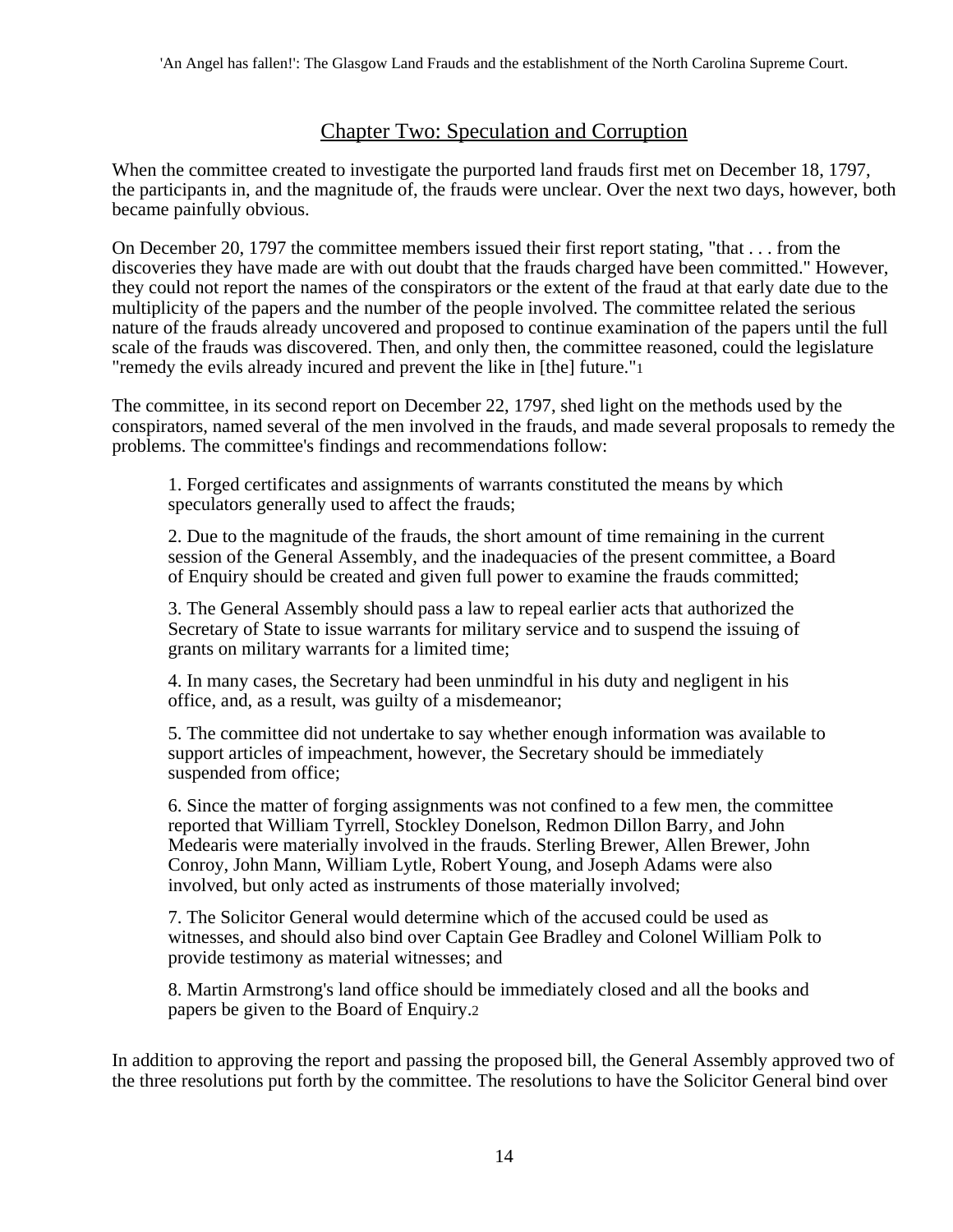## Chapter Two: Speculation and Corruption

When the committee created to investigate the purported land frauds first met on December 18, 1797, the participants in, and the magnitude of, the frauds were unclear. Over the next two days, however, both became painfully obvious.

On December 20, 1797 the committee members issued their first report stating, "that . . . from the discoveries they have made are with out doubt that the frauds charged have been committed." However, they could not report the names of the conspirators or the extent of the fraud at that early date due to the multiplicity of the papers and the number of the people involved. The committee related the serious nature of the frauds already uncovered and proposed to continue examination of the papers until the full scale of the frauds was discovered. Then, and only then, the committee reasoned, could the legislature "remedy the evils already incured and prevent the like in [the] future."[1]

The committee, in its second report on December 22, 1797, shed light on the methods used by the conspirators, named several of the men involved in the frauds, and made several proposals to remedy the problems. The committee's findings and recommendations follow:

1. Forged certificates and assignments of warrants constituted the means by which speculators generally used to affect the frauds;

2. Due to the magnitude of the frauds, the short amount of time remaining in the current session of the General Assembly, and the inadequacies of the present committee, a Board of Enquiry should be created and given full power to examine the frauds committed;

3. The General Assembly should pass a law to repeal earlier acts that authorized the Secretary of State to issue warrants for military service and to suspend the issuing of grants on military warrants for a limited time;

4. In many cases, the Secretary had been unmindful in his duty and negligent in his office, and, as a result, was guilty of a misdemeanor;

5. The committee did not undertake to say whether enough information was available to support articles of impeachment, however, the Secretary should be immediately suspended from office;

6. Since the matter of forging assignments was not confined to a few men, the committee reported that William Tyrrell, Stockley Donelson, Redmon Dillon Barry, and John Medearis were materially involved in the frauds. Sterling Brewer, Allen Brewer, John Conroy, John Mann, William Lytle, Robert Young, and Joseph Adams were also involved, but only acted as instruments of those materially involved;

7. The Solicitor General would determine which of the accused could be used as witnesses, and should also bind over Captain Gee Bradley and Colonel William Polk to provide testimony as material witnesses; and

8. Martin Armstrong's land office should be immediately closed and all the books and papers be given to the Board of Enquiry.[2]

In addition to approving the report and passing the proposed bill, the General Assembly approved two of the three resolutions put forth by the committee. The resolutions to have the Solicitor General bind over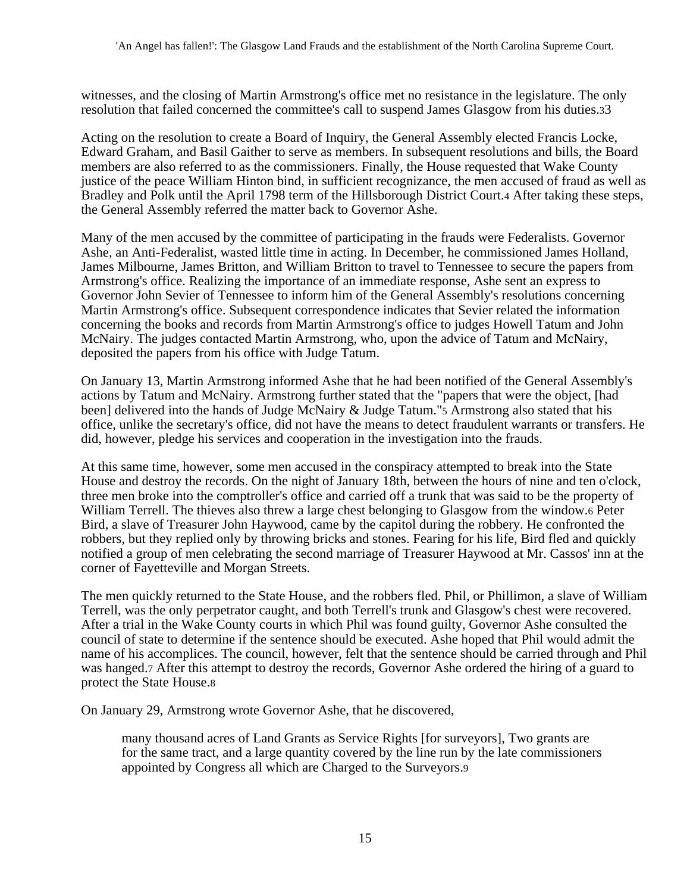witnesses, and the closing of Martin Armstrong's office met no resistance in the legislature. The only resolution that failed concerned the committee's call to suspend James Glasgow from his duties.[3]3

Acting on the resolution to create a Board of Inquiry, the General Assembly elected Francis Locke, Edward Graham, and Basil Gaither to serve as members. In subsequent resolutions and bills, the Board members are also referred to as the commissioners. Finally, the House requested that Wake County justice of the peace William Hinton bind, in sufficient recognizance, the men accused of fraud as well as Bradley and Polk until the April 1798 term of the Hillsborough District Court.[4] After taking these steps, the General Assembly referred the matter back to Governor Ashe.

Many of the men accused by the committee of participating in the frauds were Federalists. Governor Ashe, an Anti-Federalist, wasted little time in acting. In December, he commissioned James Holland, James Milbourne, James Britton, and William Britton to travel to Tennessee to secure the papers from Armstrong's office. Realizing the importance of an immediate response, Ashe sent an express to Governor John Sevier of Tennessee to inform him of the General Assembly's resolutions concerning Martin Armstrong's office. Subsequent correspondence indicates that Sevier related the information concerning the books and records from Martin Armstrong's office to judges Howell Tatum and John McNairy. The judges contacted Martin Armstrong, who, upon the advice of Tatum and McNairy, deposited the papers from his office with Judge Tatum.

On January 13, Martin Armstrong informed Ashe that he had been notified of the General Assembly's actions by Tatum and McNairy. Armstrong further stated that the "papers that were the object, [had been] delivered into the hands of Judge McNairy & Judge Tatum."[5] Armstrong also stated that his office, unlike the secretary's office, did not have the means to detect fraudulent warrants or transfers. He did, however, pledge his services and cooperation in the investigation into the frauds.

At this same time, however, some men accused in the conspiracy attempted to break into the State House and destroy the records. On the night of January 18th, between the hours of nine and ten o'clock, three men broke into the comptroller's office and carried off a trunk that was said to be the property of William Terrell. The thieves also threw a large chest belonging to Glasgow from the window.[6] Peter Bird, a slave of Treasurer John Haywood, came by the capitol during the robbery. He confronted the robbers, but they replied only by throwing bricks and stones. Fearing for his life, Bird fled and quickly notified a group of men celebrating the second marriage of Treasurer Haywood at Mr. Cassos' inn at the corner of Fayetteville and Morgan Streets.

The men quickly returned to the State House, and the robbers fled. Phil, or Phillimon, a slave of William Terrell, was the only perpetrator caught, and both Terrell's trunk and Glasgow's chest were recovered. After a trial in the Wake County courts in which Phil was found guilty, Governor Ashe consulted the council of state to determine if the sentence should be executed. Ashe hoped that Phil would admit the name of his accomplices. The council, however, felt that the sentence should be carried through and Phil was hanged.[7] After this attempt to destroy the records, Governor Ashe ordered the hiring of a guard to protect the State House.[8]

On January 29, Armstrong wrote Governor Ashe, that he discovered,

> many thousand acres of Land Grants as Service Rights [for surveyors], Two grants are for the same tract, and a large quantity covered by the line run by the late commissioners appointed by Congress all which are Charged to the Surveyors.[9]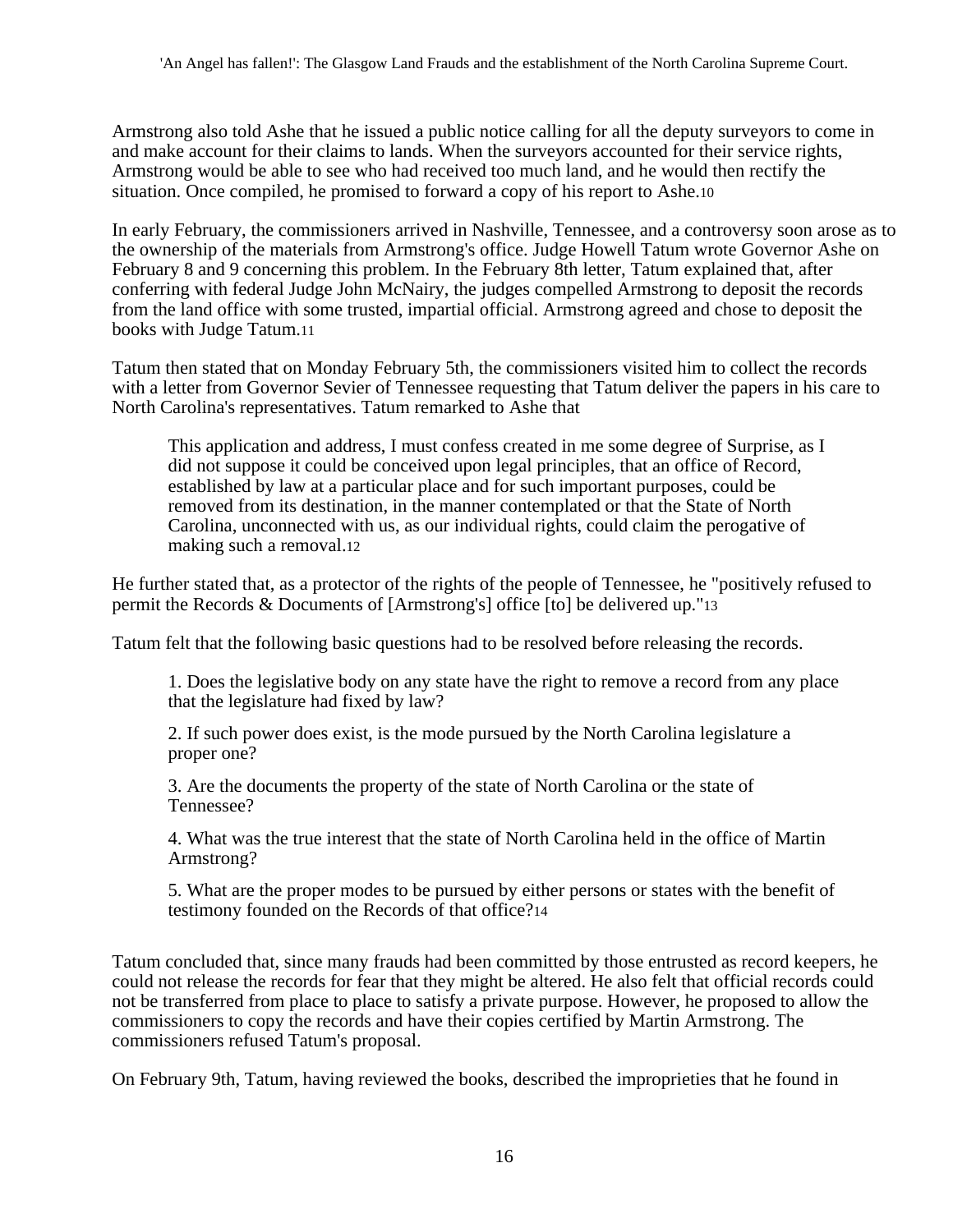Armstrong also told Ashe that he issued a public notice calling for all the deputy surveyors to come in and make account for their claims to lands. When the surveyors accounted for their service rights, Armstrong would be able to see who had received too much land, and he would then rectify the situation. Once compiled, he promised to forward a copy of his report to Ashe.[10]

In early February, the commissioners arrived in Nashville, Tennessee, and a controversy soon arose as to the ownership of the materials from Armstrong's office. Judge Howell Tatum wrote Governor Ashe on February 8 and 9 concerning this problem. In the February 8th letter, Tatum explained that, after conferring with federal Judge John McNairy, the judges compelled Armstrong to deposit the records from the land office with some trusted, impartial official. Armstrong agreed and chose to deposit the books with Judge Tatum.[11]

Tatum then stated that on Monday February 5th, the commissioners visited him to collect the records with a letter from Governor Sevier of Tennessee requesting that Tatum deliver the papers in his care to North Carolina's representatives. Tatum remarked to Ashe that

> This application and address, I must confess created in me some degree of Surprise, as I did not suppose it could be conceived upon legal principles, that an office of Record, established by law at a particular place and for such important purposes, could be removed from its destination, in the manner contemplated or that the State of North Carolina, unconnected with us, as our individual rights, could claim the perogative of making such a removal.[12]

He further stated that, as a protector of the rights of the people of Tennessee, he "positively refused to permit the Records & Documents of [Armstrong's] office [to] be delivered up."[13]

Tatum felt that the following basic questions had to be resolved before releasing the records.

> 1. Does the legislative body on any state have the right to remove a record from any place that the legislature had fixed by law?
>
> 2. If such power does exist, is the mode pursued by the North Carolina legislature a proper one?
>
> 3. Are the documents the property of the state of North Carolina or the state of Tennessee?
>
> 4. What was the true interest that the state of North Carolina held in the office of Martin Armstrong?
>
> 5. What are the proper modes to be pursued by either persons or states with the benefit of testimony founded on the Records of that office?[14]

Tatum concluded that, since many frauds had been committed by those entrusted as record keepers, he could not release the records for fear that they might be altered. He also felt that official records could not be transferred from place to place to satisfy a private purpose. However, he proposed to allow the commissioners to copy the records and have their copies certified by Martin Armstrong. The commissioners refused Tatum's proposal.

On February 9th, Tatum, having reviewed the books, described the improprieties that he found in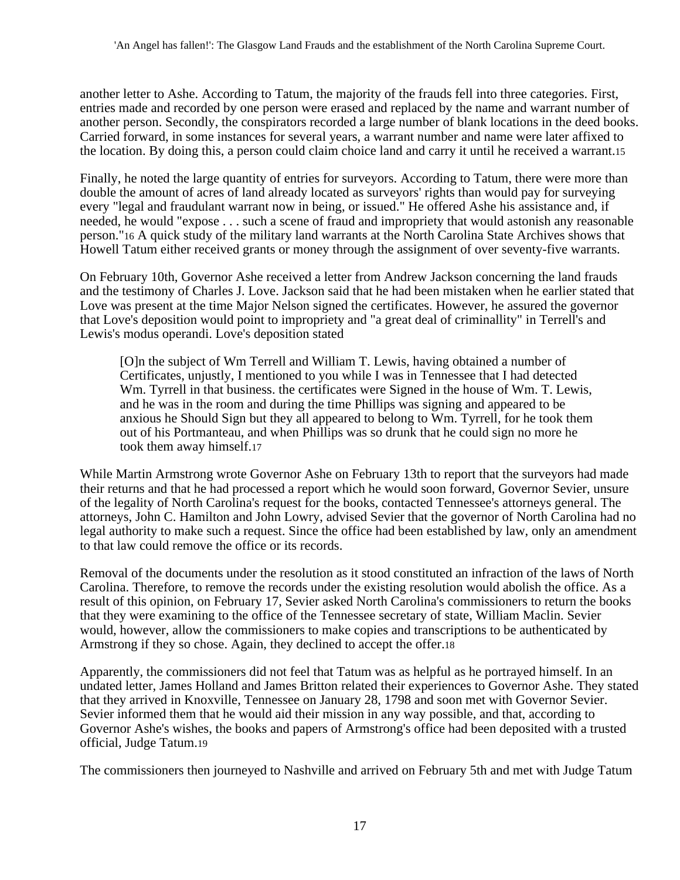another letter to Ashe. According to Tatum, the majority of the frauds fell into three categories. First, entries made and recorded by one person were erased and replaced by the name and warrant number of another person. Secondly, the conspirators recorded a large number of blank locations in the deed books. Carried forward, in some instances for several years, a warrant number and name were later affixed to the location. By doing this, a person could claim choice land and carry it until he received a warrant.[15]

Finally, he noted the large quantity of entries for surveyors. According to Tatum, there were more than double the amount of acres of land already located as surveyors' rights than would pay for surveying every "legal and fraudulant warrant now in being, or issued." He offered Ashe his assistance and, if needed, he would "expose . . . such a scene of fraud and impropriety that would astonish any reasonable person."[16] A quick study of the military land warrants at the North Carolina State Archives shows that Howell Tatum either received grants or money through the assignment of over seventy-five warrants.

On February 10th, Governor Ashe received a letter from Andrew Jackson concerning the land frauds and the testimony of Charles J. Love. Jackson said that he had been mistaken when he earlier stated that Love was present at the time Major Nelson signed the certificates. However, he assured the governor that Love's deposition would point to impropriety and "a great deal of criminallity" in Terrell's and Lewis's modus operandi. Love's deposition stated

> [O]n the subject of Wm Terrell and William T. Lewis, having obtained a number of Certificates, unjustly, I mentioned to you while I was in Tennessee that I had detected Wm. Tyrrell in that business. the certificates were Signed in the house of Wm. T. Lewis, and he was in the room and during the time Phillips was signing and appeared to be anxious he Should Sign but they all appeared to belong to Wm. Tyrrell, for he took them out of his Portmanteau, and when Phillips was so drunk that he could sign no more he took them away himself.[17]

While Martin Armstrong wrote Governor Ashe on February 13th to report that the surveyors had made their returns and that he had processed a report which he would soon forward, Governor Sevier, unsure of the legality of North Carolina's request for the books, contacted Tennessee's attorneys general. The attorneys, John C. Hamilton and John Lowry, advised Sevier that the governor of North Carolina had no legal authority to make such a request. Since the office had been established by law, only an amendment to that law could remove the office or its records.

Removal of the documents under the resolution as it stood constituted an infraction of the laws of North Carolina. Therefore, to remove the records under the existing resolution would abolish the office. As a result of this opinion, on February 17, Sevier asked North Carolina's commissioners to return the books that they were examining to the office of the Tennessee secretary of state, William Maclin. Sevier would, however, allow the commissioners to make copies and transcriptions to be authenticated by Armstrong if they so chose. Again, they declined to accept the offer.[18]

Apparently, the commissioners did not feel that Tatum was as helpful as he portrayed himself. In an undated letter, James Holland and James Britton related their experiences to Governor Ashe. They stated that they arrived in Knoxville, Tennessee on January 28, 1798 and soon met with Governor Sevier. Sevier informed them that he would aid their mission in any way possible, and that, according to Governor Ashe's wishes, the books and papers of Armstrong's office had been deposited with a trusted official, Judge Tatum.[19]

The commissioners then journeyed to Nashville and arrived on February 5th and met with Judge Tatum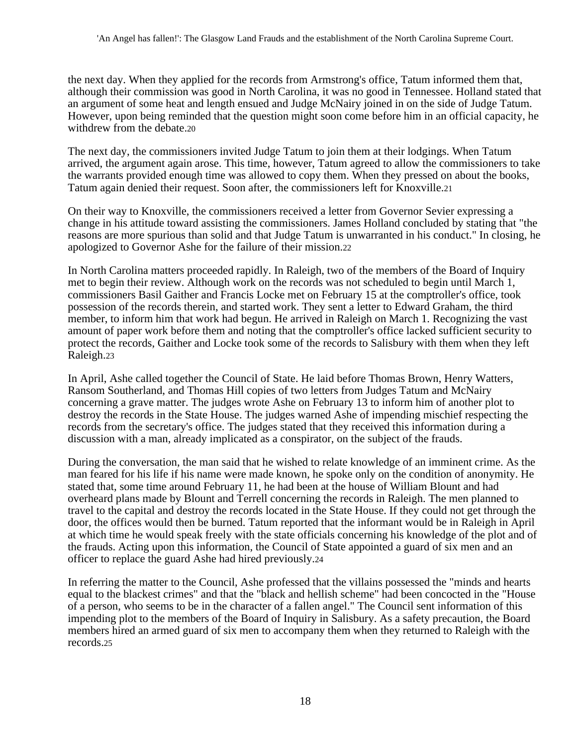the next day. When they applied for the records from Armstrong's office, Tatum informed them that, although their commission was good in North Carolina, it was no good in Tennessee. Holland stated that an argument of some heat and length ensued and Judge McNairy joined in on the side of Judge Tatum. However, upon being reminded that the question might soon come before him in an official capacity, he withdrew from the debate.[20]

The next day, the commissioners invited Judge Tatum to join them at their lodgings. When Tatum arrived, the argument again arose. This time, however, Tatum agreed to allow the commissioners to take the warrants provided enough time was allowed to copy them. When they pressed on about the books, Tatum again denied their request. Soon after, the commissioners left for Knoxville.[21]

On their way to Knoxville, the commissioners received a letter from Governor Sevier expressing a change in his attitude toward assisting the commissioners. James Holland concluded by stating that "the reasons are more spurious than solid and that Judge Tatum is unwarranted in his conduct." In closing, he apologized to Governor Ashe for the failure of their mission.[22]

In North Carolina matters proceeded rapidly. In Raleigh, two of the members of the Board of Inquiry met to begin their review. Although work on the records was not scheduled to begin until March 1, commissioners Basil Gaither and Francis Locke met on February 15 at the comptroller's office, took possession of the records therein, and started work. They sent a letter to Edward Graham, the third member, to inform him that work had begun. He arrived in Raleigh on March 1. Recognizing the vast amount of paper work before them and noting that the comptroller's office lacked sufficient security to protect the records, Gaither and Locke took some of the records to Salisbury with them when they left Raleigh.[23]

In April, Ashe called together the Council of State. He laid before Thomas Brown, Henry Watters, Ransom Southerland, and Thomas Hill copies of two letters from Judges Tatum and McNairy concerning a grave matter. The judges wrote Ashe on February 13 to inform him of another plot to destroy the records in the State House. The judges warned Ashe of impending mischief respecting the records from the secretary's office. The judges stated that they received this information during a discussion with a man, already implicated as a conspirator, on the subject of the frauds.

During the conversation, the man said that he wished to relate knowledge of an imminent crime. As the man feared for his life if his name were made known, he spoke only on the condition of anonymity. He stated that, some time around February 11, he had been at the house of William Blount and had overheard plans made by Blount and Terrell concerning the records in Raleigh. The men planned to travel to the capital and destroy the records located in the State House. If they could not get through the door, the offices would then be burned. Tatum reported that the informant would be in Raleigh in April at which time he would speak freely with the state officials concerning his knowledge of the plot and of the frauds. Acting upon this information, the Council of State appointed a guard of six men and an officer to replace the guard Ashe had hired previously.[24]

In referring the matter to the Council, Ashe professed that the villains possessed the "minds and hearts equal to the blackest crimes" and that the "black and hellish scheme" had been concocted in the "House of a person, who seems to be in the character of a fallen angel." The Council sent information of this impending plot to the members of the Board of Inquiry in Salisbury. As a safety precaution, the Board members hired an armed guard of six men to accompany them when they returned to Raleigh with the records.[25]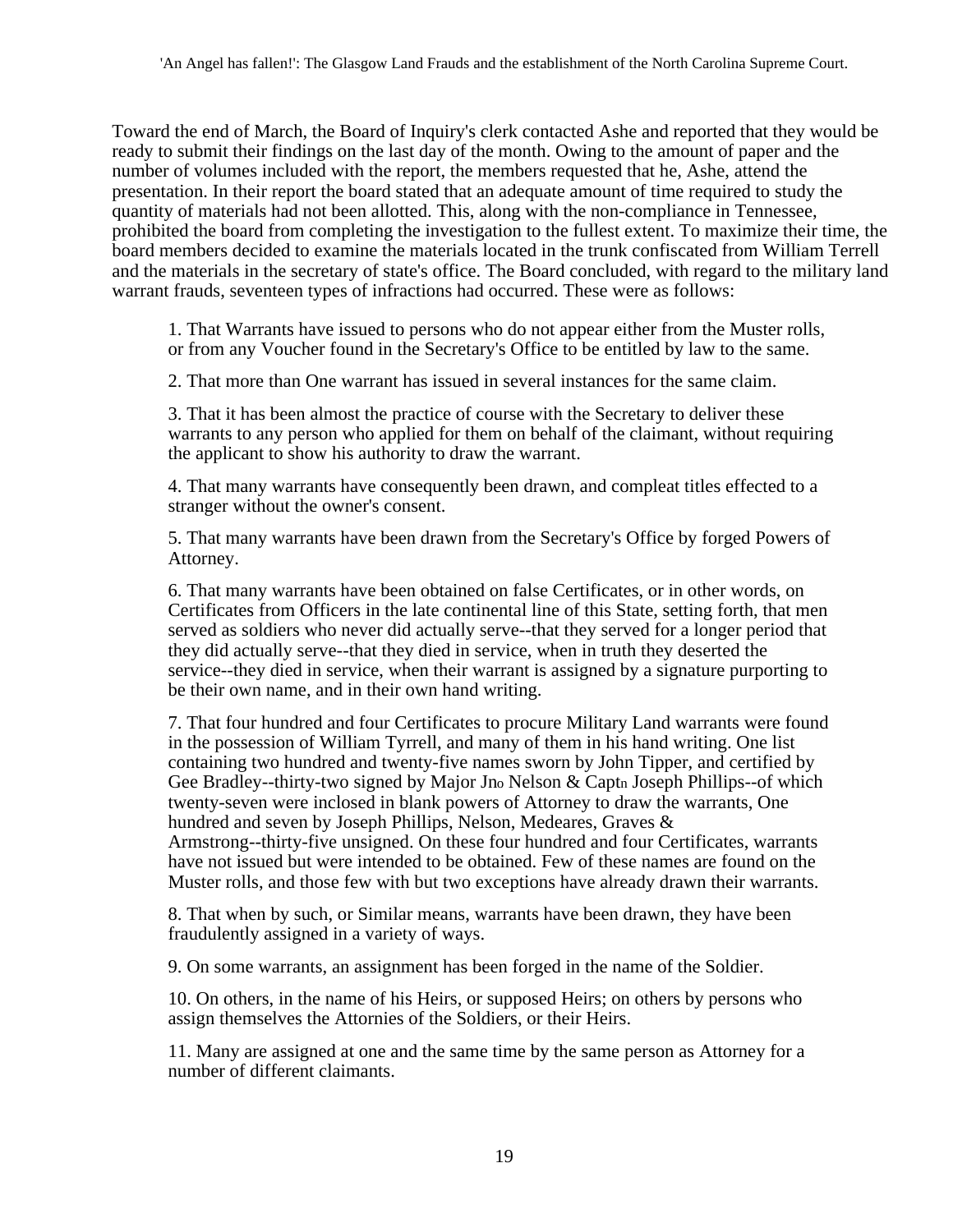Toward the end of March, the Board of Inquiry's clerk contacted Ashe and reported that they would be ready to submit their findings on the last day of the month. Owing to the amount of paper and the number of volumes included with the report, the members requested that he, Ashe, attend the presentation. In their report the board stated that an adequate amount of time required to study the quantity of materials had not been allotted. This, along with the non-compliance in Tennessee, prohibited the board from completing the investigation to the fullest extent. To maximize their time, the board members decided to examine the materials located in the trunk confiscated from William Terrell and the materials in the secretary of state's office. The Board concluded, with regard to the military land warrant frauds, seventeen types of infractions had occurred. These were as follows:

> 1. That Warrants have issued to persons who do not appear either from the Muster rolls, or from any Voucher found in the Secretary's Office to be entitled by law to the same.
>
> 2. That more than One warrant has issued in several instances for the same claim.
>
> 3. That it has been almost the practice of course with the Secretary to deliver these warrants to any person who applied for them on behalf of the claimant, without requiring the applicant to show his authority to draw the warrant.
>
> 4. That many warrants have consequently been drawn, and compleat titles effected to a stranger without the owner's consent.
>
> 5. That many warrants have been drawn from the Secretary's Office by forged Powers of Attorney.
>
> 6. That many warrants have been obtained on false Certificates, or in other words, on Certificates from Officers in the late continental line of this State, setting forth, that men served as soldiers who never did actually serve--that they served for a longer period that they did actually serve--that they died in service, when in truth they deserted the service--they died in service, when their warrant is assigned by a signature purporting to be their own name, and in their own hand writing.
>
> 7. That four hundred and four Certificates to procure Military Land warrants were found in the possession of William Tyrrell, and many of them in his hand writing. One list containing two hundred and twenty-five names sworn by John Tipper, and certified by Gee Bradley--thirty-two signed by Major Jno Nelson & Captn Joseph Phillips--of which twenty-seven were inclosed in blank powers of Attorney to draw the warrants, One hundred and seven by Joseph Phillips, Nelson, Medeares, Graves & Armstrong--thirty-five unsigned. On these four hundred and four Certificates, warrants have not issued but were intended to be obtained. Few of these names are found on the Muster rolls, and those few with but two exceptions have already drawn their warrants.
>
> 8. That when by such, or Similar means, warrants have been drawn, they have been fraudulently assigned in a variety of ways.
>
> 9. On some warrants, an assignment has been forged in the name of the Soldier.
>
> 10. On others, in the name of his Heirs, or supposed Heirs; on others by persons who assign themselves the Attornies of the Soldiers, or their Heirs.
>
> 11. Many are assigned at one and the same time by the same person as Attorney for a number of different claimants.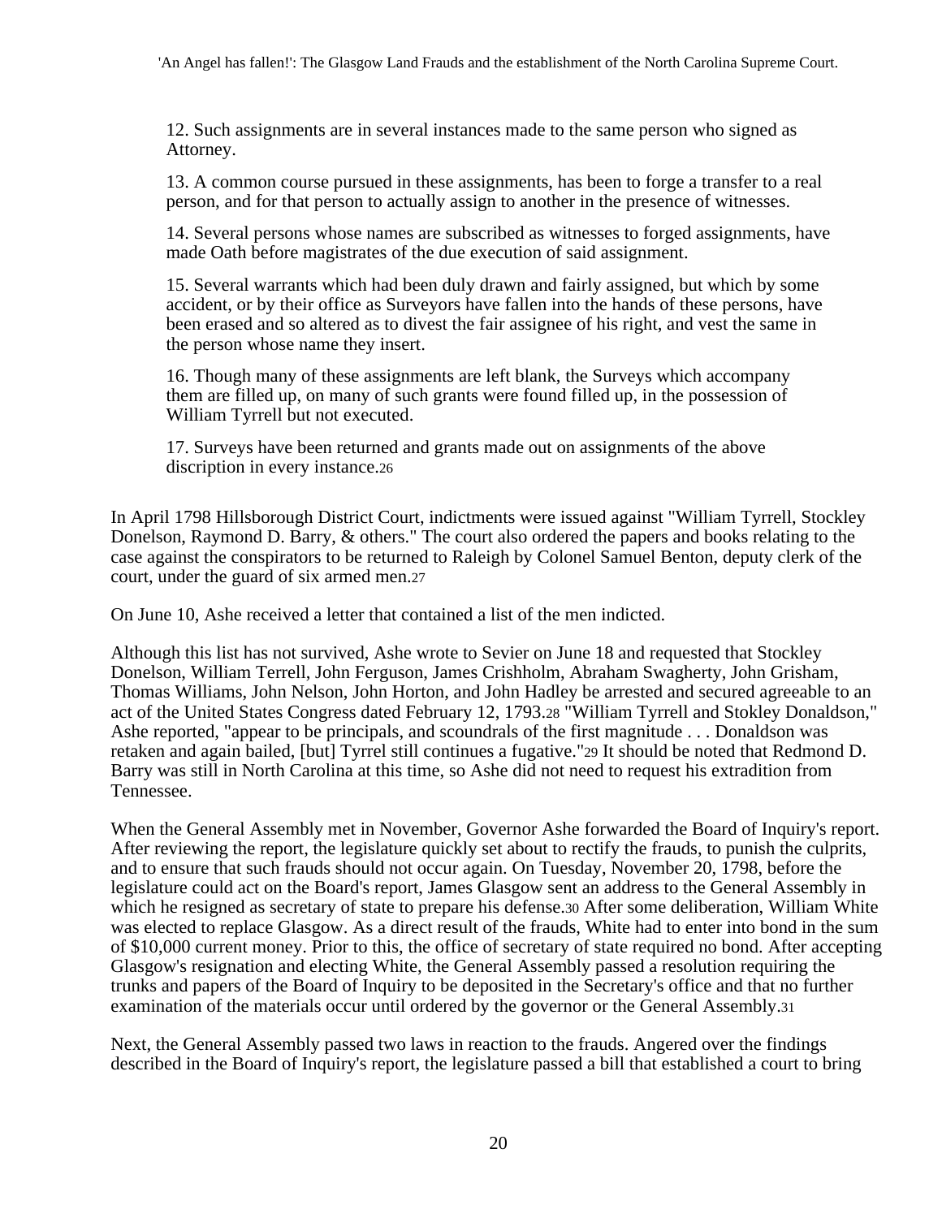12. Such assignments are in several instances made to the same person who signed as Attorney.

13. A common course pursued in these assignments, has been to forge a transfer to a real person, and for that person to actually assign to another in the presence of witnesses.

14. Several persons whose names are subscribed as witnesses to forged assignments, have made Oath before magistrates of the due execution of said assignment.

15. Several warrants which had been duly drawn and fairly assigned, but which by some accident, or by their office as Surveyors have fallen into the hands of these persons, have been erased and so altered as to divest the fair assignee of his right, and vest the same in the person whose name they insert.

16. Though many of these assignments are left blank, the Surveys which accompany them are filled up, on many of such grants were found filled up, in the possession of William Tyrrell but not executed.

17. Surveys have been returned and grants made out on assignments of the above discription in every instance.[26]

In April 1798 Hillsborough District Court, indictments were issued against "William Tyrrell, Stockley Donelson, Raymond D. Barry, & others." The court also ordered the papers and books relating to the case against the conspirators to be returned to Raleigh by Colonel Samuel Benton, deputy clerk of the court, under the guard of six armed men.[27]

On June 10, Ashe received a letter that contained a list of the men indicted.

Although this list has not survived, Ashe wrote to Sevier on June 18 and requested that Stockley Donelson, William Terrell, John Ferguson, James Crishholm, Abraham Swagherty, John Grisham, Thomas Williams, John Nelson, John Horton, and John Hadley be arrested and secured agreeable to an act of the United States Congress dated February 12, 1793.[28] "William Tyrrell and Stokley Donaldson," Ashe reported, "appear to be principals, and scoundrals of the first magnitude . . . Donaldson was retaken and again bailed, [but] Tyrrel still continues a fugative."[29] It should be noted that Redmond D. Barry was still in North Carolina at this time, so Ashe did not need to request his extradition from Tennessee.

When the General Assembly met in November, Governor Ashe forwarded the Board of Inquiry's report. After reviewing the report, the legislature quickly set about to rectify the frauds, to punish the culprits, and to ensure that such frauds should not occur again. On Tuesday, November 20, 1798, before the legislature could act on the Board's report, James Glasgow sent an address to the General Assembly in which he resigned as secretary of state to prepare his defense.[30] After some deliberation, William White was elected to replace Glasgow. As a direct result of the frauds, White had to enter into bond in the sum of $10,000 current money. Prior to this, the office of secretary of state required no bond. After accepting Glasgow's resignation and electing White, the General Assembly passed a resolution requiring the trunks and papers of the Board of Inquiry to be deposited in the Secretary's office and that no further examination of the materials occur until ordered by the governor or the General Assembly.[31]

Next, the General Assembly passed two laws in reaction to the frauds. Angered over the findings described in the Board of Inquiry's report, the legislature passed a bill that established a court to bring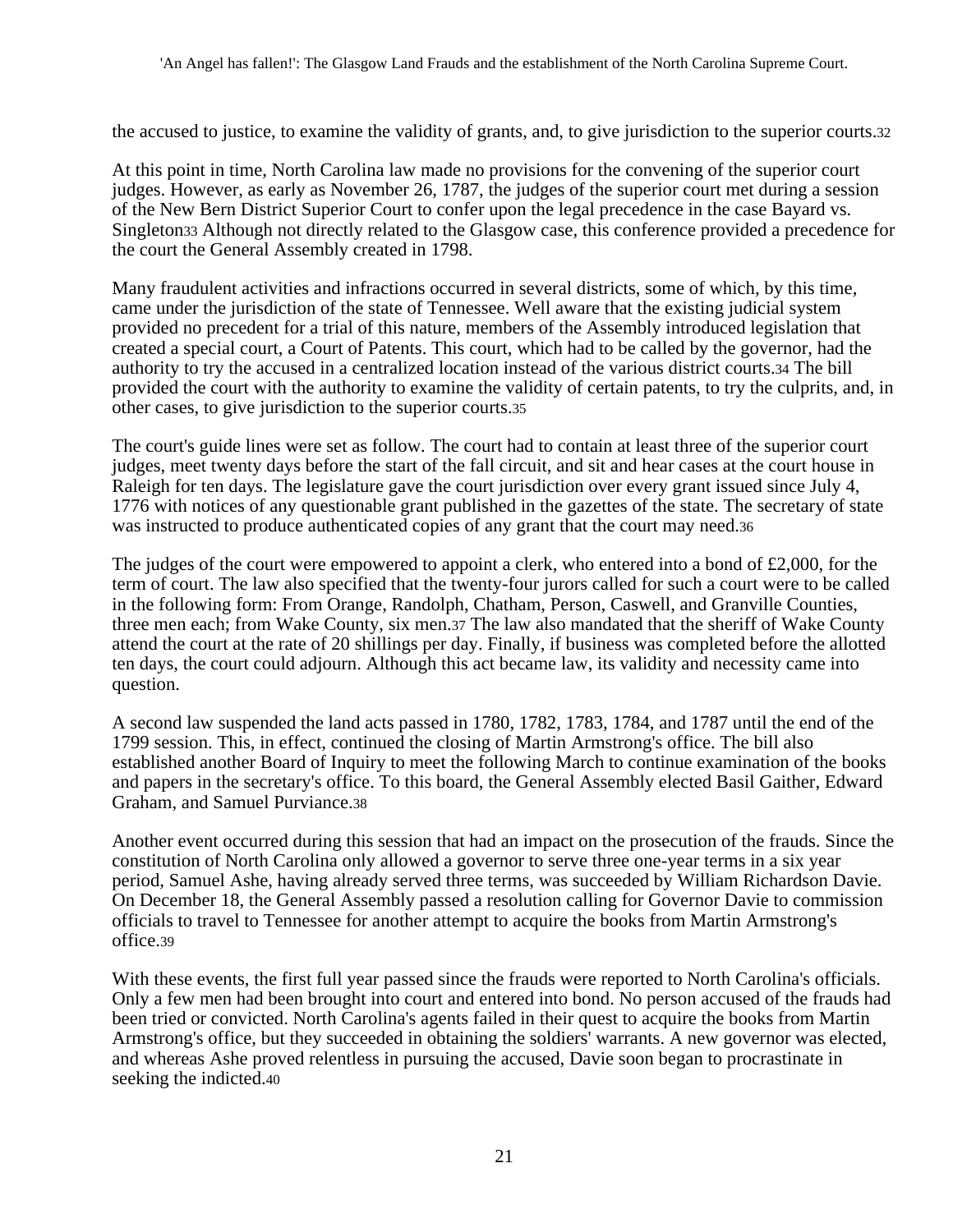the accused to justice, to examine the validity of grants, and, to give jurisdiction to the superior courts.[32]

At this point in time, North Carolina law made no provisions for the convening of the superior court judges. However, as early as November 26, 1787, the judges of the superior court met during a session of the New Bern District Superior Court to confer upon the legal precedence in the case Bayard vs. Singleton[33] Although not directly related to the Glasgow case, this conference provided a precedence for the court the General Assembly created in 1798.

Many fraudulent activities and infractions occurred in several districts, some of which, by this time, came under the jurisdiction of the state of Tennessee. Well aware that the existing judicial system provided no precedent for a trial of this nature, members of the Assembly introduced legislation that created a special court, a Court of Patents. This court, which had to be called by the governor, had the authority to try the accused in a centralized location instead of the various district courts.[34] The bill provided the court with the authority to examine the validity of certain patents, to try the culprits, and, in other cases, to give jurisdiction to the superior courts.[35]

The court's guide lines were set as follow. The court had to contain at least three of the superior court judges, meet twenty days before the start of the fall circuit, and sit and hear cases at the court house in Raleigh for ten days. The legislature gave the court jurisdiction over every grant issued since July 4, 1776 with notices of any questionable grant published in the gazettes of the state. The secretary of state was instructed to produce authenticated copies of any grant that the court may need.[36]

The judges of the court were empowered to appoint a clerk, who entered into a bond of £2,000, for the term of court. The law also specified that the twenty-four jurors called for such a court were to be called in the following form: From Orange, Randolph, Chatham, Person, Caswell, and Granville Counties, three men each; from Wake County, six men.[37] The law also mandated that the sheriff of Wake County attend the court at the rate of 20 shillings per day. Finally, if business was completed before the allotted ten days, the court could adjourn. Although this act became law, its validity and necessity came into question.

A second law suspended the land acts passed in 1780, 1782, 1783, 1784, and 1787 until the end of the 1799 session. This, in effect, continued the closing of Martin Armstrong's office. The bill also established another Board of Inquiry to meet the following March to continue examination of the books and papers in the secretary's office. To this board, the General Assembly elected Basil Gaither, Edward Graham, and Samuel Purviance.[38]

Another event occurred during this session that had an impact on the prosecution of the frauds. Since the constitution of North Carolina only allowed a governor to serve three one-year terms in a six year period, Samuel Ashe, having already served three terms, was succeeded by William Richardson Davie. On December 18, the General Assembly passed a resolution calling for Governor Davie to commission officials to travel to Tennessee for another attempt to acquire the books from Martin Armstrong's office.[39]

With these events, the first full year passed since the frauds were reported to North Carolina's officials. Only a few men had been brought into court and entered into bond. No person accused of the frauds had been tried or convicted. North Carolina's agents failed in their quest to acquire the books from Martin Armstrong's office, but they succeeded in obtaining the soldiers' warrants. A new governor was elected, and whereas Ashe proved relentless in pursuing the accused, Davie soon began to procrastinate in seeking the indicted.[40]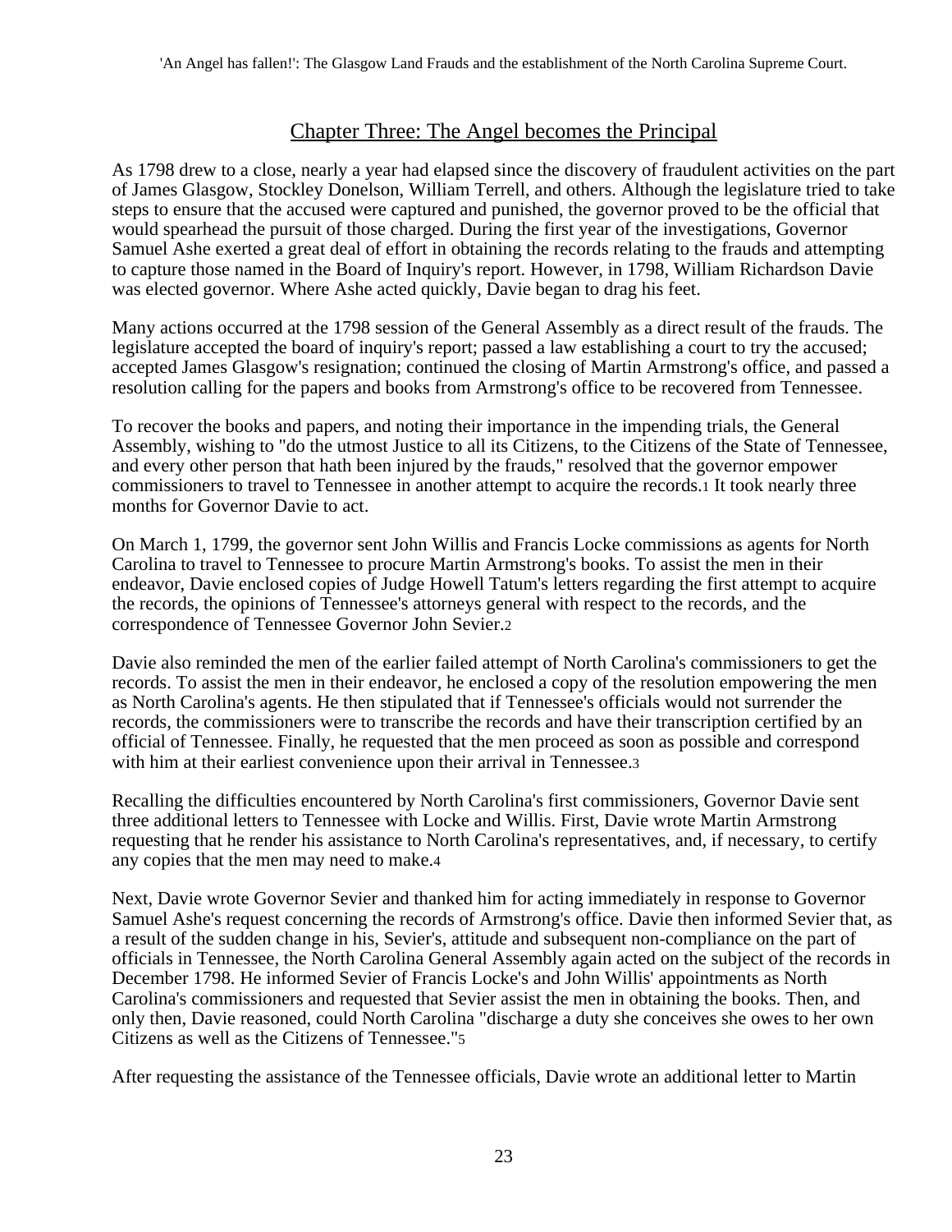## Chapter Three: The Angel becomes the Principal

As 1798 drew to a close, nearly a year had elapsed since the discovery of fraudulent activities on the part of James Glasgow, Stockley Donelson, William Terrell, and others. Although the legislature tried to take steps to ensure that the accused were captured and punished, the governor proved to be the official that would spearhead the pursuit of those charged. During the first year of the investigations, Governor Samuel Ashe exerted a great deal of effort in obtaining the records relating to the frauds and attempting to capture those named in the Board of Inquiry's report. However, in 1798, William Richardson Davie was elected governor. Where Ashe acted quickly, Davie began to drag his feet.

Many actions occurred at the 1798 session of the General Assembly as a direct result of the frauds. The legislature accepted the board of inquiry's report; passed a law establishing a court to try the accused; accepted James Glasgow's resignation; continued the closing of Martin Armstrong's office, and passed a resolution calling for the papers and books from Armstrong's office to be recovered from Tennessee.

To recover the books and papers, and noting their importance in the impending trials, the General Assembly, wishing to "do the utmost Justice to all its Citizens, to the Citizens of the State of Tennessee, and every other person that hath been injured by the frauds," resolved that the governor empower commissioners to travel to Tennessee in another attempt to acquire the records.[1] It took nearly three months for Governor Davie to act.

On March 1, 1799, the governor sent John Willis and Francis Locke commissions as agents for North Carolina to travel to Tennessee to procure Martin Armstrong's books. To assist the men in their endeavor, Davie enclosed copies of Judge Howell Tatum's letters regarding the first attempt to acquire the records, the opinions of Tennessee's attorneys general with respect to the records, and the correspondence of Tennessee Governor John Sevier.[2]

Davie also reminded the men of the earlier failed attempt of North Carolina's commissioners to get the records. To assist the men in their endeavor, he enclosed a copy of the resolution empowering the men as North Carolina's agents. He then stipulated that if Tennessee's officials would not surrender the records, the commissioners were to transcribe the records and have their transcription certified by an official of Tennessee. Finally, he requested that the men proceed as soon as possible and correspond with him at their earliest convenience upon their arrival in Tennessee.[3]

Recalling the difficulties encountered by North Carolina's first commissioners, Governor Davie sent three additional letters to Tennessee with Locke and Willis. First, Davie wrote Martin Armstrong requesting that he render his assistance to North Carolina's representatives, and, if necessary, to certify any copies that the men may need to make.[4]

Next, Davie wrote Governor Sevier and thanked him for acting immediately in response to Governor Samuel Ashe's request concerning the records of Armstrong's office. Davie then informed Sevier that, as a result of the sudden change in his, Sevier's, attitude and subsequent non-compliance on the part of officials in Tennessee, the North Carolina General Assembly again acted on the subject of the records in December 1798. He informed Sevier of Francis Locke's and John Willis' appointments as North Carolina's commissioners and requested that Sevier assist the men in obtaining the books. Then, and only then, Davie reasoned, could North Carolina "discharge a duty she conceives she owes to her own Citizens as well as the Citizens of Tennessee."[5]

After requesting the assistance of the Tennessee officials, Davie wrote an additional letter to Martin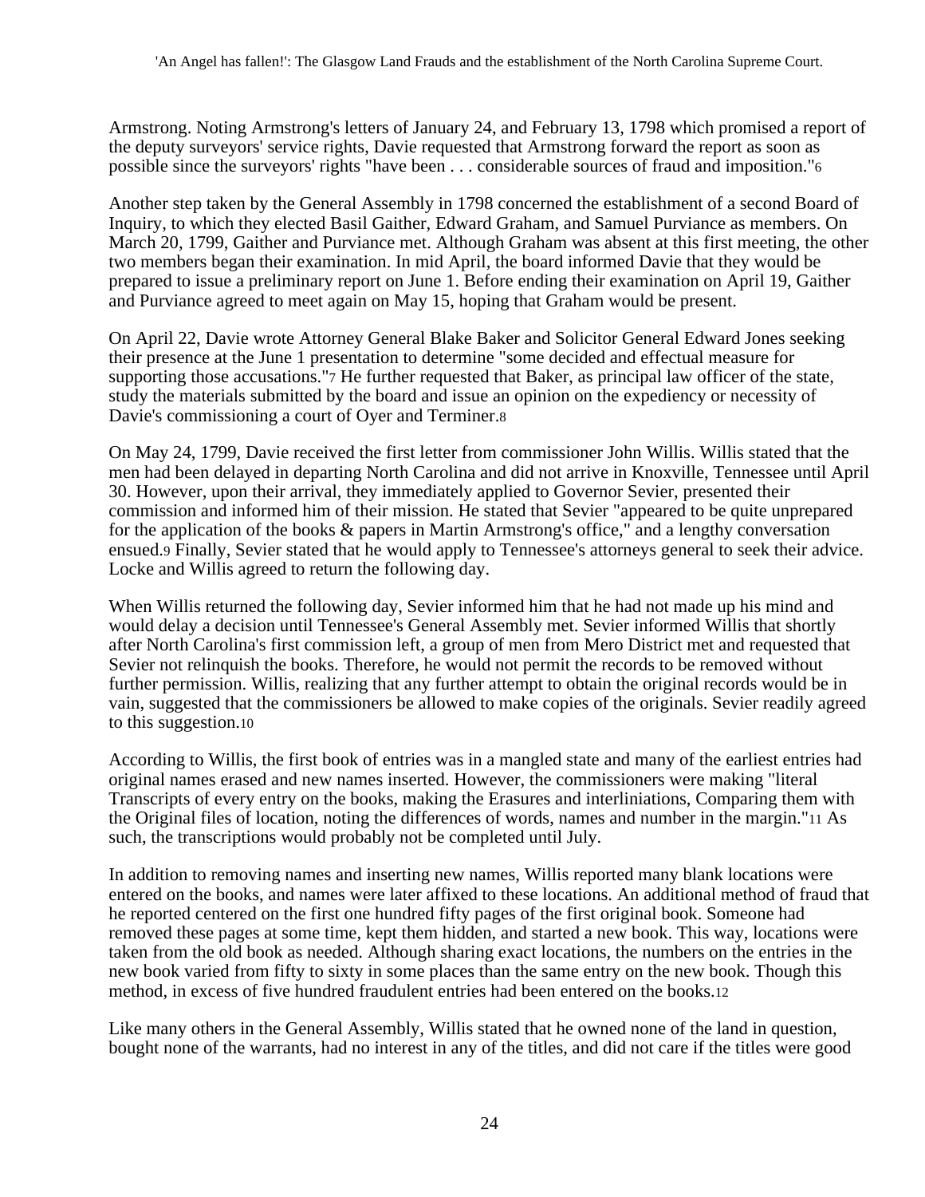Armstrong. Noting Armstrong's letters of January 24, and February 13, 1798 which promised a report of the deputy surveyors' service rights, Davie requested that Armstrong forward the report as soon as possible since the surveyors' rights "have been . . . considerable sources of fraud and imposition."[6]

Another step taken by the General Assembly in 1798 concerned the establishment of a second Board of Inquiry, to which they elected Basil Gaither, Edward Graham, and Samuel Purviance as members. On March 20, 1799, Gaither and Purviance met. Although Graham was absent at this first meeting, the other two members began their examination. In mid April, the board informed Davie that they would be prepared to issue a preliminary report on June 1. Before ending their examination on April 19, Gaither and Purviance agreed to meet again on May 15, hoping that Graham would be present.

On April 22, Davie wrote Attorney General Blake Baker and Solicitor General Edward Jones seeking their presence at the June 1 presentation to determine "some decided and effectual measure for supporting those accusations."[7] He further requested that Baker, as principal law officer of the state, study the materials submitted by the board and issue an opinion on the expediency or necessity of Davie's commissioning a court of Oyer and Terminer.[8]

On May 24, 1799, Davie received the first letter from commissioner John Willis. Willis stated that the men had been delayed in departing North Carolina and did not arrive in Knoxville, Tennessee until April 30. However, upon their arrival, they immediately applied to Governor Sevier, presented their commission and informed him of their mission. He stated that Sevier "appeared to be quite unprepared for the application of the books & papers in Martin Armstrong's office," and a lengthy conversation ensued.[9] Finally, Sevier stated that he would apply to Tennessee's attorneys general to seek their advice. Locke and Willis agreed to return the following day.

When Willis returned the following day, Sevier informed him that he had not made up his mind and would delay a decision until Tennessee's General Assembly met. Sevier informed Willis that shortly after North Carolina's first commission left, a group of men from Mero District met and requested that Sevier not relinquish the books. Therefore, he would not permit the records to be removed without further permission. Willis, realizing that any further attempt to obtain the original records would be in vain, suggested that the commissioners be allowed to make copies of the originals. Sevier readily agreed to this suggestion.[10]

According to Willis, the first book of entries was in a mangled state and many of the earliest entries had original names erased and new names inserted. However, the commissioners were making "literal Transcripts of every entry on the books, making the Erasures and interliniations, Comparing them with the Original files of location, noting the differences of words, names and number in the margin."[11] As such, the transcriptions would probably not be completed until July.

In addition to removing names and inserting new names, Willis reported many blank locations were entered on the books, and names were later affixed to these locations. An additional method of fraud that he reported centered on the first one hundred fifty pages of the first original book. Someone had removed these pages at some time, kept them hidden, and started a new book. This way, locations were taken from the old book as needed. Although sharing exact locations, the numbers on the entries in the new book varied from fifty to sixty in some places than the same entry on the new book. Though this method, in excess of five hundred fraudulent entries had been entered on the books.[12]

Like many others in the General Assembly, Willis stated that he owned none of the land in question, bought none of the warrants, had no interest in any of the titles, and did not care if the titles were good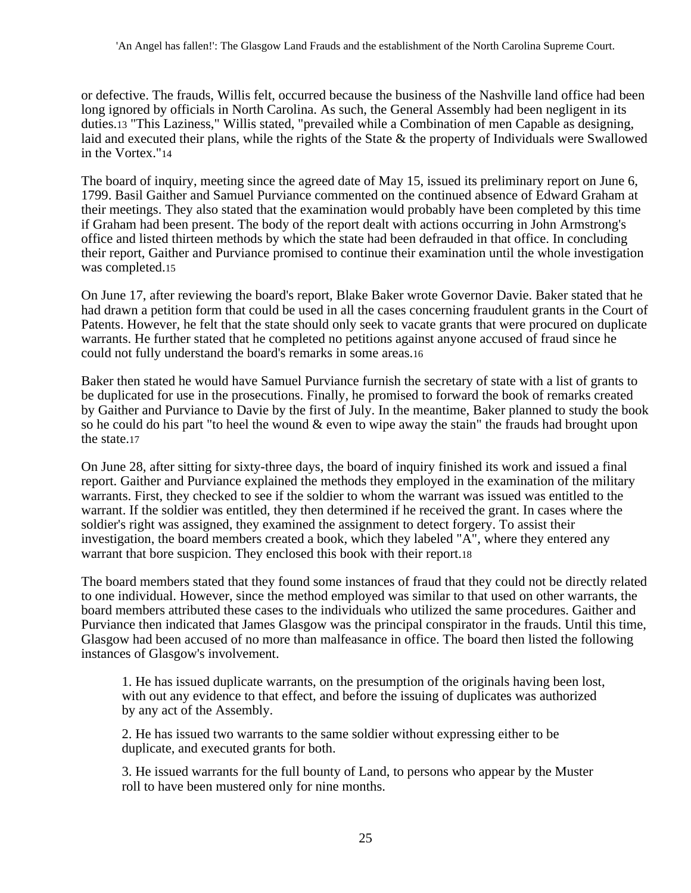or defective. The frauds, Willis felt, occurred because the business of the Nashville land office had been long ignored by officials in North Carolina. As such, the General Assembly had been negligent in its duties.[13] "This Laziness," Willis stated, "prevailed while a Combination of men Capable as designing, laid and executed their plans, while the rights of the State & the property of Individuals were Swallowed in the Vortex."[14]

The board of inquiry, meeting since the agreed date of May 15, issued its preliminary report on June 6, 1799. Basil Gaither and Samuel Purviance commented on the continued absence of Edward Graham at their meetings. They also stated that the examination would probably have been completed by this time if Graham had been present. The body of the report dealt with actions occurring in John Armstrong's office and listed thirteen methods by which the state had been defrauded in that office. In concluding their report, Gaither and Purviance promised to continue their examination until the whole investigation was completed.[15]

On June 17, after reviewing the board's report, Blake Baker wrote Governor Davie. Baker stated that he had drawn a petition form that could be used in all the cases concerning fraudulent grants in the Court of Patents. However, he felt that the state should only seek to vacate grants that were procured on duplicate warrants. He further stated that he completed no petitions against anyone accused of fraud since he could not fully understand the board's remarks in some areas.[16]

Baker then stated he would have Samuel Purviance furnish the secretary of state with a list of grants to be duplicated for use in the prosecutions. Finally, he promised to forward the book of remarks created by Gaither and Purviance to Davie by the first of July. In the meantime, Baker planned to study the book so he could do his part "to heel the wound & even to wipe away the stain" the frauds had brought upon the state.[17]

On June 28, after sitting for sixty-three days, the board of inquiry finished its work and issued a final report. Gaither and Purviance explained the methods they employed in the examination of the military warrants. First, they checked to see if the soldier to whom the warrant was issued was entitled to the warrant. If the soldier was entitled, they then determined if he received the grant. In cases where the soldier's right was assigned, they examined the assignment to detect forgery. To assist their investigation, the board members created a book, which they labeled "A", where they entered any warrant that bore suspicion. They enclosed this book with their report.[18]

The board members stated that they found some instances of fraud that they could not be directly related to one individual. However, since the method employed was similar to that used on other warrants, the board members attributed these cases to the individuals who utilized the same procedures. Gaither and Purviance then indicated that James Glasgow was the principal conspirator in the frauds. Until this time, Glasgow had been accused of no more than malfeasance in office. The board then listed the following instances of Glasgow's involvement.

> 1. He has issued duplicate warrants, on the presumption of the originals having been lost, with out any evidence to that effect, and before the issuing of duplicates was authorized by any act of the Assembly.
>
> 2. He has issued two warrants to the same soldier without expressing either to be duplicate, and executed grants for both.
>
> 3. He issued warrants for the full bounty of Land, to persons who appear by the Muster roll to have been mustered only for nine months.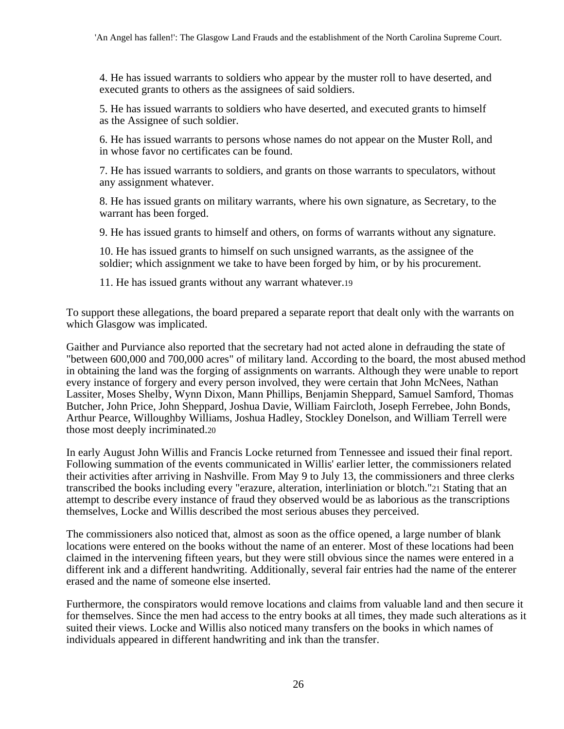4. He has issued warrants to soldiers who appear by the muster roll to have deserted, and executed grants to others as the assignees of said soldiers.

5. He has issued warrants to soldiers who have deserted, and executed grants to himself as the Assignee of such soldier.

6. He has issued warrants to persons whose names do not appear on the Muster Roll, and in whose favor no certificates can be found.

7. He has issued warrants to soldiers, and grants on those warrants to speculators, without any assignment whatever.

8. He has issued grants on military warrants, where his own signature, as Secretary, to the warrant has been forged.

9. He has issued grants to himself and others, on forms of warrants without any signature.

10. He has issued grants to himself on such unsigned warrants, as the assignee of the soldier; which assignment we take to have been forged by him, or by his procurement.

11. He has issued grants without any warrant whatever.[19]

To support these allegations, the board prepared a separate report that dealt only with the warrants on which Glasgow was implicated.

Gaither and Purviance also reported that the secretary had not acted alone in defrauding the state of "between 600,000 and 700,000 acres" of military land. According to the board, the most abused method in obtaining the land was the forging of assignments on warrants. Although they were unable to report every instance of forgery and every person involved, they were certain that John McNees, Nathan Lassiter, Moses Shelby, Wynn Dixon, Mann Phillips, Benjamin Sheppard, Samuel Samford, Thomas Butcher, John Price, John Sheppard, Joshua Davie, William Faircloth, Joseph Ferrebee, John Bonds, Arthur Pearce, Willoughby Williams, Joshua Hadley, Stockley Donelson, and William Terrell were those most deeply incriminated.[20]

In early August John Willis and Francis Locke returned from Tennessee and issued their final report. Following summation of the events communicated in Willis' earlier letter, the commissioners related their activities after arriving in Nashville. From May 9 to July 13, the commissioners and three clerks transcribed the books including every "erazure, alteration, interliniation or blotch."[21] Stating that an attempt to describe every instance of fraud they observed would be as laborious as the transcriptions themselves, Locke and Willis described the most serious abuses they perceived.

The commissioners also noticed that, almost as soon as the office opened, a large number of blank locations were entered on the books without the name of an enterer. Most of these locations had been claimed in the intervening fifteen years, but they were still obvious since the names were entered in a different ink and a different handwriting. Additionally, several fair entries had the name of the enterer erased and the name of someone else inserted.

Furthermore, the conspirators would remove locations and claims from valuable land and then secure it for themselves. Since the men had access to the entry books at all times, they made such alterations as it suited their views. Locke and Willis also noticed many transfers on the books in which names of individuals appeared in different handwriting and ink than the transfer.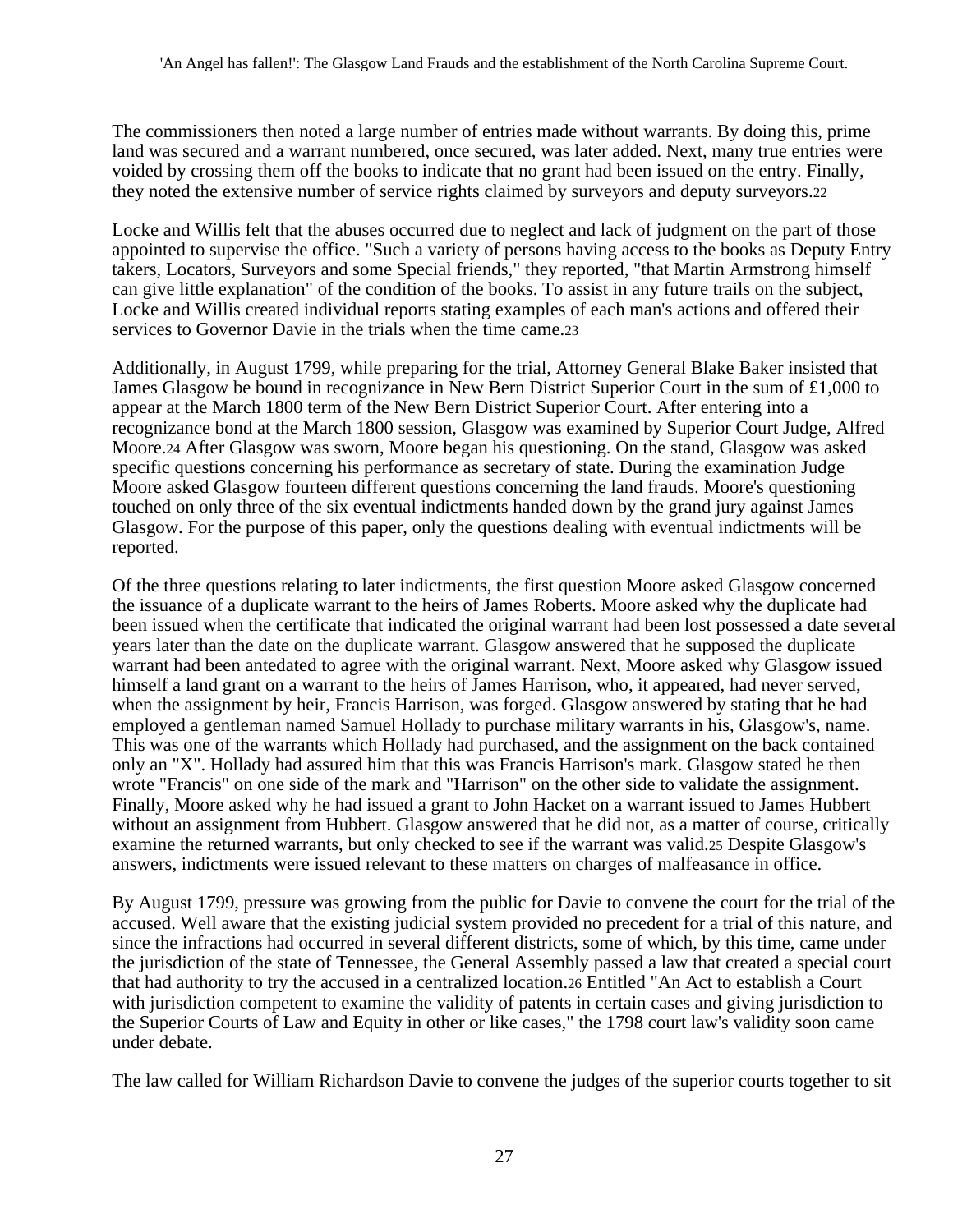The commissioners then noted a large number of entries made without warrants. By doing this, prime land was secured and a warrant numbered, once secured, was later added. Next, many true entries were voided by crossing them off the books to indicate that no grant had been issued on the entry. Finally, they noted the extensive number of service rights claimed by surveyors and deputy surveyors.[22]

Locke and Willis felt that the abuses occurred due to neglect and lack of judgment on the part of those appointed to supervise the office. "Such a variety of persons having access to the books as Deputy Entry takers, Locators, Surveyors and some Special friends," they reported, "that Martin Armstrong himself can give little explanation" of the condition of the books. To assist in any future trails on the subject, Locke and Willis created individual reports stating examples of each man's actions and offered their services to Governor Davie in the trials when the time came.[23]

Additionally, in August 1799, while preparing for the trial, Attorney General Blake Baker insisted that James Glasgow be bound in recognizance in New Bern District Superior Court in the sum of £1,000 to appear at the March 1800 term of the New Bern District Superior Court. After entering into a recognizance bond at the March 1800 session, Glasgow was examined by Superior Court Judge, Alfred Moore.[24] After Glasgow was sworn, Moore began his questioning. On the stand, Glasgow was asked specific questions concerning his performance as secretary of state. During the examination Judge Moore asked Glasgow fourteen different questions concerning the land frauds. Moore's questioning touched on only three of the six eventual indictments handed down by the grand jury against James Glasgow. For the purpose of this paper, only the questions dealing with eventual indictments will be reported.

Of the three questions relating to later indictments, the first question Moore asked Glasgow concerned the issuance of a duplicate warrant to the heirs of James Roberts. Moore asked why the duplicate had been issued when the certificate that indicated the original warrant had been lost possessed a date several years later than the date on the duplicate warrant. Glasgow answered that he supposed the duplicate warrant had been antedated to agree with the original warrant. Next, Moore asked why Glasgow issued himself a land grant on a warrant to the heirs of James Harrison, who, it appeared, had never served, when the assignment by heir, Francis Harrison, was forged. Glasgow answered by stating that he had employed a gentleman named Samuel Hollady to purchase military warrants in his, Glasgow's, name. This was one of the warrants which Hollady had purchased, and the assignment on the back contained only an "X". Hollady had assured him that this was Francis Harrison's mark. Glasgow stated he then wrote "Francis" on one side of the mark and "Harrison" on the other side to validate the assignment. Finally, Moore asked why he had issued a grant to John Hacket on a warrant issued to James Hubbert without an assignment from Hubbert. Glasgow answered that he did not, as a matter of course, critically examine the returned warrants, but only checked to see if the warrant was valid.[25] Despite Glasgow's answers, indictments were issued relevant to these matters on charges of malfeasance in office.

By August 1799, pressure was growing from the public for Davie to convene the court for the trial of the accused. Well aware that the existing judicial system provided no precedent for a trial of this nature, and since the infractions had occurred in several different districts, some of which, by this time, came under the jurisdiction of the state of Tennessee, the General Assembly passed a law that created a special court that had authority to try the accused in a centralized location.[26] Entitled "An Act to establish a Court with jurisdiction competent to examine the validity of patents in certain cases and giving jurisdiction to the Superior Courts of Law and Equity in other or like cases," the 1798 court law's validity soon came under debate.

The law called for William Richardson Davie to convene the judges of the superior courts together to sit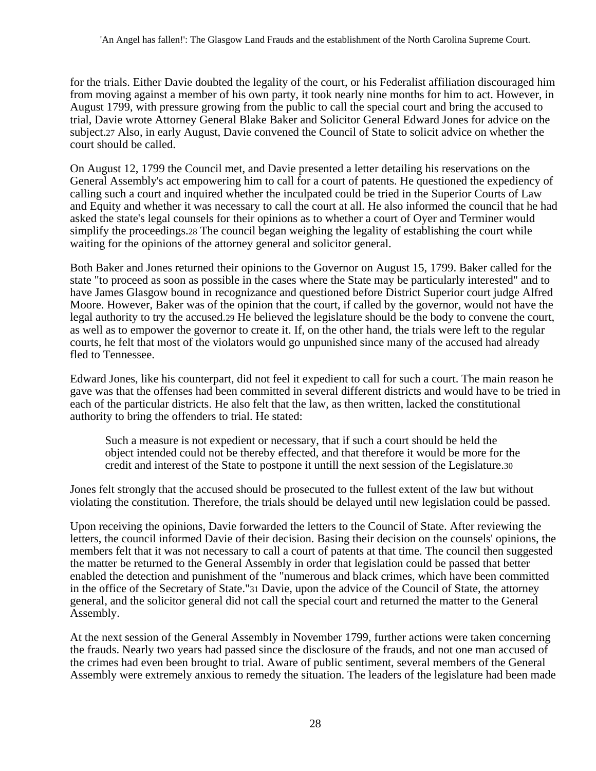for the trials. Either Davie doubted the legality of the court, or his Federalist affiliation discouraged him from moving against a member of his own party, it took nearly nine months for him to act. However, in August 1799, with pressure growing from the public to call the special court and bring the accused to trial, Davie wrote Attorney General Blake Baker and Solicitor General Edward Jones for advice on the subject.[27] Also, in early August, Davie convened the Council of State to solicit advice on whether the court should be called.

On August 12, 1799 the Council met, and Davie presented a letter detailing his reservations on the General Assembly's act empowering him to call for a court of patents. He questioned the expediency of calling such a court and inquired whether the inculpated could be tried in the Superior Courts of Law and Equity and whether it was necessary to call the court at all. He also informed the council that he had asked the state's legal counsels for their opinions as to whether a court of Oyer and Terminer would simplify the proceedings.[28] The council began weighing the legality of establishing the court while waiting for the opinions of the attorney general and solicitor general.

Both Baker and Jones returned their opinions to the Governor on August 15, 1799. Baker called for the state "to proceed as soon as possible in the cases where the State may be particularly interested" and to have James Glasgow bound in recognizance and questioned before District Superior court judge Alfred Moore. However, Baker was of the opinion that the court, if called by the governor, would not have the legal authority to try the accused.[29] He believed the legislature should be the body to convene the court, as well as to empower the governor to create it. If, on the other hand, the trials were left to the regular courts, he felt that most of the violators would go unpunished since many of the accused had already fled to Tennessee.

Edward Jones, like his counterpart, did not feel it expedient to call for such a court. The main reason he gave was that the offenses had been committed in several different districts and would have to be tried in each of the particular districts. He also felt that the law, as then written, lacked the constitutional authority to bring the offenders to trial. He stated:

> Such a measure is not expedient or necessary, that if such a court should be held the object intended could not be thereby effected, and that therefore it would be more for the credit and interest of the State to postpone it untill the next session of the Legislature.[30]

Jones felt strongly that the accused should be prosecuted to the fullest extent of the law but without violating the constitution. Therefore, the trials should be delayed until new legislation could be passed.

Upon receiving the opinions, Davie forwarded the letters to the Council of State. After reviewing the letters, the council informed Davie of their decision. Basing their decision on the counsels' opinions, the members felt that it was not necessary to call a court of patents at that time. The council then suggested the matter be returned to the General Assembly in order that legislation could be passed that better enabled the detection and punishment of the "numerous and black crimes, which have been committed in the office of the Secretary of State."[31] Davie, upon the advice of the Council of State, the attorney general, and the solicitor general did not call the special court and returned the matter to the General Assembly.

At the next session of the General Assembly in November 1799, further actions were taken concerning the frauds. Nearly two years had passed since the disclosure of the frauds, and not one man accused of the crimes had even been brought to trial. Aware of public sentiment, several members of the General Assembly were extremely anxious to remedy the situation. The leaders of the legislature had been made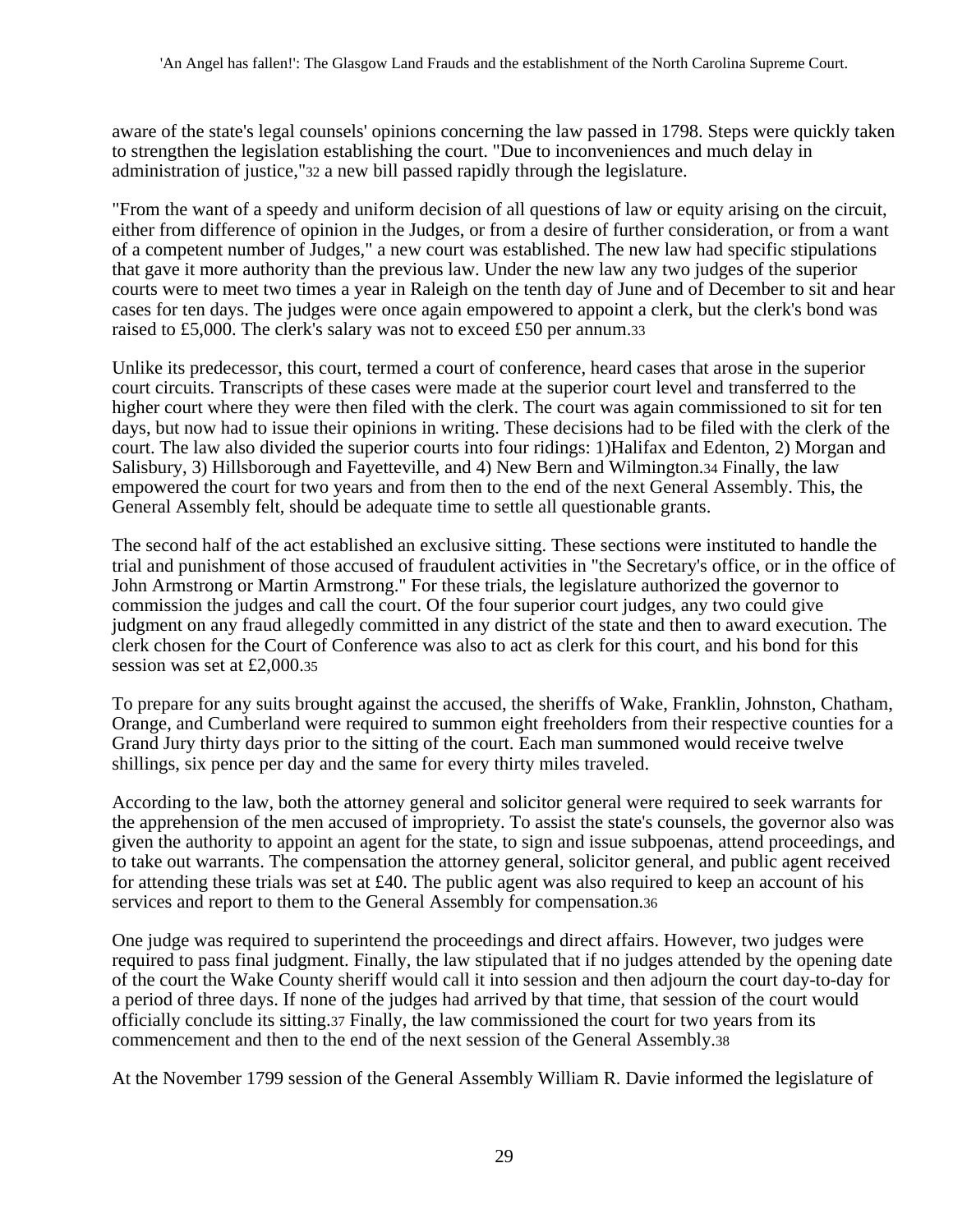aware of the state's legal counsels' opinions concerning the law passed in 1798. Steps were quickly taken to strengthen the legislation establishing the court. "Due to inconveniences and much delay in administration of justice,"[32] a new bill passed rapidly through the legislature.

"From the want of a speedy and uniform decision of all questions of law or equity arising on the circuit, either from difference of opinion in the Judges, or from a desire of further consideration, or from a want of a competent number of Judges," a new court was established. The new law had specific stipulations that gave it more authority than the previous law. Under the new law any two judges of the superior courts were to meet two times a year in Raleigh on the tenth day of June and of December to sit and hear cases for ten days. The judges were once again empowered to appoint a clerk, but the clerk's bond was raised to £5,000. The clerk's salary was not to exceed £50 per annum.[33]

Unlike its predecessor, this court, termed a court of conference, heard cases that arose in the superior court circuits. Transcripts of these cases were made at the superior court level and transferred to the higher court where they were then filed with the clerk. The court was again commissioned to sit for ten days, but now had to issue their opinions in writing. These decisions had to be filed with the clerk of the court. The law also divided the superior courts into four ridings: 1)Halifax and Edenton, 2) Morgan and Salisbury, 3) Hillsborough and Fayetteville, and 4) New Bern and Wilmington.[34] Finally, the law empowered the court for two years and from then to the end of the next General Assembly. This, the General Assembly felt, should be adequate time to settle all questionable grants.

The second half of the act established an exclusive sitting. These sections were instituted to handle the trial and punishment of those accused of fraudulent activities in "the Secretary's office, or in the office of John Armstrong or Martin Armstrong." For these trials, the legislature authorized the governor to commission the judges and call the court. Of the four superior court judges, any two could give judgment on any fraud allegedly committed in any district of the state and then to award execution. The clerk chosen for the Court of Conference was also to act as clerk for this court, and his bond for this session was set at £2,000.[35]

To prepare for any suits brought against the accused, the sheriffs of Wake, Franklin, Johnston, Chatham, Orange, and Cumberland were required to summon eight freeholders from their respective counties for a Grand Jury thirty days prior to the sitting of the court. Each man summoned would receive twelve shillings, six pence per day and the same for every thirty miles traveled.

According to the law, both the attorney general and solicitor general were required to seek warrants for the apprehension of the men accused of impropriety. To assist the state's counsels, the governor also was given the authority to appoint an agent for the state, to sign and issue subpoenas, attend proceedings, and to take out warrants. The compensation the attorney general, solicitor general, and public agent received for attending these trials was set at £40. The public agent was also required to keep an account of his services and report to them to the General Assembly for compensation.[36]

One judge was required to superintend the proceedings and direct affairs. However, two judges were required to pass final judgment. Finally, the law stipulated that if no judges attended by the opening date of the court the Wake County sheriff would call it into session and then adjourn the court day-to-day for a period of three days. If none of the judges had arrived by that time, that session of the court would officially conclude its sitting.[37] Finally, the law commissioned the court for two years from its commencement and then to the end of the next session of the General Assembly.[38]

At the November 1799 session of the General Assembly William R. Davie informed the legislature of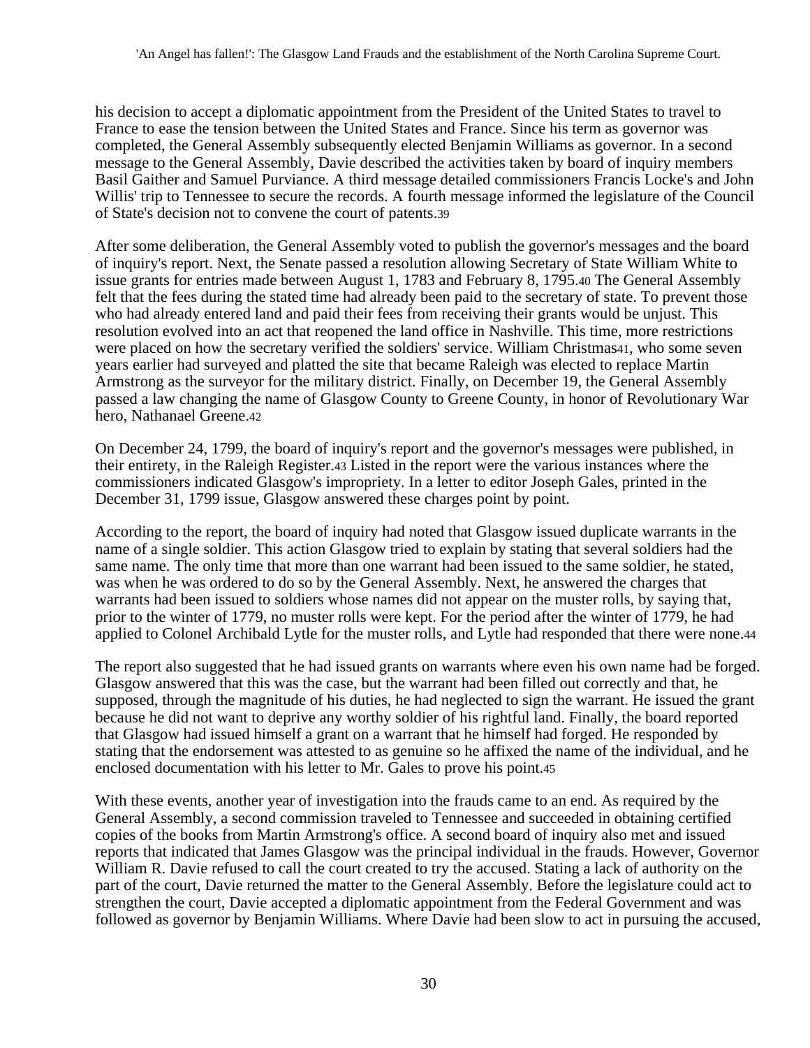his decision to accept a diplomatic appointment from the President of the United States to travel to France to ease the tension between the United States and France. Since his term as governor was completed, the General Assembly subsequently elected Benjamin Williams as governor. In a second message to the General Assembly, Davie described the activities taken by board of inquiry members Basil Gaither and Samuel Purviance. A third message detailed commissioners Francis Locke's and John Willis' trip to Tennessee to secure the records. A fourth message informed the legislature of the Council of State's decision not to convene the court of patents.[39]

After some deliberation, the General Assembly voted to publish the governor's messages and the board of inquiry's report. Next, the Senate passed a resolution allowing Secretary of State William White to issue grants for entries made between August 1, 1783 and February 8, 1795.[40] The General Assembly felt that the fees during the stated time had already been paid to the secretary of state. To prevent those who had already entered land and paid their fees from receiving their grants would be unjust. This resolution evolved into an act that reopened the land office in Nashville. This time, more restrictions were placed on how the secretary verified the soldiers' service. William Christmas[41], who some seven years earlier had surveyed and platted the site that became Raleigh was elected to replace Martin Armstrong as the surveyor for the military district. Finally, on December 19, the General Assembly passed a law changing the name of Glasgow County to Greene County, in honor of Revolutionary War hero, Nathanael Greene.[42]

On December 24, 1799, the board of inquiry's report and the governor's messages were published, in their entirety, in the Raleigh Register.[43] Listed in the report were the various instances where the commissioners indicated Glasgow's impropriety. In a letter to editor Joseph Gales, printed in the December 31, 1799 issue, Glasgow answered these charges point by point.

According to the report, the board of inquiry had noted that Glasgow issued duplicate warrants in the name of a single soldier. This action Glasgow tried to explain by stating that several soldiers had the same name. The only time that more than one warrant had been issued to the same soldier, he stated, was when he was ordered to do so by the General Assembly. Next, he answered the charges that warrants had been issued to soldiers whose names did not appear on the muster rolls, by saying that, prior to the winter of 1779, no muster rolls were kept. For the period after the winter of 1779, he had applied to Colonel Archibald Lytle for the muster rolls, and Lytle had responded that there were none.[44]

The report also suggested that he had issued grants on warrants where even his own name had be forged. Glasgow answered that this was the case, but the warrant had been filled out correctly and that, he supposed, through the magnitude of his duties, he had neglected to sign the warrant. He issued the grant because he did not want to deprive any worthy soldier of his rightful land. Finally, the board reported that Glasgow had issued himself a grant on a warrant that he himself had forged. He responded by stating that the endorsement was attested to as genuine so he affixed the name of the individual, and he enclosed documentation with his letter to Mr. Gales to prove his point.[45]

With these events, another year of investigation into the frauds came to an end. As required by the General Assembly, a second commission traveled to Tennessee and succeeded in obtaining certified copies of the books from Martin Armstrong's office. A second board of inquiry also met and issued reports that indicated that James Glasgow was the principal individual in the frauds. However, Governor William R. Davie refused to call the court created to try the accused. Stating a lack of authority on the part of the court, Davie returned the matter to the General Assembly. Before the legislature could act to strengthen the court, Davie accepted a diplomatic appointment from the Federal Government and was followed as governor by Benjamin Williams. Where Davie had been slow to act in pursuing the accused,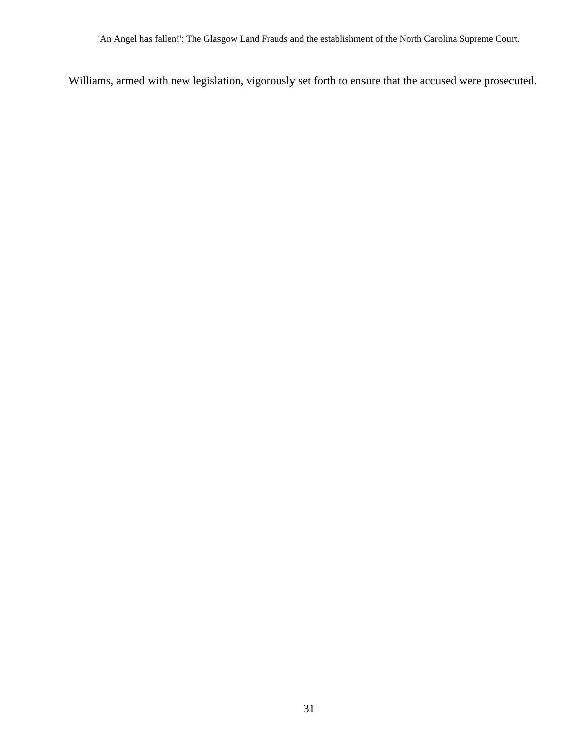Williams, armed with new legislation, vigorously set forth to ensure that the accused were prosecuted.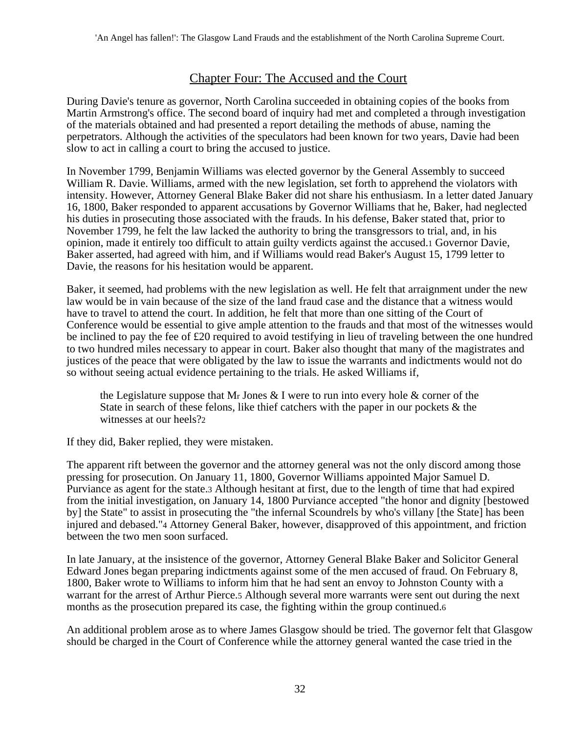## Chapter Four: The Accused and the Court

During Davie's tenure as governor, North Carolina succeeded in obtaining copies of the books from Martin Armstrong's office. The second board of inquiry had met and completed a through investigation of the materials obtained and had presented a report detailing the methods of abuse, naming the perpetrators. Although the activities of the speculators had been known for two years, Davie had been slow to act in calling a court to bring the accused to justice.

In November 1799, Benjamin Williams was elected governor by the General Assembly to succeed William R. Davie. Williams, armed with the new legislation, set forth to apprehend the violators with intensity. However, Attorney General Blake Baker did not share his enthusiasm. In a letter dated January 16, 1800, Baker responded to apparent accusations by Governor Williams that he, Baker, had neglected his duties in prosecuting those associated with the frauds. In his defense, Baker stated that, prior to November 1799, he felt the law lacked the authority to bring the transgressors to trial, and, in his opinion, made it entirely too difficult to attain guilty verdicts against the accused.[1] Governor Davie, Baker asserted, had agreed with him, and if Williams would read Baker's August 15, 1799 letter to Davie, the reasons for his hesitation would be apparent.

Baker, it seemed, had problems with the new legislation as well. He felt that arraignment under the new law would be in vain because of the size of the land fraud case and the distance that a witness would have to travel to attend the court. In addition, he felt that more than one sitting of the Court of Conference would be essential to give ample attention to the frauds and that most of the witnesses would be inclined to pay the fee of £20 required to avoid testifying in lieu of traveling between the one hundred to two hundred miles necessary to appear in court. Baker also thought that many of the magistrates and justices of the peace that were obligated by the law to issue the warrants and indictments would not do so without seeing actual evidence pertaining to the trials. He asked Williams if,

> the Legislature suppose that Mr Jones & I were to run into every hole & corner of the State in search of these felons, like thief catchers with the paper in our pockets & the witnesses at our heels?[2]

If they did, Baker replied, they were mistaken.

The apparent rift between the governor and the attorney general was not the only discord among those pressing for prosecution. On January 11, 1800, Governor Williams appointed Major Samuel D. Purviance as agent for the state.[3] Although hesitant at first, due to the length of time that had expired from the initial investigation, on January 14, 1800 Purviance accepted "the honor and dignity [bestowed by] the State" to assist in prosecuting the "the infernal Scoundrels by who's villany [the State] has been injured and debased."[4] Attorney General Baker, however, disapproved of this appointment, and friction between the two men soon surfaced.

In late January, at the insistence of the governor, Attorney General Blake Baker and Solicitor General Edward Jones began preparing indictments against some of the men accused of fraud. On February 8, 1800, Baker wrote to Williams to inform him that he had sent an envoy to Johnston County with a warrant for the arrest of Arthur Pierce.[5] Although several more warrants were sent out during the next months as the prosecution prepared its case, the fighting within the group continued.[6]

An additional problem arose as to where James Glasgow should be tried. The governor felt that Glasgow should be charged in the Court of Conference while the attorney general wanted the case tried in the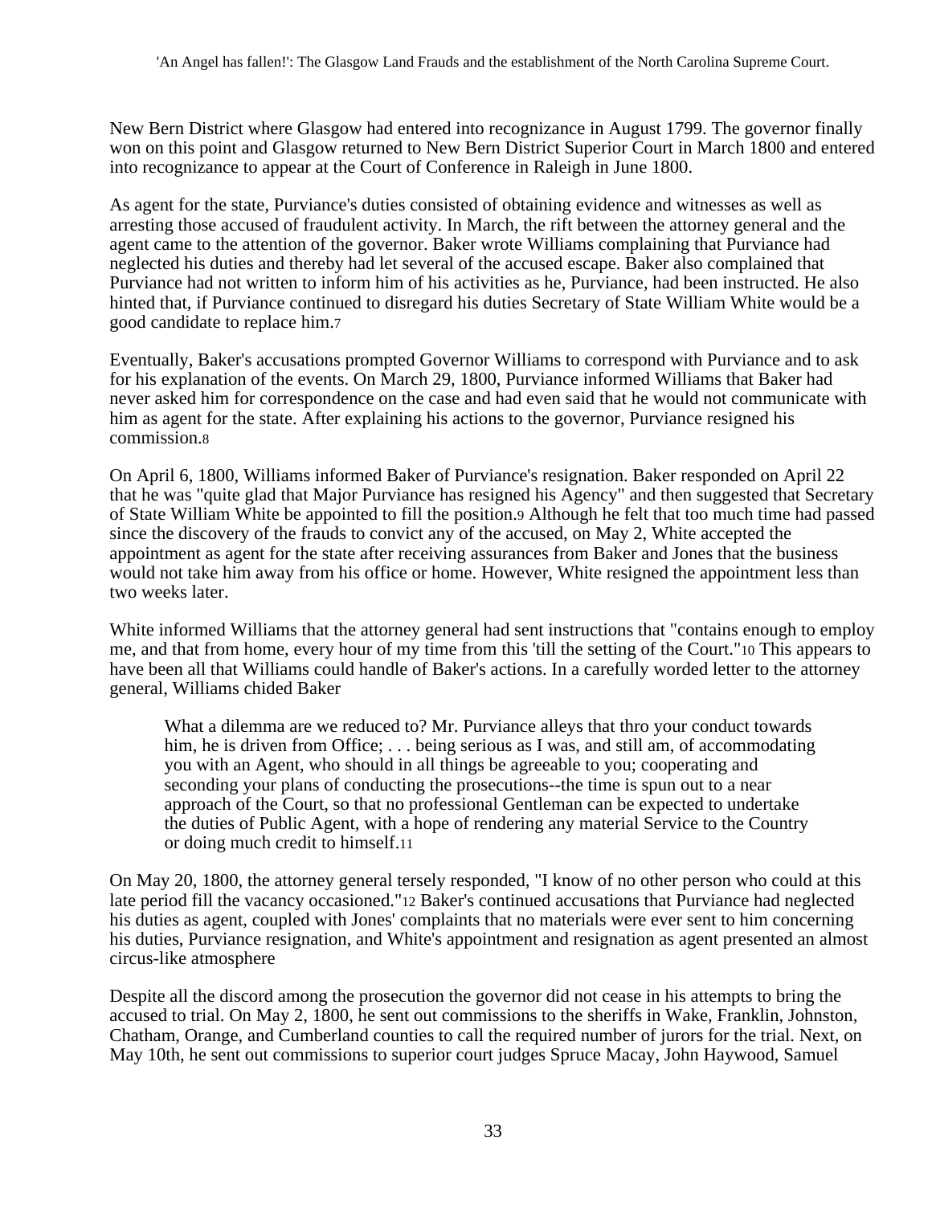New Bern District where Glasgow had entered into recognizance in August 1799. The governor finally won on this point and Glasgow returned to New Bern District Superior Court in March 1800 and entered into recognizance to appear at the Court of Conference in Raleigh in June 1800.

As agent for the state, Purviance's duties consisted of obtaining evidence and witnesses as well as arresting those accused of fraudulent activity. In March, the rift between the attorney general and the agent came to the attention of the governor. Baker wrote Williams complaining that Purviance had neglected his duties and thereby had let several of the accused escape. Baker also complained that Purviance had not written to inform him of his activities as he, Purviance, had been instructed. He also hinted that, if Purviance continued to disregard his duties Secretary of State William White would be a good candidate to replace him.[7]

Eventually, Baker's accusations prompted Governor Williams to correspond with Purviance and to ask for his explanation of the events. On March 29, 1800, Purviance informed Williams that Baker had never asked him for correspondence on the case and had even said that he would not communicate with him as agent for the state. After explaining his actions to the governor, Purviance resigned his commission.[8]

On April 6, 1800, Williams informed Baker of Purviance's resignation. Baker responded on April 22 that he was "quite glad that Major Purviance has resigned his Agency" and then suggested that Secretary of State William White be appointed to fill the position.[9] Although he felt that too much time had passed since the discovery of the frauds to convict any of the accused, on May 2, White accepted the appointment as agent for the state after receiving assurances from Baker and Jones that the business would not take him away from his office or home. However, White resigned the appointment less than two weeks later.

White informed Williams that the attorney general had sent instructions that "contains enough to employ me, and that from home, every hour of my time from this 'till the setting of the Court."[10] This appears to have been all that Williams could handle of Baker's actions. In a carefully worded letter to the attorney general, Williams chided Baker

> What a dilemma are we reduced to? Mr. Purviance alleys that thro your conduct towards him, he is driven from Office; . . . being serious as I was, and still am, of accommodating you with an Agent, who should in all things be agreeable to you; cooperating and seconding your plans of conducting the prosecutions--the time is spun out to a near approach of the Court, so that no professional Gentleman can be expected to undertake the duties of Public Agent, with a hope of rendering any material Service to the Country or doing much credit to himself.[11]

On May 20, 1800, the attorney general tersely responded, "I know of no other person who could at this late period fill the vacancy occasioned."[12] Baker's continued accusations that Purviance had neglected his duties as agent, coupled with Jones' complaints that no materials were ever sent to him concerning his duties, Purviance resignation, and White's appointment and resignation as agent presented an almost circus-like atmosphere

Despite all the discord among the prosecution the governor did not cease in his attempts to bring the accused to trial. On May 2, 1800, he sent out commissions to the sheriffs in Wake, Franklin, Johnston, Chatham, Orange, and Cumberland counties to call the required number of jurors for the trial. Next, on May 10th, he sent out commissions to superior court judges Spruce Macay, John Haywood, Samuel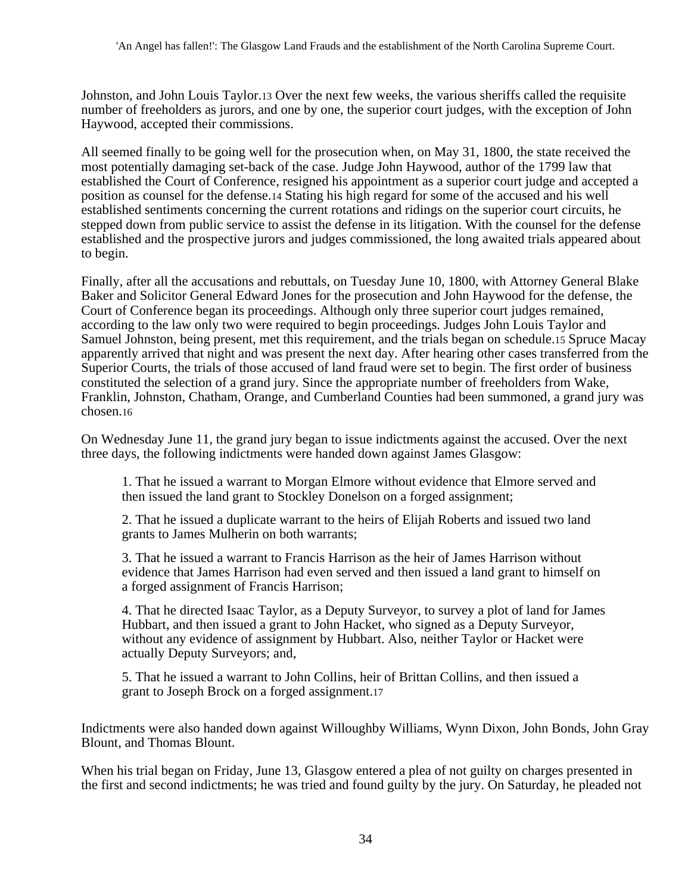Johnston, and John Louis Taylor.[13] Over the next few weeks, the various sheriffs called the requisite number of freeholders as jurors, and one by one, the superior court judges, with the exception of John Haywood, accepted their commissions.

All seemed finally to be going well for the prosecution when, on May 31, 1800, the state received the most potentially damaging set-back of the case. Judge John Haywood, author of the 1799 law that established the Court of Conference, resigned his appointment as a superior court judge and accepted a position as counsel for the defense.[14] Stating his high regard for some of the accused and his well established sentiments concerning the current rotations and ridings on the superior court circuits, he stepped down from public service to assist the defense in its litigation. With the counsel for the defense established and the prospective jurors and judges commissioned, the long awaited trials appeared about to begin.

Finally, after all the accusations and rebuttals, on Tuesday June 10, 1800, with Attorney General Blake Baker and Solicitor General Edward Jones for the prosecution and John Haywood for the defense, the Court of Conference began its proceedings. Although only three superior court judges remained, according to the law only two were required to begin proceedings. Judges John Louis Taylor and Samuel Johnston, being present, met this requirement, and the trials began on schedule.[15] Spruce Macay apparently arrived that night and was present the next day. After hearing other cases transferred from the Superior Courts, the trials of those accused of land fraud were set to begin. The first order of business constituted the selection of a grand jury. Since the appropriate number of freeholders from Wake, Franklin, Johnston, Chatham, Orange, and Cumberland Counties had been summoned, a grand jury was chosen.[16]

On Wednesday June 11, the grand jury began to issue indictments against the accused. Over the next three days, the following indictments were handed down against James Glasgow:

> 1. That he issued a warrant to Morgan Elmore without evidence that Elmore served and then issued the land grant to Stockley Donelson on a forged assignment;
>
> 2. That he issued a duplicate warrant to the heirs of Elijah Roberts and issued two land grants to James Mulherin on both warrants;
>
> 3. That he issued a warrant to Francis Harrison as the heir of James Harrison without evidence that James Harrison had even served and then issued a land grant to himself on a forged assignment of Francis Harrison;
>
> 4. That he directed Isaac Taylor, as a Deputy Surveyor, to survey a plot of land for James Hubbart, and then issued a grant to John Hacket, who signed as a Deputy Surveyor, without any evidence of assignment by Hubbart. Also, neither Taylor or Hacket were actually Deputy Surveyors; and,
>
> 5. That he issued a warrant to John Collins, heir of Brittan Collins, and then issued a grant to Joseph Brock on a forged assignment.[17]

Indictments were also handed down against Willoughby Williams, Wynn Dixon, John Bonds, John Gray Blount, and Thomas Blount.

When his trial began on Friday, June 13, Glasgow entered a plea of not guilty on charges presented in the first and second indictments; he was tried and found guilty by the jury. On Saturday, he pleaded not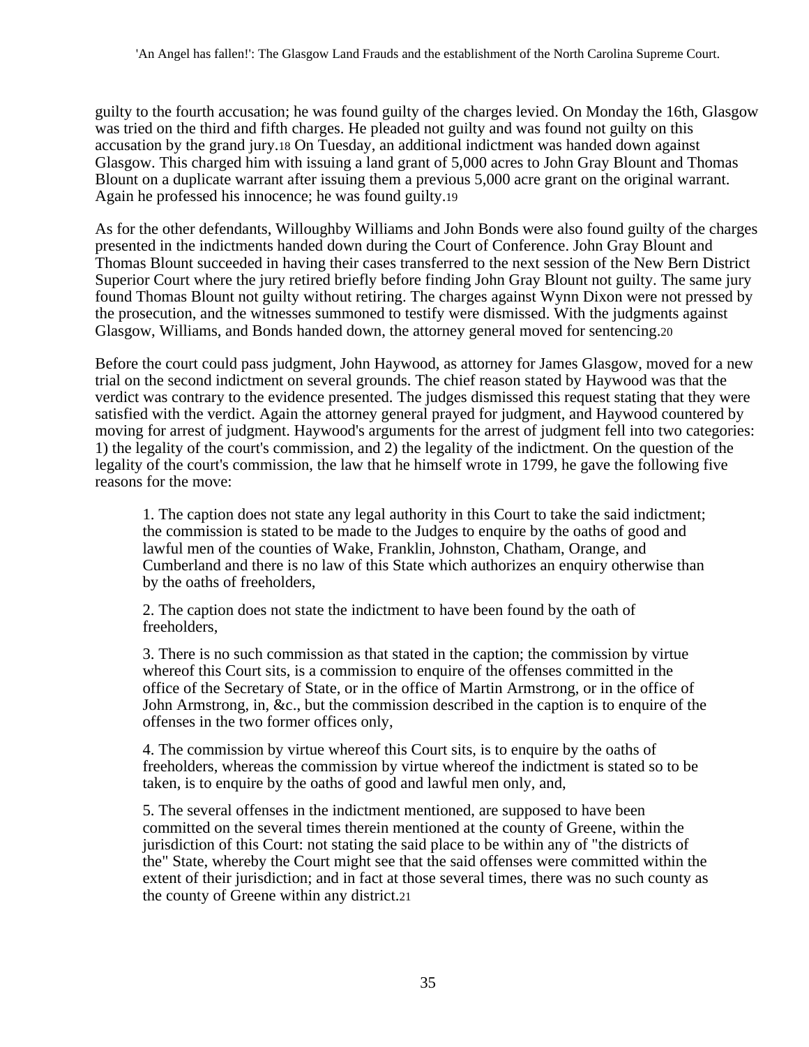guilty to the fourth accusation; he was found guilty of the charges levied. On Monday the 16th, Glasgow was tried on the third and fifth charges. He pleaded not guilty and was found not guilty on this accusation by the grand jury.[18] On Tuesday, an additional indictment was handed down against Glasgow. This charged him with issuing a land grant of 5,000 acres to John Gray Blount and Thomas Blount on a duplicate warrant after issuing them a previous 5,000 acre grant on the original warrant. Again he professed his innocence; he was found guilty.[19]

As for the other defendants, Willoughby Williams and John Bonds were also found guilty of the charges presented in the indictments handed down during the Court of Conference. John Gray Blount and Thomas Blount succeeded in having their cases transferred to the next session of the New Bern District Superior Court where the jury retired briefly before finding John Gray Blount not guilty. The same jury found Thomas Blount not guilty without retiring. The charges against Wynn Dixon were not pressed by the prosecution, and the witnesses summoned to testify were dismissed. With the judgments against Glasgow, Williams, and Bonds handed down, the attorney general moved for sentencing.[20]

Before the court could pass judgment, John Haywood, as attorney for James Glasgow, moved for a new trial on the second indictment on several grounds. The chief reason stated by Haywood was that the verdict was contrary to the evidence presented. The judges dismissed this request stating that they were satisfied with the verdict. Again the attorney general prayed for judgment, and Haywood countered by moving for arrest of judgment. Haywood's arguments for the arrest of judgment fell into two categories: 1) the legality of the court's commission, and 2) the legality of the indictment. On the question of the legality of the court's commission, the law that he himself wrote in 1799, he gave the following five reasons for the move:

> 1. The caption does not state any legal authority in this Court to take the said indictment; the commission is stated to be made to the Judges to enquire by the oaths of good and lawful men of the counties of Wake, Franklin, Johnston, Chatham, Orange, and Cumberland and there is no law of this State which authorizes an enquiry otherwise than by the oaths of freeholders,
>
> 2. The caption does not state the indictment to have been found by the oath of freeholders,
>
> 3. There is no such commission as that stated in the caption; the commission by virtue whereof this Court sits, is a commission to enquire of the offenses committed in the office of the Secretary of State, or in the office of Martin Armstrong, or in the office of John Armstrong, in, &c., but the commission described in the caption is to enquire of the offenses in the two former offices only,
>
> 4. The commission by virtue whereof this Court sits, is to enquire by the oaths of freeholders, whereas the commission by virtue whereof the indictment is stated so to be taken, is to enquire by the oaths of good and lawful men only, and,
>
> 5. The several offenses in the indictment mentioned, are supposed to have been committed on the several times therein mentioned at the county of Greene, within the jurisdiction of this Court: not stating the said place to be within any of "the districts of the" State, whereby the Court might see that the said offenses were committed within the extent of their jurisdiction; and in fact at those several times, there was no such county as the county of Greene within any district.[21]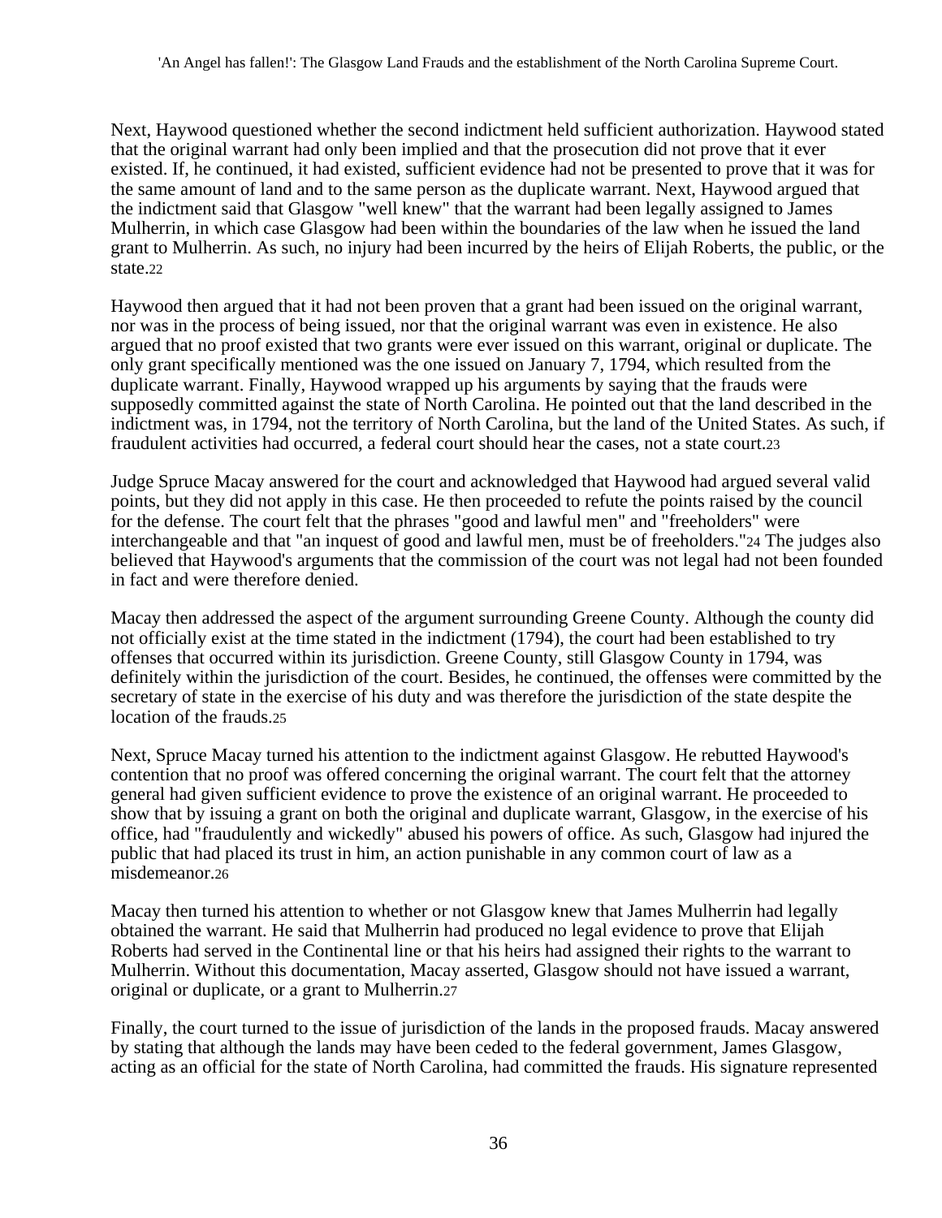Next, Haywood questioned whether the second indictment held sufficient authorization. Haywood stated that the original warrant had only been implied and that the prosecution did not prove that it ever existed. If, he continued, it had existed, sufficient evidence had not be presented to prove that it was for the same amount of land and to the same person as the duplicate warrant. Next, Haywood argued that the indictment said that Glasgow "well knew" that the warrant had been legally assigned to James Mulherrin, in which case Glasgow had been within the boundaries of the law when he issued the land grant to Mulherrin. As such, no injury had been incurred by the heirs of Elijah Roberts, the public, or the state.[22]

Haywood then argued that it had not been proven that a grant had been issued on the original warrant, nor was in the process of being issued, nor that the original warrant was even in existence. He also argued that no proof existed that two grants were ever issued on this warrant, original or duplicate. The only grant specifically mentioned was the one issued on January 7, 1794, which resulted from the duplicate warrant. Finally, Haywood wrapped up his arguments by saying that the frauds were supposedly committed against the state of North Carolina. He pointed out that the land described in the indictment was, in 1794, not the territory of North Carolina, but the land of the United States. As such, if fraudulent activities had occurred, a federal court should hear the cases, not a state court.[23]

Judge Spruce Macay answered for the court and acknowledged that Haywood had argued several valid points, but they did not apply in this case. He then proceeded to refute the points raised by the council for the defense. The court felt that the phrases "good and lawful men" and "freeholders" were interchangeable and that "an inquest of good and lawful men, must be of freeholders."[24] The judges also believed that Haywood's arguments that the commission of the court was not legal had not been founded in fact and were therefore denied.

Macay then addressed the aspect of the argument surrounding Greene County. Although the county did not officially exist at the time stated in the indictment (1794), the court had been established to try offenses that occurred within its jurisdiction. Greene County, still Glasgow County in 1794, was definitely within the jurisdiction of the court. Besides, he continued, the offenses were committed by the secretary of state in the exercise of his duty and was therefore the jurisdiction of the state despite the location of the frauds.[25]

Next, Spruce Macay turned his attention to the indictment against Glasgow. He rebutted Haywood's contention that no proof was offered concerning the original warrant. The court felt that the attorney general had given sufficient evidence to prove the existence of an original warrant. He proceeded to show that by issuing a grant on both the original and duplicate warrant, Glasgow, in the exercise of his office, had "fraudulently and wickedly" abused his powers of office. As such, Glasgow had injured the public that had placed its trust in him, an action punishable in any common court of law as a misdemeanor.[26]

Macay then turned his attention to whether or not Glasgow knew that James Mulherrin had legally obtained the warrant. He said that Mulherrin had produced no legal evidence to prove that Elijah Roberts had served in the Continental line or that his heirs had assigned their rights to the warrant to Mulherrin. Without this documentation, Macay asserted, Glasgow should not have issued a warrant, original or duplicate, or a grant to Mulherrin.[27]

Finally, the court turned to the issue of jurisdiction of the lands in the proposed frauds. Macay answered by stating that although the lands may have been ceded to the federal government, James Glasgow, acting as an official for the state of North Carolina, had committed the frauds. His signature represented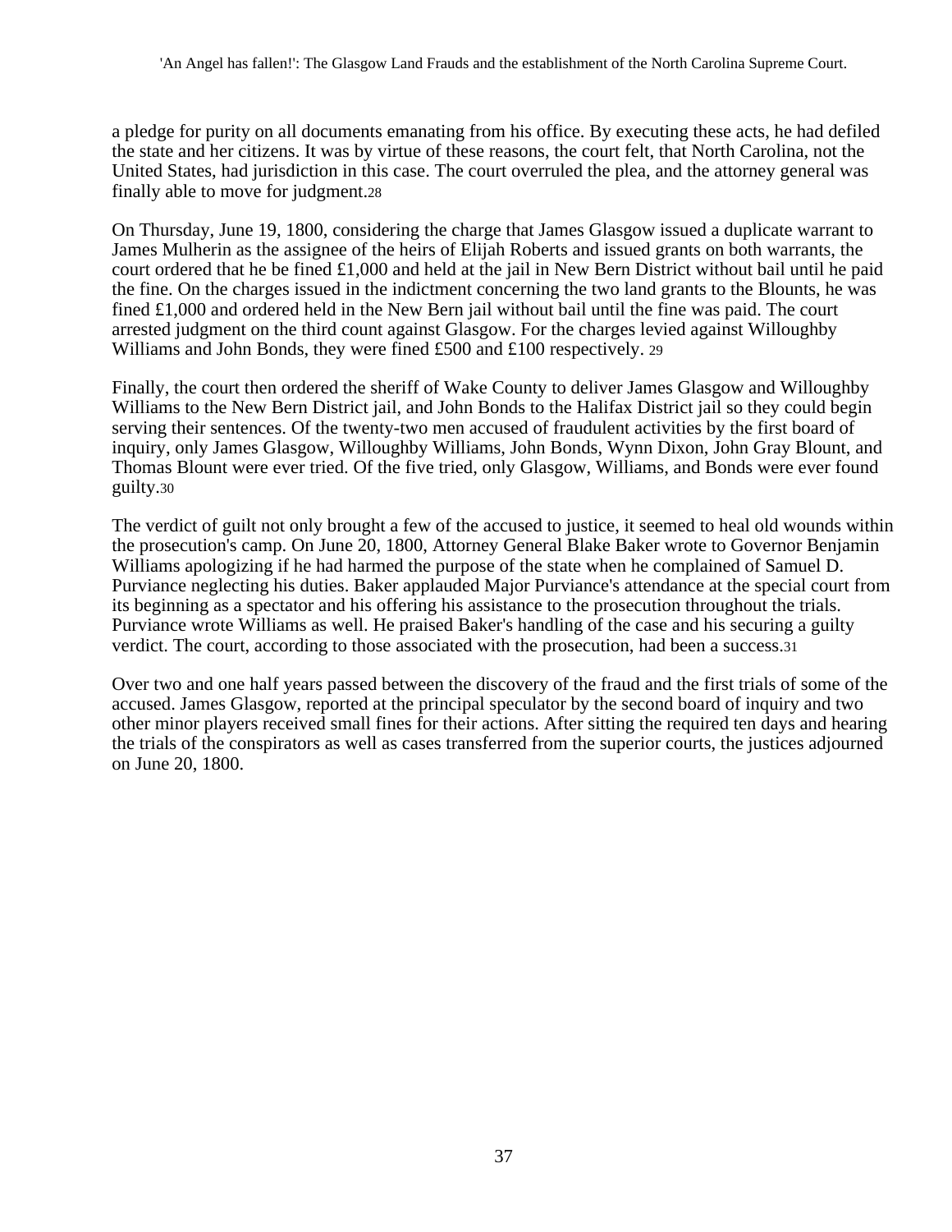a pledge for purity on all documents emanating from his office. By executing these acts, he had defiled the state and her citizens. It was by virtue of these reasons, the court felt, that North Carolina, not the United States, had jurisdiction in this case. The court overruled the plea, and the attorney general was finally able to move for judgment.[28]

On Thursday, June 19, 1800, considering the charge that James Glasgow issued a duplicate warrant to James Mulherin as the assignee of the heirs of Elijah Roberts and issued grants on both warrants, the court ordered that he be fined £1,000 and held at the jail in New Bern District without bail until he paid the fine. On the charges issued in the indictment concerning the two land grants to the Blounts, he was fined £1,000 and ordered held in the New Bern jail without bail until the fine was paid. The court arrested judgment on the third count against Glasgow. For the charges levied against Willoughby Williams and John Bonds, they were fined £500 and £100 respectively. [29]

Finally, the court then ordered the sheriff of Wake County to deliver James Glasgow and Willoughby Williams to the New Bern District jail, and John Bonds to the Halifax District jail so they could begin serving their sentences. Of the twenty-two men accused of fraudulent activities by the first board of inquiry, only James Glasgow, Willoughby Williams, John Bonds, Wynn Dixon, John Gray Blount, and Thomas Blount were ever tried. Of the five tried, only Glasgow, Williams, and Bonds were ever found guilty.[30]

The verdict of guilt not only brought a few of the accused to justice, it seemed to heal old wounds within the prosecution's camp. On June 20, 1800, Attorney General Blake Baker wrote to Governor Benjamin Williams apologizing if he had harmed the purpose of the state when he complained of Samuel D. Purviance neglecting his duties. Baker applauded Major Purviance's attendance at the special court from its beginning as a spectator and his offering his assistance to the prosecution throughout the trials. Purviance wrote Williams as well. He praised Baker's handling of the case and his securing a guilty verdict. The court, according to those associated with the prosecution, had been a success.[31]

Over two and one half years passed between the discovery of the fraud and the first trials of some of the accused. James Glasgow, reported at the principal speculator by the second board of inquiry and two other minor players received small fines for their actions. After sitting the required ten days and hearing the trials of the conspirators as well as cases transferred from the superior courts, the justices adjourned on June 20, 1800.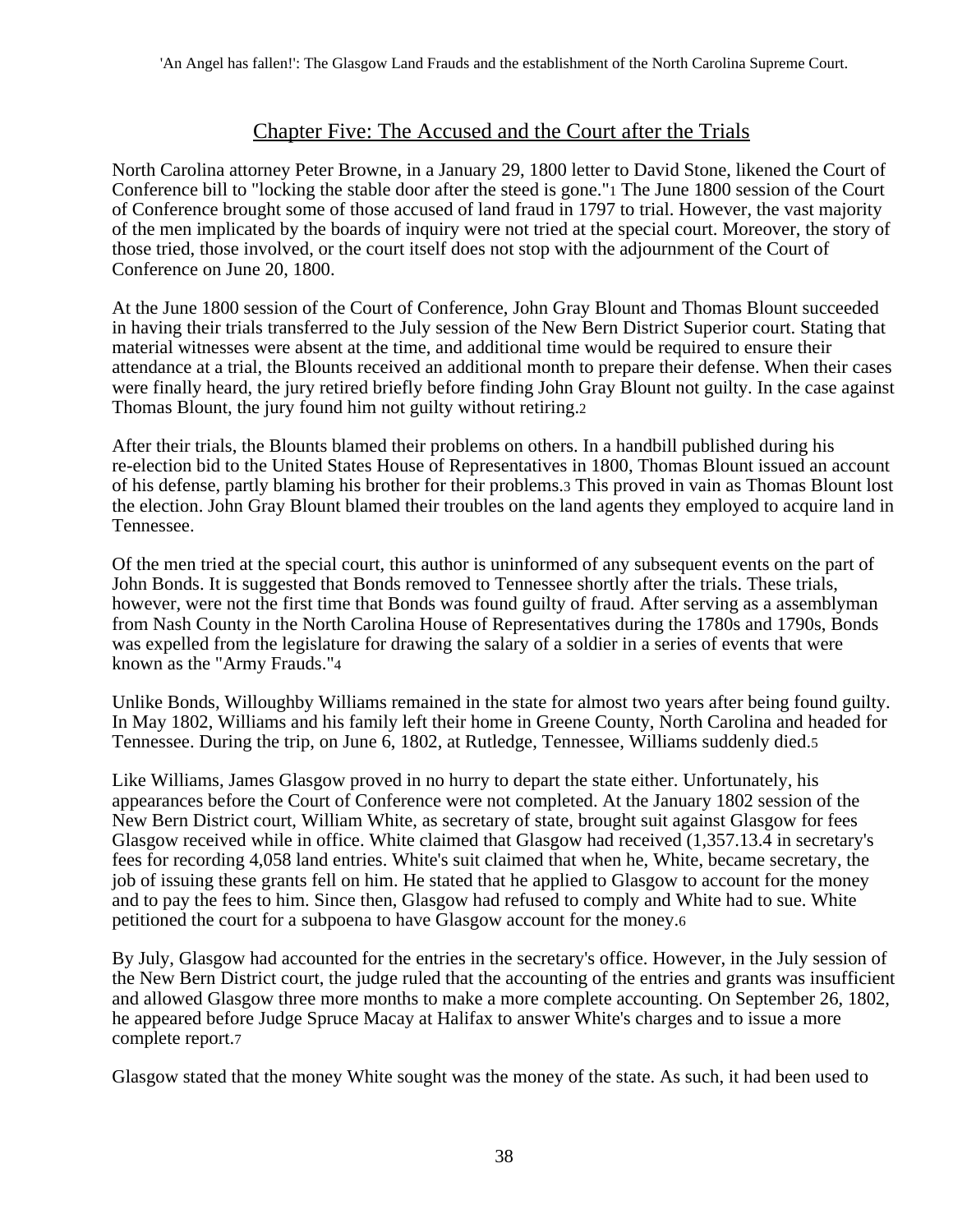## Chapter Five: The Accused and the Court after the Trials

North Carolina attorney Peter Browne, in a January 29, 1800 letter to David Stone, likened the Court of Conference bill to "locking the stable door after the steed is gone."[1] The June 1800 session of the Court of Conference brought some of those accused of land fraud in 1797 to trial. However, the vast majority of the men implicated by the boards of inquiry were not tried at the special court. Moreover, the story of those tried, those involved, or the court itself does not stop with the adjournment of the Court of Conference on June 20, 1800.

At the June 1800 session of the Court of Conference, John Gray Blount and Thomas Blount succeeded in having their trials transferred to the July session of the New Bern District Superior court. Stating that material witnesses were absent at the time, and additional time would be required to ensure their attendance at a trial, the Blounts received an additional month to prepare their defense. When their cases were finally heard, the jury retired briefly before finding John Gray Blount not guilty. In the case against Thomas Blount, the jury found him not guilty without retiring.[2]

After their trials, the Blounts blamed their problems on others. In a handbill published during his re-election bid to the United States House of Representatives in 1800, Thomas Blount issued an account of his defense, partly blaming his brother for their problems.[3] This proved in vain as Thomas Blount lost the election. John Gray Blount blamed their troubles on the land agents they employed to acquire land in Tennessee.

Of the men tried at the special court, this author is uninformed of any subsequent events on the part of John Bonds. It is suggested that Bonds removed to Tennessee shortly after the trials. These trials, however, were not the first time that Bonds was found guilty of fraud. After serving as a assemblyman from Nash County in the North Carolina House of Representatives during the 1780s and 1790s, Bonds was expelled from the legislature for drawing the salary of a soldier in a series of events that were known as the "Army Frauds."[4]

Unlike Bonds, Willoughby Williams remained in the state for almost two years after being found guilty. In May 1802, Williams and his family left their home in Greene County, North Carolina and headed for Tennessee. During the trip, on June 6, 1802, at Rutledge, Tennessee, Williams suddenly died.[5]

Like Williams, James Glasgow proved in no hurry to depart the state either. Unfortunately, his appearances before the Court of Conference were not completed. At the January 1802 session of the New Bern District court, William White, as secretary of state, brought suit against Glasgow for fees Glasgow received while in office. White claimed that Glasgow had received (1,357.13.4 in secretary's fees for recording 4,058 land entries. White's suit claimed that when he, White, became secretary, the job of issuing these grants fell on him. He stated that he applied to Glasgow to account for the money and to pay the fees to him. Since then, Glasgow had refused to comply and White had to sue. White petitioned the court for a subpoena to have Glasgow account for the money.[6]

By July, Glasgow had accounted for the entries in the secretary's office. However, in the July session of the New Bern District court, the judge ruled that the accounting of the entries and grants was insufficient and allowed Glasgow three more months to make a more complete accounting. On September 26, 1802, he appeared before Judge Spruce Macay at Halifax to answer White's charges and to issue a more complete report.[7]

Glasgow stated that the money White sought was the money of the state. As such, it had been used to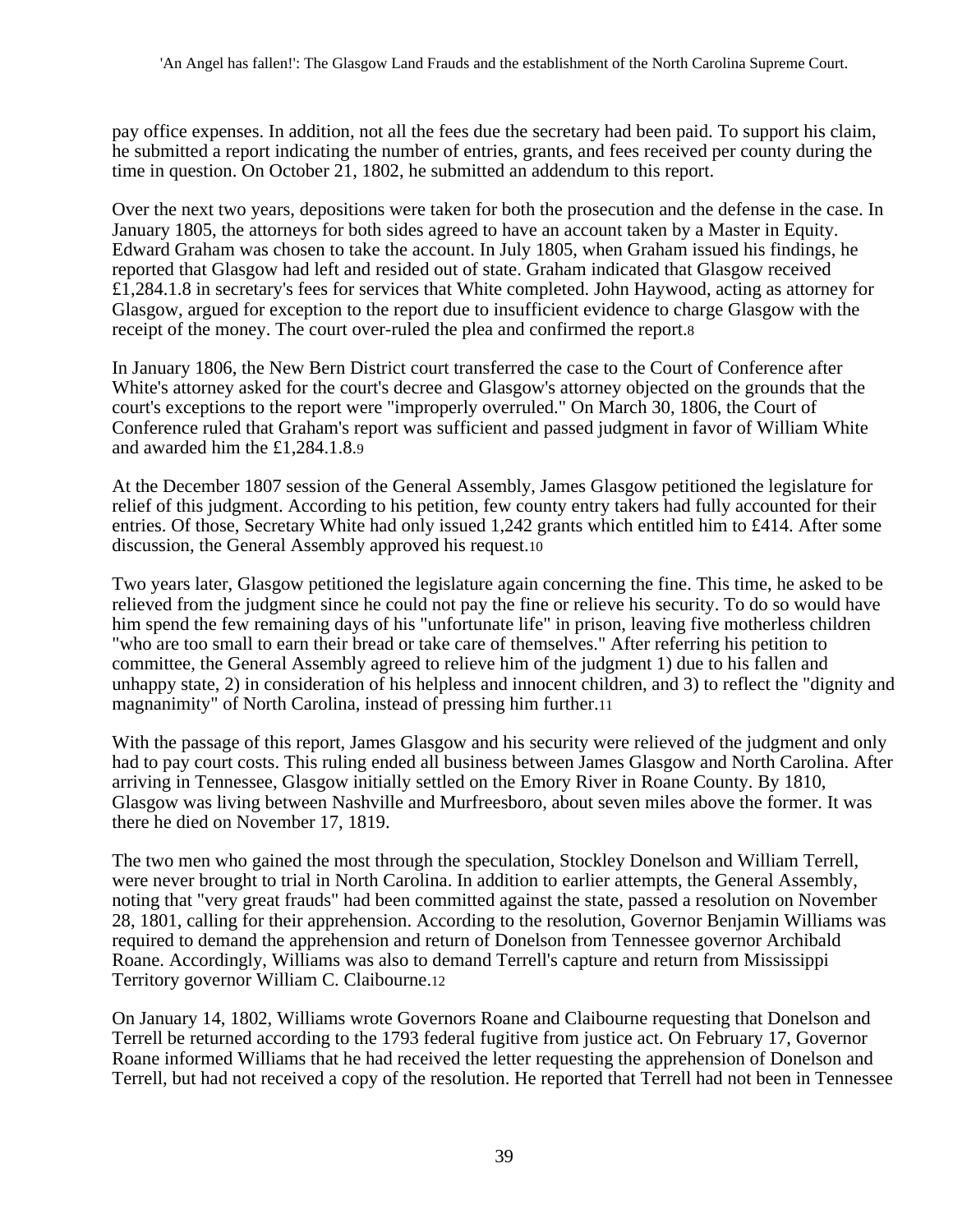pay office expenses. In addition, not all the fees due the secretary had been paid. To support his claim, he submitted a report indicating the number of entries, grants, and fees received per county during the time in question. On October 21, 1802, he submitted an addendum to this report.

Over the next two years, depositions were taken for both the prosecution and the defense in the case. In January 1805, the attorneys for both sides agreed to have an account taken by a Master in Equity. Edward Graham was chosen to take the account. In July 1805, when Graham issued his findings, he reported that Glasgow had left and resided out of state. Graham indicated that Glasgow received £1,284.1.8 in secretary's fees for services that White completed. John Haywood, acting as attorney for Glasgow, argued for exception to the report due to insufficient evidence to charge Glasgow with the receipt of the money. The court over-ruled the plea and confirmed the report.[8]

In January 1806, the New Bern District court transferred the case to the Court of Conference after White's attorney asked for the court's decree and Glasgow's attorney objected on the grounds that the court's exceptions to the report were "improperly overruled." On March 30, 1806, the Court of Conference ruled that Graham's report was sufficient and passed judgment in favor of William White and awarded him the £1,284.1.8.[9]

At the December 1807 session of the General Assembly, James Glasgow petitioned the legislature for relief of this judgment. According to his petition, few county entry takers had fully accounted for their entries. Of those, Secretary White had only issued 1,242 grants which entitled him to £414. After some discussion, the General Assembly approved his request.[10]

Two years later, Glasgow petitioned the legislature again concerning the fine. This time, he asked to be relieved from the judgment since he could not pay the fine or relieve his security. To do so would have him spend the few remaining days of his "unfortunate life" in prison, leaving five motherless children "who are too small to earn their bread or take care of themselves." After referring his petition to committee, the General Assembly agreed to relieve him of the judgment 1) due to his fallen and unhappy state, 2) in consideration of his helpless and innocent children, and 3) to reflect the "dignity and magnanimity" of North Carolina, instead of pressing him further.[11]

With the passage of this report, James Glasgow and his security were relieved of the judgment and only had to pay court costs. This ruling ended all business between James Glasgow and North Carolina. After arriving in Tennessee, Glasgow initially settled on the Emory River in Roane County. By 1810, Glasgow was living between Nashville and Murfreesboro, about seven miles above the former. It was there he died on November 17, 1819.

The two men who gained the most through the speculation, Stockley Donelson and William Terrell, were never brought to trial in North Carolina. In addition to earlier attempts, the General Assembly, noting that "very great frauds" had been committed against the state, passed a resolution on November 28, 1801, calling for their apprehension. According to the resolution, Governor Benjamin Williams was required to demand the apprehension and return of Donelson from Tennessee governor Archibald Roane. Accordingly, Williams was also to demand Terrell's capture and return from Mississippi Territory governor William C. Claibourne.[12]

On January 14, 1802, Williams wrote Governors Roane and Claibourne requesting that Donelson and Terrell be returned according to the 1793 federal fugitive from justice act. On February 17, Governor Roane informed Williams that he had received the letter requesting the apprehension of Donelson and Terrell, but had not received a copy of the resolution. He reported that Terrell had not been in Tennessee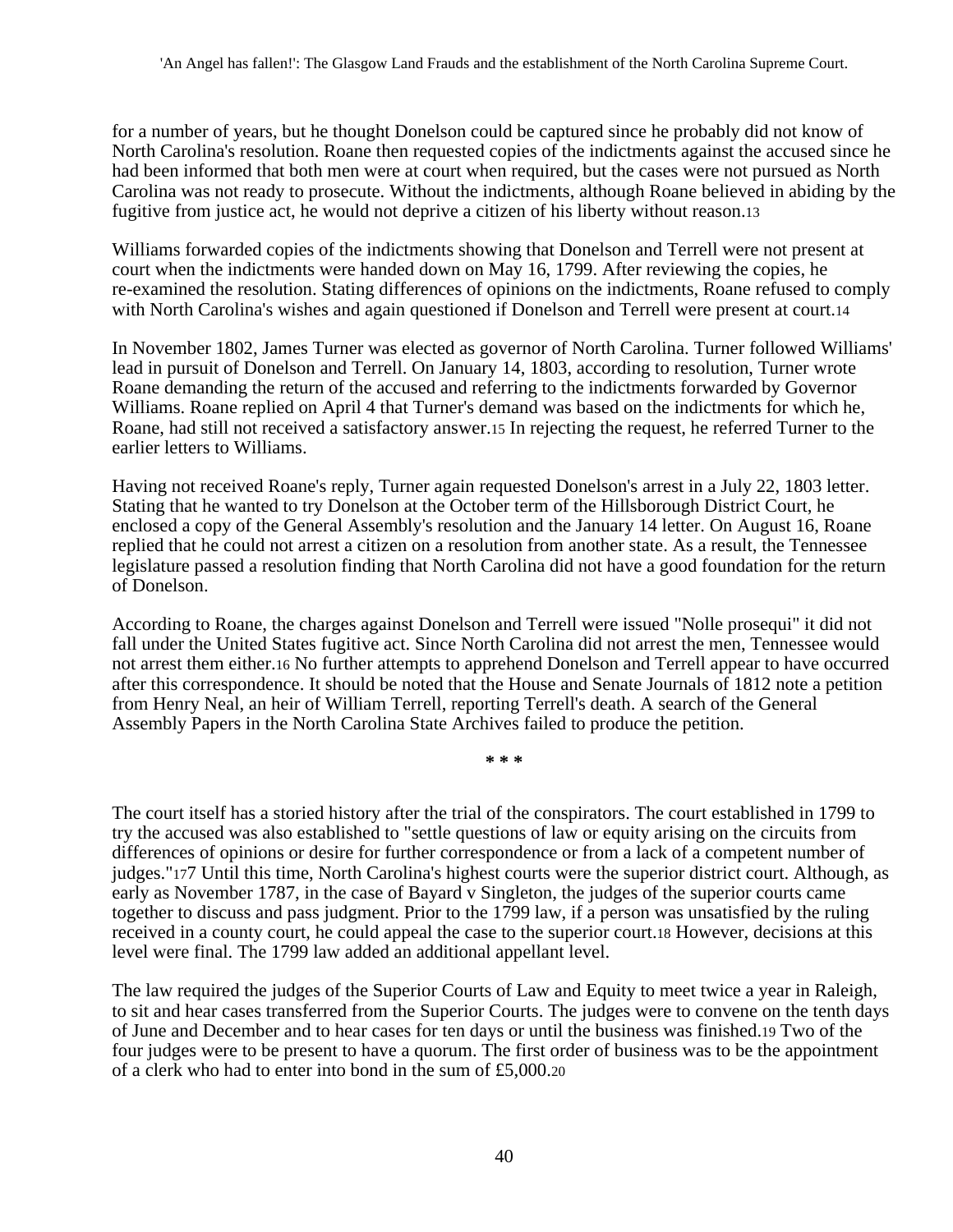for a number of years, but he thought Donelson could be captured since he probably did not know of North Carolina's resolution. Roane then requested copies of the indictments against the accused since he had been informed that both men were at court when required, but the cases were not pursued as North Carolina was not ready to prosecute. Without the indictments, although Roane believed in abiding by the fugitive from justice act, he would not deprive a citizen of his liberty without reason.[13]

Williams forwarded copies of the indictments showing that Donelson and Terrell were not present at court when the indictments were handed down on May 16, 1799. After reviewing the copies, he re-examined the resolution. Stating differences of opinions on the indictments, Roane refused to comply with North Carolina's wishes and again questioned if Donelson and Terrell were present at court.[14]

In November 1802, James Turner was elected as governor of North Carolina. Turner followed Williams' lead in pursuit of Donelson and Terrell. On January 14, 1803, according to resolution, Turner wrote Roane demanding the return of the accused and referring to the indictments forwarded by Governor Williams. Roane replied on April 4 that Turner's demand was based on the indictments for which he, Roane, had still not received a satisfactory answer.[15] In rejecting the request, he referred Turner to the earlier letters to Williams.

Having not received Roane's reply, Turner again requested Donelson's arrest in a July 22, 1803 letter. Stating that he wanted to try Donelson at the October term of the Hillsborough District Court, he enclosed a copy of the General Assembly's resolution and the January 14 letter. On August 16, Roane replied that he could not arrest a citizen on a resolution from another state. As a result, the Tennessee legislature passed a resolution finding that North Carolina did not have a good foundation for the return of Donelson.

According to Roane, the charges against Donelson and Terrell were issued "Nolle prosequi" it did not fall under the United States fugitive act. Since North Carolina did not arrest the men, Tennessee would not arrest them either.[16] No further attempts to apprehend Donelson and Terrell appear to have occurred after this correspondence. It should be noted that the House and Senate Journals of 1812 note a petition from Henry Neal, an heir of William Terrell, reporting Terrell's death. A search of the General Assembly Papers in the North Carolina State Archives failed to produce the petition.

\* \* \*

The court itself has a storied history after the trial of the conspirators. The court established in 1799 to try the accused was also established to "settle questions of law or equity arising on the circuits from differences of opinions or desire for further correspondence or from a lack of a competent number of judges."[17]7 Until this time, North Carolina's highest courts were the superior district court. Although, as early as November 1787, in the case of Bayard v Singleton, the judges of the superior courts came together to discuss and pass judgment. Prior to the 1799 law, if a person was unsatisfied by the ruling received in a county court, he could appeal the case to the superior court.[18] However, decisions at this level were final. The 1799 law added an additional appellant level.

The law required the judges of the Superior Courts of Law and Equity to meet twice a year in Raleigh, to sit and hear cases transferred from the Superior Courts. The judges were to convene on the tenth days of June and December and to hear cases for ten days or until the business was finished.[19] Two of the four judges were to be present to have a quorum. The first order of business was to be the appointment of a clerk who had to enter into bond in the sum of £5,000.[20]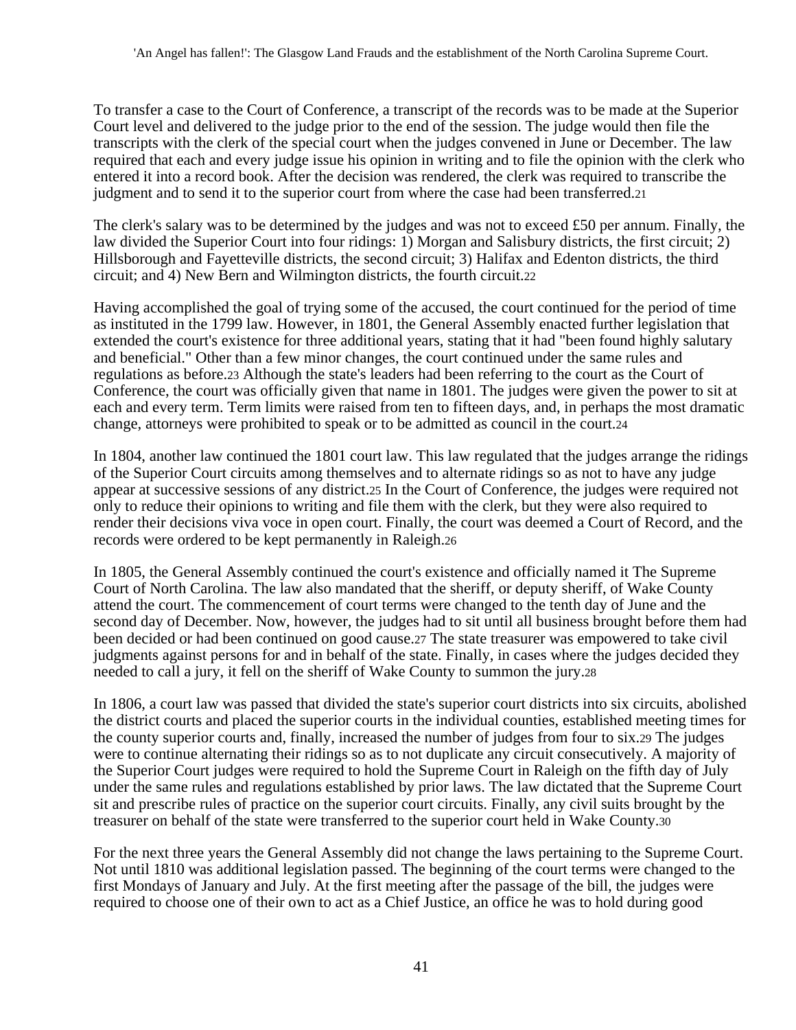To transfer a case to the Court of Conference, a transcript of the records was to be made at the Superior Court level and delivered to the judge prior to the end of the session. The judge would then file the transcripts with the clerk of the special court when the judges convened in June or December. The law required that each and every judge issue his opinion in writing and to file the opinion with the clerk who entered it into a record book. After the decision was rendered, the clerk was required to transcribe the judgment and to send it to the superior court from where the case had been transferred.[21]

The clerk's salary was to be determined by the judges and was not to exceed £50 per annum. Finally, the law divided the Superior Court into four ridings: 1) Morgan and Salisbury districts, the first circuit; 2) Hillsborough and Fayetteville districts, the second circuit; 3) Halifax and Edenton districts, the third circuit; and 4) New Bern and Wilmington districts, the fourth circuit.[22]

Having accomplished the goal of trying some of the accused, the court continued for the period of time as instituted in the 1799 law. However, in 1801, the General Assembly enacted further legislation that extended the court's existence for three additional years, stating that it had "been found highly salutary and beneficial." Other than a few minor changes, the court continued under the same rules and regulations as before.[23] Although the state's leaders had been referring to the court as the Court of Conference, the court was officially given that name in 1801. The judges were given the power to sit at each and every term. Term limits were raised from ten to fifteen days, and, in perhaps the most dramatic change, attorneys were prohibited to speak or to be admitted as council in the court.[24]

In 1804, another law continued the 1801 court law. This law regulated that the judges arrange the ridings of the Superior Court circuits among themselves and to alternate ridings so as not to have any judge appear at successive sessions of any district.[25] In the Court of Conference, the judges were required not only to reduce their opinions to writing and file them with the clerk, but they were also required to render their decisions viva voce in open court. Finally, the court was deemed a Court of Record, and the records were ordered to be kept permanently in Raleigh.[26]

In 1805, the General Assembly continued the court's existence and officially named it The Supreme Court of North Carolina. The law also mandated that the sheriff, or deputy sheriff, of Wake County attend the court. The commencement of court terms were changed to the tenth day of June and the second day of December. Now, however, the judges had to sit until all business brought before them had been decided or had been continued on good cause.[27] The state treasurer was empowered to take civil judgments against persons for and in behalf of the state. Finally, in cases where the judges decided they needed to call a jury, it fell on the sheriff of Wake County to summon the jury.[28]

In 1806, a court law was passed that divided the state's superior court districts into six circuits, abolished the district courts and placed the superior courts in the individual counties, established meeting times for the county superior courts and, finally, increased the number of judges from four to six.[29] The judges were to continue alternating their ridings so as to not duplicate any circuit consecutively. A majority of the Superior Court judges were required to hold the Supreme Court in Raleigh on the fifth day of July under the same rules and regulations established by prior laws. The law dictated that the Supreme Court sit and prescribe rules of practice on the superior court circuits. Finally, any civil suits brought by the treasurer on behalf of the state were transferred to the superior court held in Wake County.[30]

For the next three years the General Assembly did not change the laws pertaining to the Supreme Court. Not until 1810 was additional legislation passed. The beginning of the court terms were changed to the first Mondays of January and July. At the first meeting after the passage of the bill, the judges were required to choose one of their own to act as a Chief Justice, an office he was to hold during good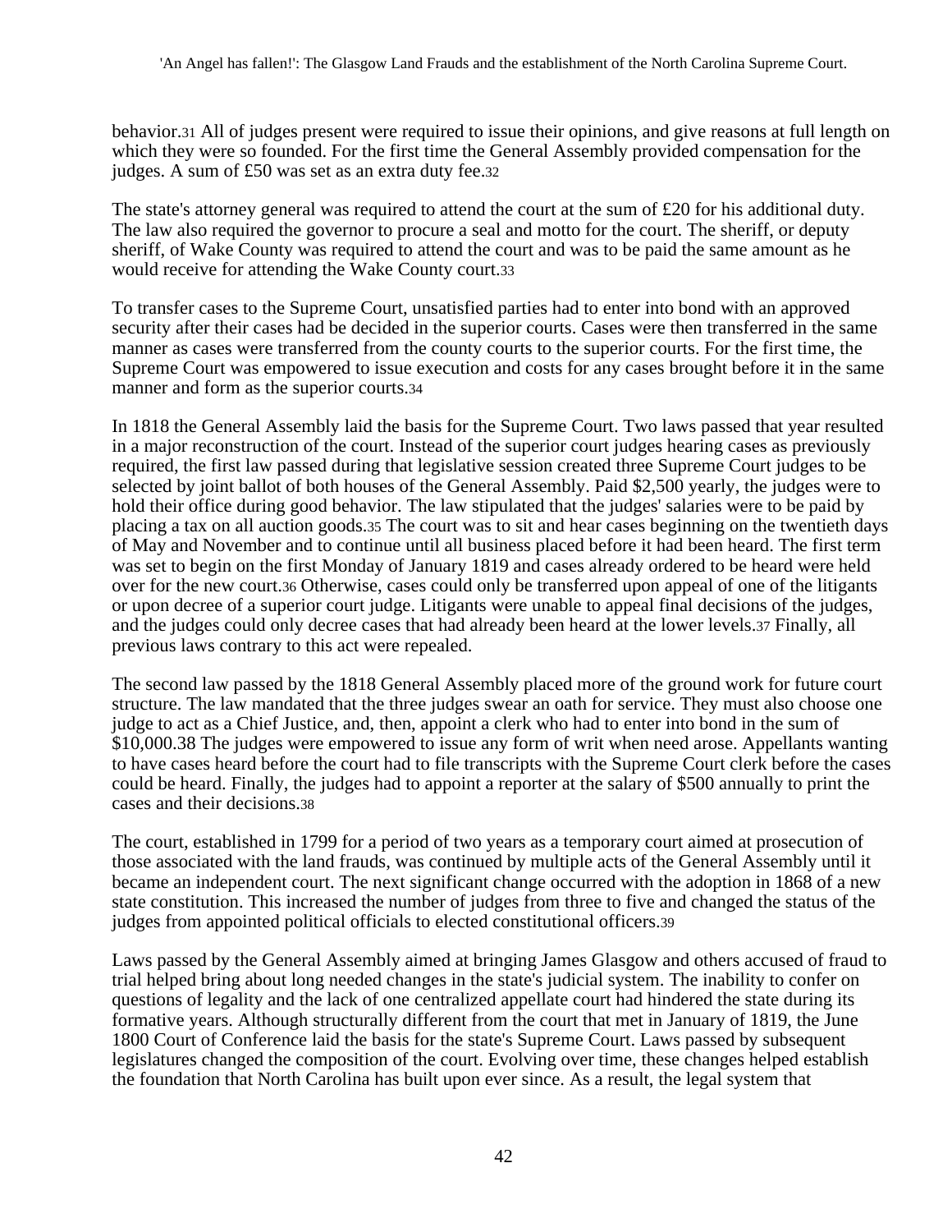behavior.[31] All of judges present were required to issue their opinions, and give reasons at full length on which they were so founded. For the first time the General Assembly provided compensation for the judges. A sum of £50 was set as an extra duty fee.[32]

The state's attorney general was required to attend the court at the sum of £20 for his additional duty. The law also required the governor to procure a seal and motto for the court. The sheriff, or deputy sheriff, of Wake County was required to attend the court and was to be paid the same amount as he would receive for attending the Wake County court.[33]

To transfer cases to the Supreme Court, unsatisfied parties had to enter into bond with an approved security after their cases had be decided in the superior courts. Cases were then transferred in the same manner as cases were transferred from the county courts to the superior courts. For the first time, the Supreme Court was empowered to issue execution and costs for any cases brought before it in the same manner and form as the superior courts.[34]

In 1818 the General Assembly laid the basis for the Supreme Court. Two laws passed that year resulted in a major reconstruction of the court. Instead of the superior court judges hearing cases as previously required, the first law passed during that legislative session created three Supreme Court judges to be selected by joint ballot of both houses of the General Assembly. Paid $2,500 yearly, the judges were to hold their office during good behavior. The law stipulated that the judges' salaries were to be paid by placing a tax on all auction goods.[35] The court was to sit and hear cases beginning on the twentieth days of May and November and to continue until all business placed before it had been heard. The first term was set to begin on the first Monday of January 1819 and cases already ordered to be heard were held over for the new court.[36] Otherwise, cases could only be transferred upon appeal of one of the litigants or upon decree of a superior court judge. Litigants were unable to appeal final decisions of the judges, and the judges could only decree cases that had already been heard at the lower levels.[37] Finally, all previous laws contrary to this act were repealed.

The second law passed by the 1818 General Assembly placed more of the ground work for future court structure. The law mandated that the three judges swear an oath for service. They must also choose one judge to act as a Chief Justice, and, then, appoint a clerk who had to enter into bond in the sum of $10,000.38 The judges were empowered to issue any form of writ when need arose. Appellants wanting to have cases heard before the court had to file transcripts with the Supreme Court clerk before the cases could be heard. Finally, the judges had to appoint a reporter at the salary of $500 annually to print the cases and their decisions.[38]

The court, established in 1799 for a period of two years as a temporary court aimed at prosecution of those associated with the land frauds, was continued by multiple acts of the General Assembly until it became an independent court. The next significant change occurred with the adoption in 1868 of a new state constitution. This increased the number of judges from three to five and changed the status of the judges from appointed political officials to elected constitutional officers.[39]

Laws passed by the General Assembly aimed at bringing James Glasgow and others accused of fraud to trial helped bring about long needed changes in the state's judicial system. The inability to confer on questions of legality and the lack of one centralized appellate court had hindered the state during its formative years. Although structurally different from the court that met in January of 1819, the June 1800 Court of Conference laid the basis for the state's Supreme Court. Laws passed by subsequent legislatures changed the composition of the court. Evolving over time, these changes helped establish the foundation that North Carolina has built upon ever since. As a result, the legal system that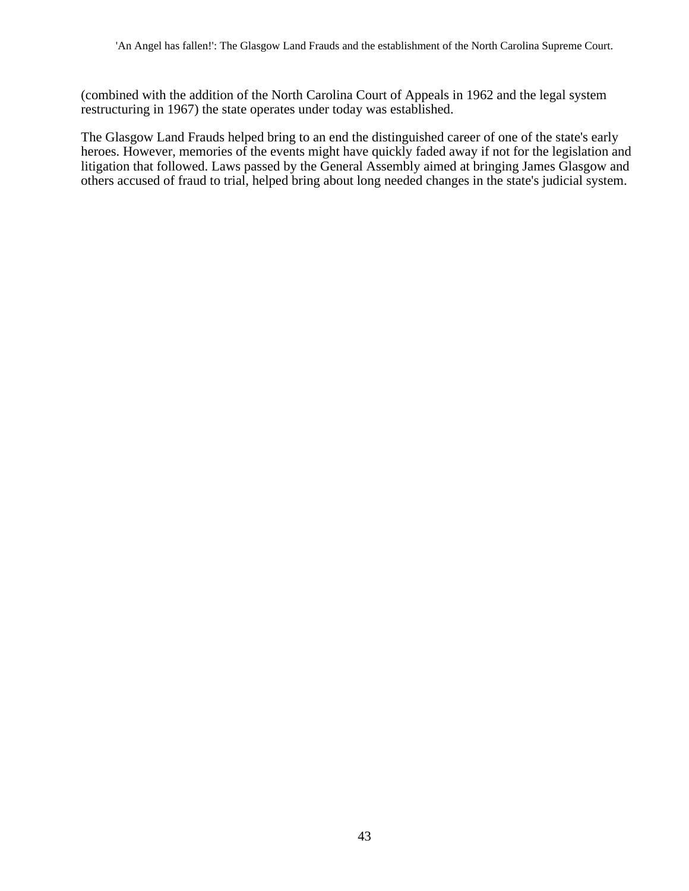(combined with the addition of the North Carolina Court of Appeals in 1962 and the legal system restructuring in 1967) the state operates under today was established.

The Glasgow Land Frauds helped bring to an end the distinguished career of one of the state's early heroes. However, memories of the events might have quickly faded away if not for the legislation and litigation that followed. Laws passed by the General Assembly aimed at bringing James Glasgow and others accused of fraud to trial, helped bring about long needed changes in the state's judicial system.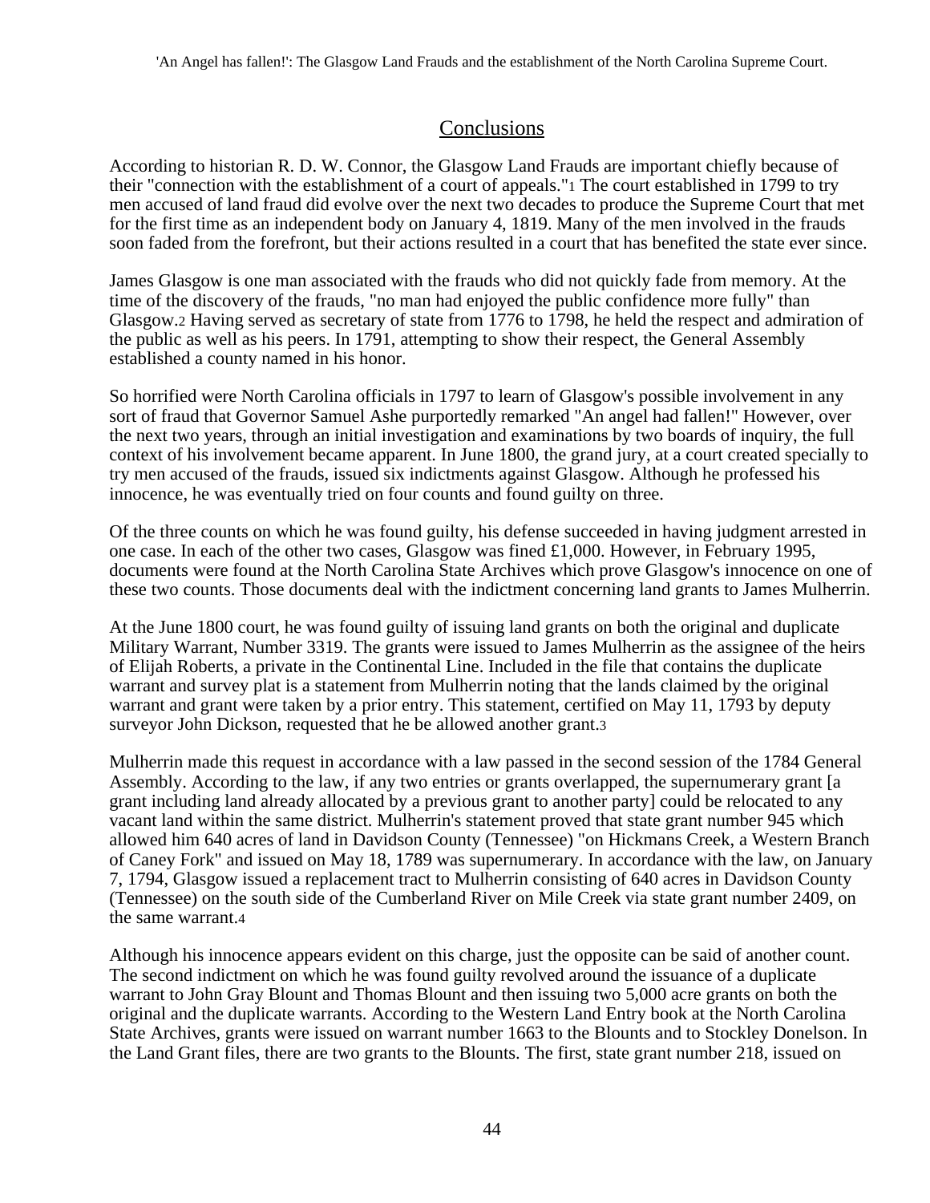## Conclusions

According to historian R. D. W. Connor, the Glasgow Land Frauds are important chiefly because of their "connection with the establishment of a court of appeals."[1] The court established in 1799 to try men accused of land fraud did evolve over the next two decades to produce the Supreme Court that met for the first time as an independent body on January 4, 1819. Many of the men involved in the frauds soon faded from the forefront, but their actions resulted in a court that has benefited the state ever since.

James Glasgow is one man associated with the frauds who did not quickly fade from memory. At the time of the discovery of the frauds, "no man had enjoyed the public confidence more fully" than Glasgow.[2] Having served as secretary of state from 1776 to 1798, he held the respect and admiration of the public as well as his peers. In 1791, attempting to show their respect, the General Assembly established a county named in his honor.

So horrified were North Carolina officials in 1797 to learn of Glasgow's possible involvement in any sort of fraud that Governor Samuel Ashe purportedly remarked "An angel had fallen!" However, over the next two years, through an initial investigation and examinations by two boards of inquiry, the full context of his involvement became apparent. In June 1800, the grand jury, at a court created specially to try men accused of the frauds, issued six indictments against Glasgow. Although he professed his innocence, he was eventually tried on four counts and found guilty on three.

Of the three counts on which he was found guilty, his defense succeeded in having judgment arrested in one case. In each of the other two cases, Glasgow was fined £1,000. However, in February 1995, documents were found at the North Carolina State Archives which prove Glasgow's innocence on one of these two counts. Those documents deal with the indictment concerning land grants to James Mulherrin.

At the June 1800 court, he was found guilty of issuing land grants on both the original and duplicate Military Warrant, Number 3319. The grants were issued to James Mulherrin as the assignee of the heirs of Elijah Roberts, a private in the Continental Line. Included in the file that contains the duplicate warrant and survey plat is a statement from Mulherrin noting that the lands claimed by the original warrant and grant were taken by a prior entry. This statement, certified on May 11, 1793 by deputy surveyor John Dickson, requested that he be allowed another grant.[3]

Mulherrin made this request in accordance with a law passed in the second session of the 1784 General Assembly. According to the law, if any two entries or grants overlapped, the supernumerary grant [a grant including land already allocated by a previous grant to another party] could be relocated to any vacant land within the same district. Mulherrin's statement proved that state grant number 945 which allowed him 640 acres of land in Davidson County (Tennessee) "on Hickmans Creek, a Western Branch of Caney Fork" and issued on May 18, 1789 was supernumerary. In accordance with the law, on January 7, 1794, Glasgow issued a replacement tract to Mulherrin consisting of 640 acres in Davidson County (Tennessee) on the south side of the Cumberland River on Mile Creek via state grant number 2409, on the same warrant.[4]

Although his innocence appears evident on this charge, just the opposite can be said of another count. The second indictment on which he was found guilty revolved around the issuance of a duplicate warrant to John Gray Blount and Thomas Blount and then issuing two 5,000 acre grants on both the original and the duplicate warrants. According to the Western Land Entry book at the North Carolina State Archives, grants were issued on warrant number 1663 to the Blounts and to Stockley Donelson. In the Land Grant files, there are two grants to the Blounts. The first, state grant number 218, issued on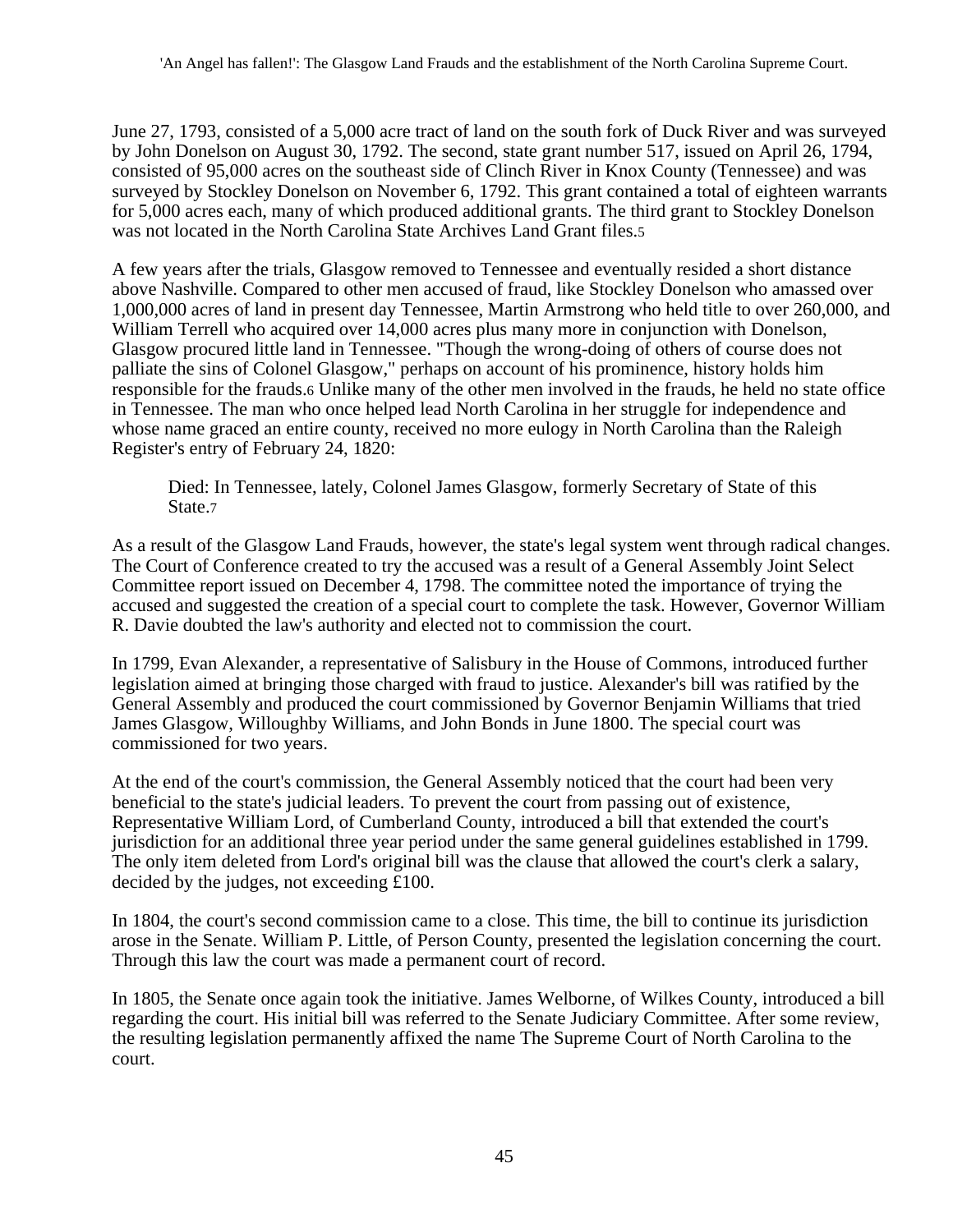June 27, 1793, consisted of a 5,000 acre tract of land on the south fork of Duck River and was surveyed by John Donelson on August 30, 1792. The second, state grant number 517, issued on April 26, 1794, consisted of 95,000 acres on the southeast side of Clinch River in Knox County (Tennessee) and was surveyed by Stockley Donelson on November 6, 1792. This grant contained a total of eighteen warrants for 5,000 acres each, many of which produced additional grants. The third grant to Stockley Donelson was not located in the North Carolina State Archives Land Grant files.[5]

A few years after the trials, Glasgow removed to Tennessee and eventually resided a short distance above Nashville. Compared to other men accused of fraud, like Stockley Donelson who amassed over 1,000,000 acres of land in present day Tennessee, Martin Armstrong who held title to over 260,000, and William Terrell who acquired over 14,000 acres plus many more in conjunction with Donelson, Glasgow procured little land in Tennessee. "Though the wrong-doing of others of course does not palliate the sins of Colonel Glasgow," perhaps on account of his prominence, history holds him responsible for the frauds.[6] Unlike many of the other men involved in the frauds, he held no state office in Tennessee. The man who once helped lead North Carolina in her struggle for independence and whose name graced an entire county, received no more eulogy in North Carolina than the Raleigh Register's entry of February 24, 1820:

> Died: In Tennessee, lately, Colonel James Glasgow, formerly Secretary of State of this State.[7]

As a result of the Glasgow Land Frauds, however, the state's legal system went through radical changes. The Court of Conference created to try the accused was a result of a General Assembly Joint Select Committee report issued on December 4, 1798. The committee noted the importance of trying the accused and suggested the creation of a special court to complete the task. However, Governor William R. Davie doubted the law's authority and elected not to commission the court.

In 1799, Evan Alexander, a representative of Salisbury in the House of Commons, introduced further legislation aimed at bringing those charged with fraud to justice. Alexander's bill was ratified by the General Assembly and produced the court commissioned by Governor Benjamin Williams that tried James Glasgow, Willoughby Williams, and John Bonds in June 1800. The special court was commissioned for two years.

At the end of the court's commission, the General Assembly noticed that the court had been very beneficial to the state's judicial leaders. To prevent the court from passing out of existence, Representative William Lord, of Cumberland County, introduced a bill that extended the court's jurisdiction for an additional three year period under the same general guidelines established in 1799. The only item deleted from Lord's original bill was the clause that allowed the court's clerk a salary, decided by the judges, not exceeding £100.

In 1804, the court's second commission came to a close. This time, the bill to continue its jurisdiction arose in the Senate. William P. Little, of Person County, presented the legislation concerning the court. Through this law the court was made a permanent court of record.

In 1805, the Senate once again took the initiative. James Welborne, of Wilkes County, introduced a bill regarding the court. His initial bill was referred to the Senate Judiciary Committee. After some review, the resulting legislation permanently affixed the name The Supreme Court of North Carolina to the court.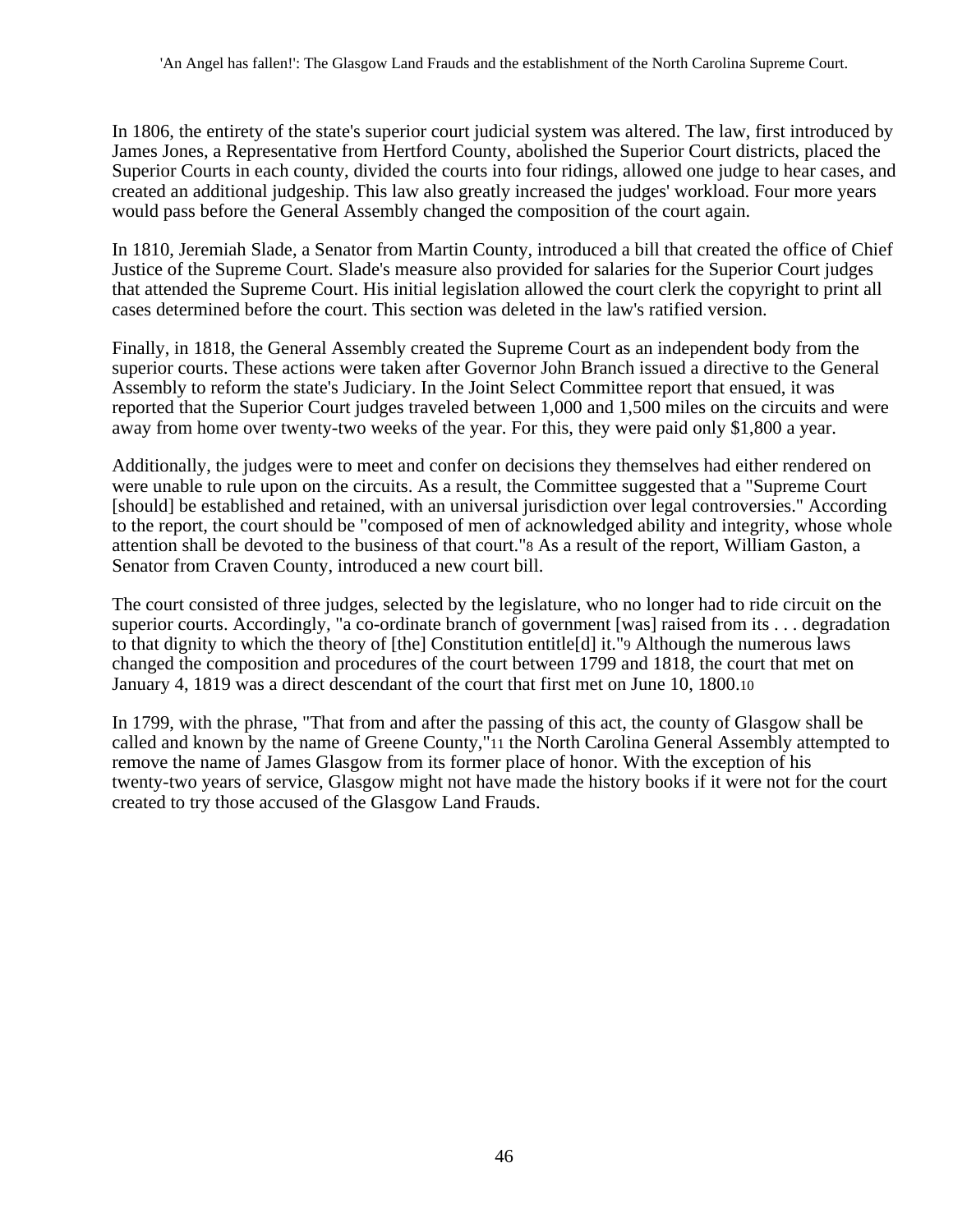In 1806, the entirety of the state's superior court judicial system was altered. The law, first introduced by James Jones, a Representative from Hertford County, abolished the Superior Court districts, placed the Superior Courts in each county, divided the courts into four ridings, allowed one judge to hear cases, and created an additional judgeship. This law also greatly increased the judges' workload. Four more years would pass before the General Assembly changed the composition of the court again.

In 1810, Jeremiah Slade, a Senator from Martin County, introduced a bill that created the office of Chief Justice of the Supreme Court. Slade's measure also provided for salaries for the Superior Court judges that attended the Supreme Court. His initial legislation allowed the court clerk the copyright to print all cases determined before the court. This section was deleted in the law's ratified version.

Finally, in 1818, the General Assembly created the Supreme Court as an independent body from the superior courts. These actions were taken after Governor John Branch issued a directive to the General Assembly to reform the state's Judiciary. In the Joint Select Committee report that ensued, it was reported that the Superior Court judges traveled between 1,000 and 1,500 miles on the circuits and were away from home over twenty-two weeks of the year. For this, they were paid only $1,800 a year.

Additionally, the judges were to meet and confer on decisions they themselves had either rendered on were unable to rule upon on the circuits. As a result, the Committee suggested that a "Supreme Court [should] be established and retained, with an universal jurisdiction over legal controversies." According to the report, the court should be "composed of men of acknowledged ability and integrity, whose whole attention shall be devoted to the business of that court."[8] As a result of the report, William Gaston, a Senator from Craven County, introduced a new court bill.

The court consisted of three judges, selected by the legislature, who no longer had to ride circuit on the superior courts. Accordingly, "a co-ordinate branch of government [was] raised from its . . . degradation to that dignity to which the theory of [the] Constitution entitle[d] it."[9] Although the numerous laws changed the composition and procedures of the court between 1799 and 1818, the court that met on January 4, 1819 was a direct descendant of the court that first met on June 10, 1800.[10]

In 1799, with the phrase, "That from and after the passing of this act, the county of Glasgow shall be called and known by the name of Greene County,"[11] the North Carolina General Assembly attempted to remove the name of James Glasgow from its former place of honor. With the exception of his twenty-two years of service, Glasgow might not have made the history books if it were not for the court created to try those accused of the Glasgow Land Frauds.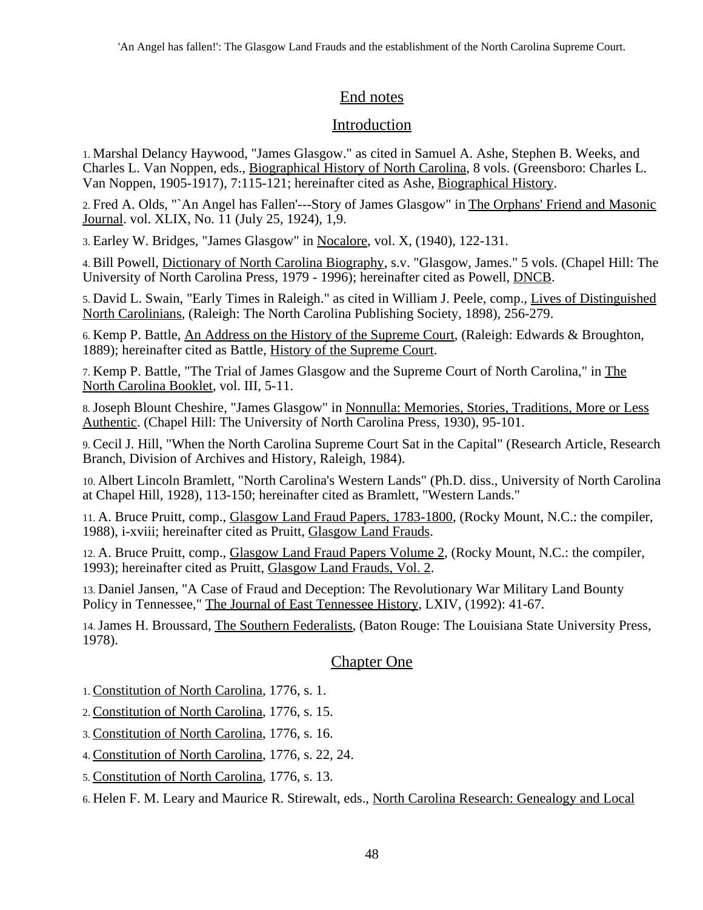## End notes

### Introduction

1. Marshal Delancy Haywood, "James Glasgow." as cited in Samuel A. Ashe, Stephen B. Weeks, and Charles L. Van Noppen, eds., Biographical History of North Carolina, 8 vols. (Greensboro: Charles L. Van Noppen, 1905-1917), 7:115-121; hereinafter cited as Ashe, Biographical History.

2. Fred A. Olds, "`An Angel has Fallen'---Story of James Glasgow" in The Orphans' Friend and Masonic Journal. vol. XLIX, No. 11 (July 25, 1924), 1,9.

3. Earley W. Bridges, "James Glasgow" in Nocalore, vol. X, (1940), 122-131.

4. Bill Powell, Dictionary of North Carolina Biography, s.v. "Glasgow, James." 5 vols. (Chapel Hill: The University of North Carolina Press, 1979 - 1996); hereinafter cited as Powell, DNCB.

5. David L. Swain, "Early Times in Raleigh." as cited in William J. Peele, comp., Lives of Distinguished North Carolinians, (Raleigh: The North Carolina Publishing Society, 1898), 256-279.

6. Kemp P. Battle, An Address on the History of the Supreme Court, (Raleigh: Edwards & Broughton, 1889); hereinafter cited as Battle, History of the Supreme Court.

7. Kemp P. Battle, "The Trial of James Glasgow and the Supreme Court of North Carolina," in The North Carolina Booklet, vol. III, 5-11.

8. Joseph Blount Cheshire, "James Glasgow" in Nonnulla: Memories, Stories, Traditions, More or Less Authentic. (Chapel Hill: The University of North Carolina Press, 1930), 95-101.

9. Cecil J. Hill, "When the North Carolina Supreme Court Sat in the Capital" (Research Article, Research Branch, Division of Archives and History, Raleigh, 1984).

10. Albert Lincoln Bramlett, "North Carolina's Western Lands" (Ph.D. diss., University of North Carolina at Chapel Hill, 1928), 113-150; hereinafter cited as Bramlett, "Western Lands."

11. A. Bruce Pruitt, comp., Glasgow Land Fraud Papers, 1783-1800, (Rocky Mount, N.C.: the compiler, 1988), i-xviii; hereinafter cited as Pruitt, Glasgow Land Frauds.

12. A. Bruce Pruitt, comp., Glasgow Land Fraud Papers Volume 2, (Rocky Mount, N.C.: the compiler, 1993); hereinafter cited as Pruitt, Glasgow Land Frauds, Vol. 2.

13. Daniel Jansen, "A Case of Fraud and Deception: The Revolutionary War Military Land Bounty Policy in Tennessee," The Journal of East Tennessee History, LXIV, (1992): 41-67.

14. James H. Broussard, The Southern Federalists, (Baton Rouge: The Louisiana State University Press, 1978).

### Chapter One

1. Constitution of North Carolina, 1776, s. 1.

2. Constitution of North Carolina, 1776, s. 15.

3. Constitution of North Carolina, 1776, s. 16.

4. Constitution of North Carolina, 1776, s. 22, 24.

5. Constitution of North Carolina, 1776, s. 13.

6. Helen F. M. Leary and Maurice R. Stirewalt, eds., North Carolina Research: Genealogy and Local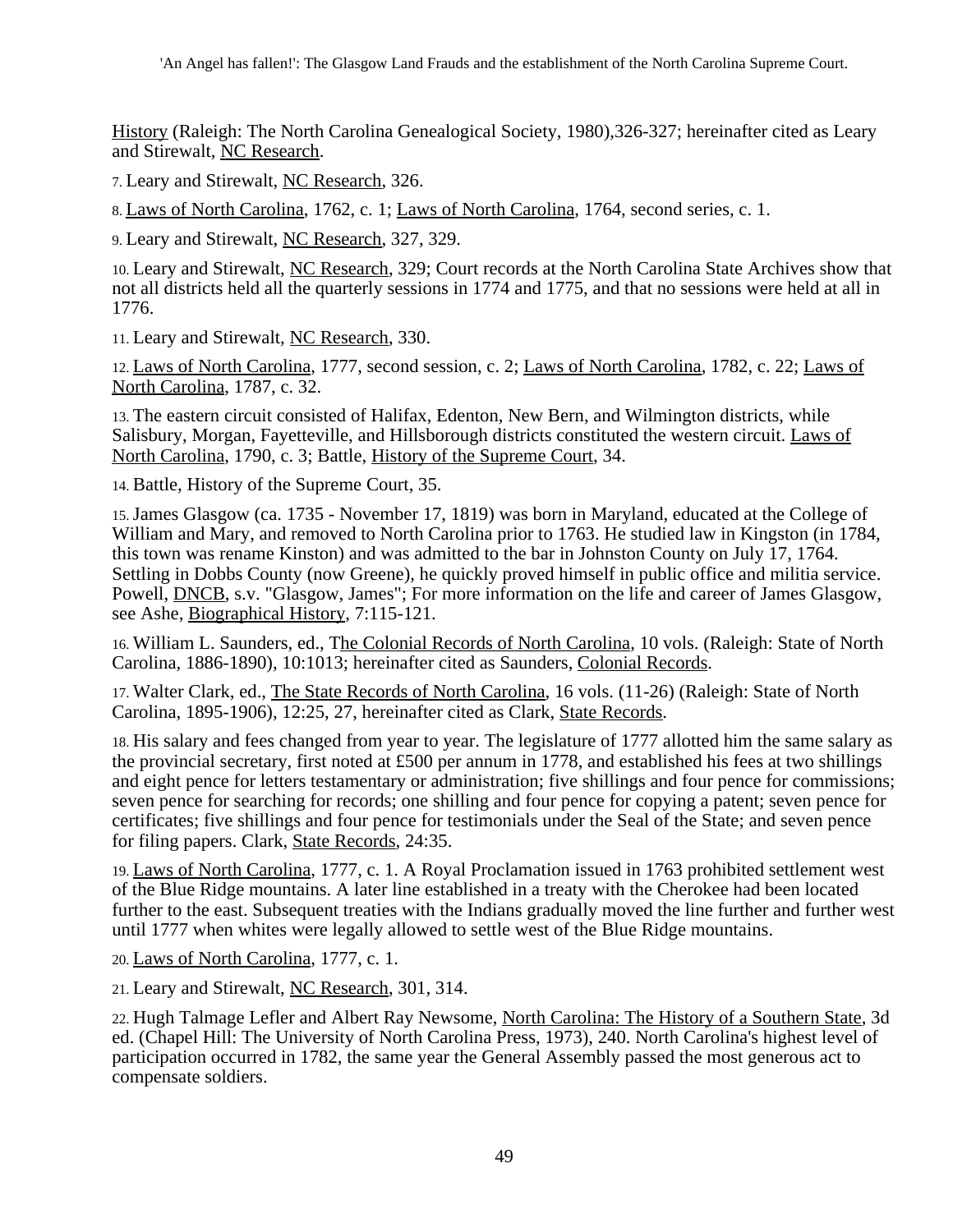History (Raleigh: The North Carolina Genealogical Society, 1980),326-327; hereinafter cited as Leary and Stirewalt, NC Research.

7. Leary and Stirewalt, NC Research, 326.

8. Laws of North Carolina, 1762, c. 1; Laws of North Carolina, 1764, second series, c. 1.

9. Leary and Stirewalt, NC Research, 327, 329.

10. Leary and Stirewalt, NC Research, 329; Court records at the North Carolina State Archives show that not all districts held all the quarterly sessions in 1774 and 1775, and that no sessions were held at all in 1776.

11. Leary and Stirewalt, NC Research, 330.

12. Laws of North Carolina, 1777, second session, c. 2; Laws of North Carolina, 1782, c. 22; Laws of North Carolina, 1787, c. 32.

13. The eastern circuit consisted of Halifax, Edenton, New Bern, and Wilmington districts, while Salisbury, Morgan, Fayetteville, and Hillsborough districts constituted the western circuit. Laws of North Carolina, 1790, c. 3; Battle, History of the Supreme Court, 34.

14. Battle, History of the Supreme Court, 35.

15. James Glasgow (ca. 1735 - November 17, 1819) was born in Maryland, educated at the College of William and Mary, and removed to North Carolina prior to 1763. He studied law in Kingston (in 1784, this town was rename Kinston) and was admitted to the bar in Johnston County on July 17, 1764. Settling in Dobbs County (now Greene), he quickly proved himself in public office and militia service. Powell, DNCB, s.v. "Glasgow, James"; For more information on the life and career of James Glasgow, see Ashe, Biographical History, 7:115-121.

16. William L. Saunders, ed., The Colonial Records of North Carolina, 10 vols. (Raleigh: State of North Carolina, 1886-1890), 10:1013; hereinafter cited as Saunders, Colonial Records.

17. Walter Clark, ed., The State Records of North Carolina, 16 vols. (11-26) (Raleigh: State of North Carolina, 1895-1906), 12:25, 27, hereinafter cited as Clark, State Records.

18. His salary and fees changed from year to year. The legislature of 1777 allotted him the same salary as the provincial secretary, first noted at £500 per annum in 1778, and established his fees at two shillings and eight pence for letters testamentary or administration; five shillings and four pence for commissions; seven pence for searching for records; one shilling and four pence for copying a patent; seven pence for certificates; five shillings and four pence for testimonials under the Seal of the State; and seven pence for filing papers. Clark, State Records, 24:35.

19. Laws of North Carolina, 1777, c. 1. A Royal Proclamation issued in 1763 prohibited settlement west of the Blue Ridge mountains. A later line established in a treaty with the Cherokee had been located further to the east. Subsequent treaties with the Indians gradually moved the line further and further west until 1777 when whites were legally allowed to settle west of the Blue Ridge mountains.

20. Laws of North Carolina, 1777, c. 1.

21. Leary and Stirewalt, NC Research, 301, 314.

22. Hugh Talmage Lefler and Albert Ray Newsome, North Carolina: The History of a Southern State, 3d ed. (Chapel Hill: The University of North Carolina Press, 1973), 240. North Carolina's highest level of participation occurred in 1782, the same year the General Assembly passed the most generous act to compensate soldiers.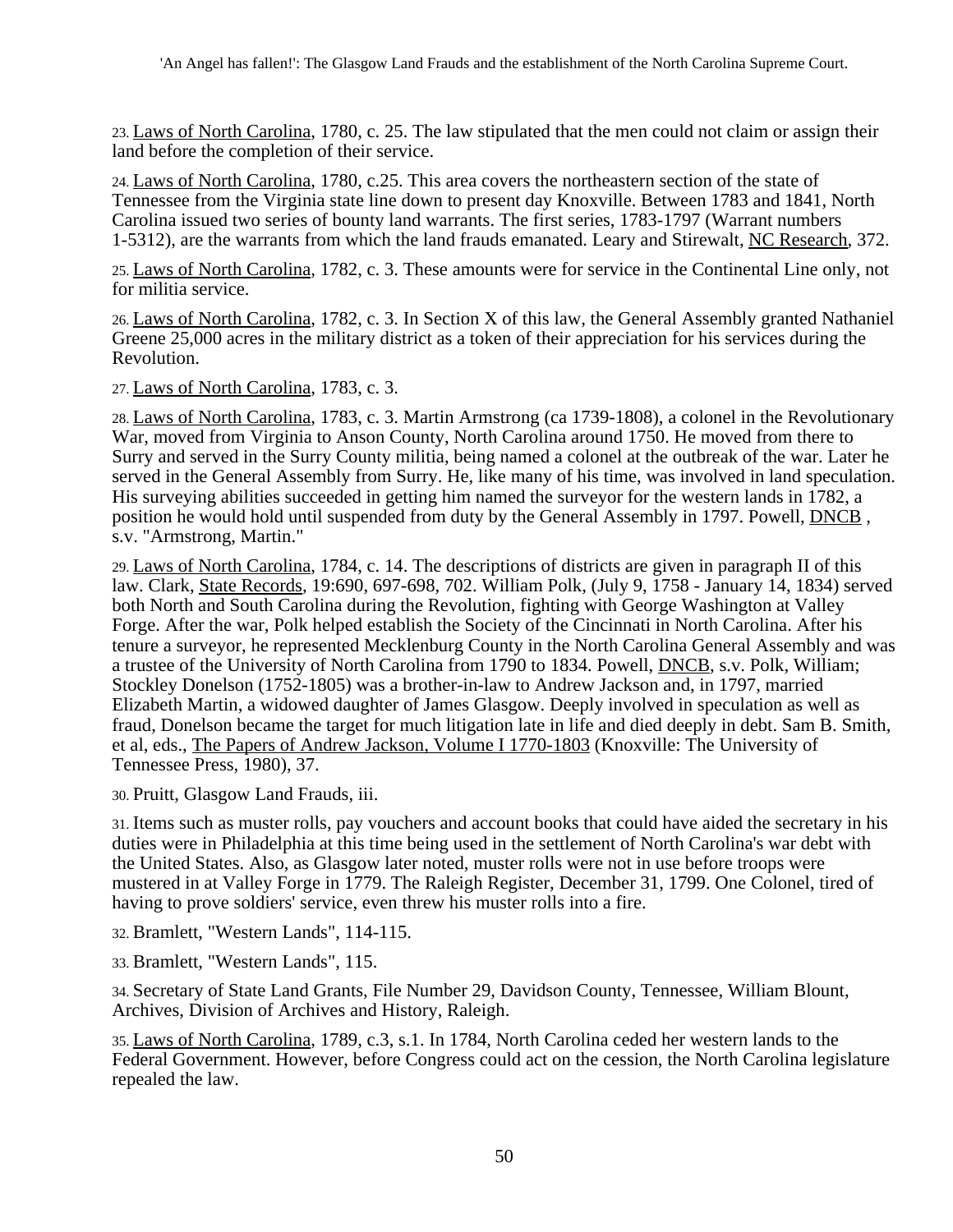23. Laws of North Carolina, 1780, c. 25. The law stipulated that the men could not claim or assign their land before the completion of their service.

24. Laws of North Carolina, 1780, c.25. This area covers the northeastern section of the state of Tennessee from the Virginia state line down to present day Knoxville. Between 1783 and 1841, North Carolina issued two series of bounty land warrants. The first series, 1783-1797 (Warrant numbers 1-5312), are the warrants from which the land frauds emanated. Leary and Stirewalt, NC Research, 372.

25. Laws of North Carolina, 1782, c. 3. These amounts were for service in the Continental Line only, not for militia service.

26. Laws of North Carolina, 1782, c. 3. In Section X of this law, the General Assembly granted Nathaniel Greene 25,000 acres in the military district as a token of their appreciation for his services during the Revolution.

27. Laws of North Carolina, 1783, c. 3.

28. Laws of North Carolina, 1783, c. 3. Martin Armstrong (ca 1739-1808), a colonel in the Revolutionary War, moved from Virginia to Anson County, North Carolina around 1750. He moved from there to Surry and served in the Surry County militia, being named a colonel at the outbreak of the war. Later he served in the General Assembly from Surry. He, like many of his time, was involved in land speculation. His surveying abilities succeeded in getting him named the surveyor for the western lands in 1782, a position he would hold until suspended from duty by the General Assembly in 1797. Powell, DNCB , s.v. "Armstrong, Martin."

29. Laws of North Carolina, 1784, c. 14. The descriptions of districts are given in paragraph II of this law. Clark, State Records, 19:690, 697-698, 702. William Polk, (July 9, 1758 - January 14, 1834) served both North and South Carolina during the Revolution, fighting with George Washington at Valley Forge. After the war, Polk helped establish the Society of the Cincinnati in North Carolina. After his tenure a surveyor, he represented Mecklenburg County in the North Carolina General Assembly and was a trustee of the University of North Carolina from 1790 to 1834. Powell, DNCB, s.v. Polk, William; Stockley Donelson (1752-1805) was a brother-in-law to Andrew Jackson and, in 1797, married Elizabeth Martin, a widowed daughter of James Glasgow. Deeply involved in speculation as well as fraud, Donelson became the target for much litigation late in life and died deeply in debt. Sam B. Smith, et al, eds., The Papers of Andrew Jackson, Volume I 1770-1803 (Knoxville: The University of Tennessee Press, 1980), 37.

30. Pruitt, Glasgow Land Frauds, iii.

31. Items such as muster rolls, pay vouchers and account books that could have aided the secretary in his duties were in Philadelphia at this time being used in the settlement of North Carolina's war debt with the United States. Also, as Glasgow later noted, muster rolls were not in use before troops were mustered in at Valley Forge in 1779. The Raleigh Register, December 31, 1799. One Colonel, tired of having to prove soldiers' service, even threw his muster rolls into a fire.

32. Bramlett, "Western Lands", 114-115.

33. Bramlett, "Western Lands", 115.

34. Secretary of State Land Grants, File Number 29, Davidson County, Tennessee, William Blount, Archives, Division of Archives and History, Raleigh.

35. Laws of North Carolina, 1789, c.3, s.1. In 1784, North Carolina ceded her western lands to the Federal Government. However, before Congress could act on the cession, the North Carolina legislature repealed the law.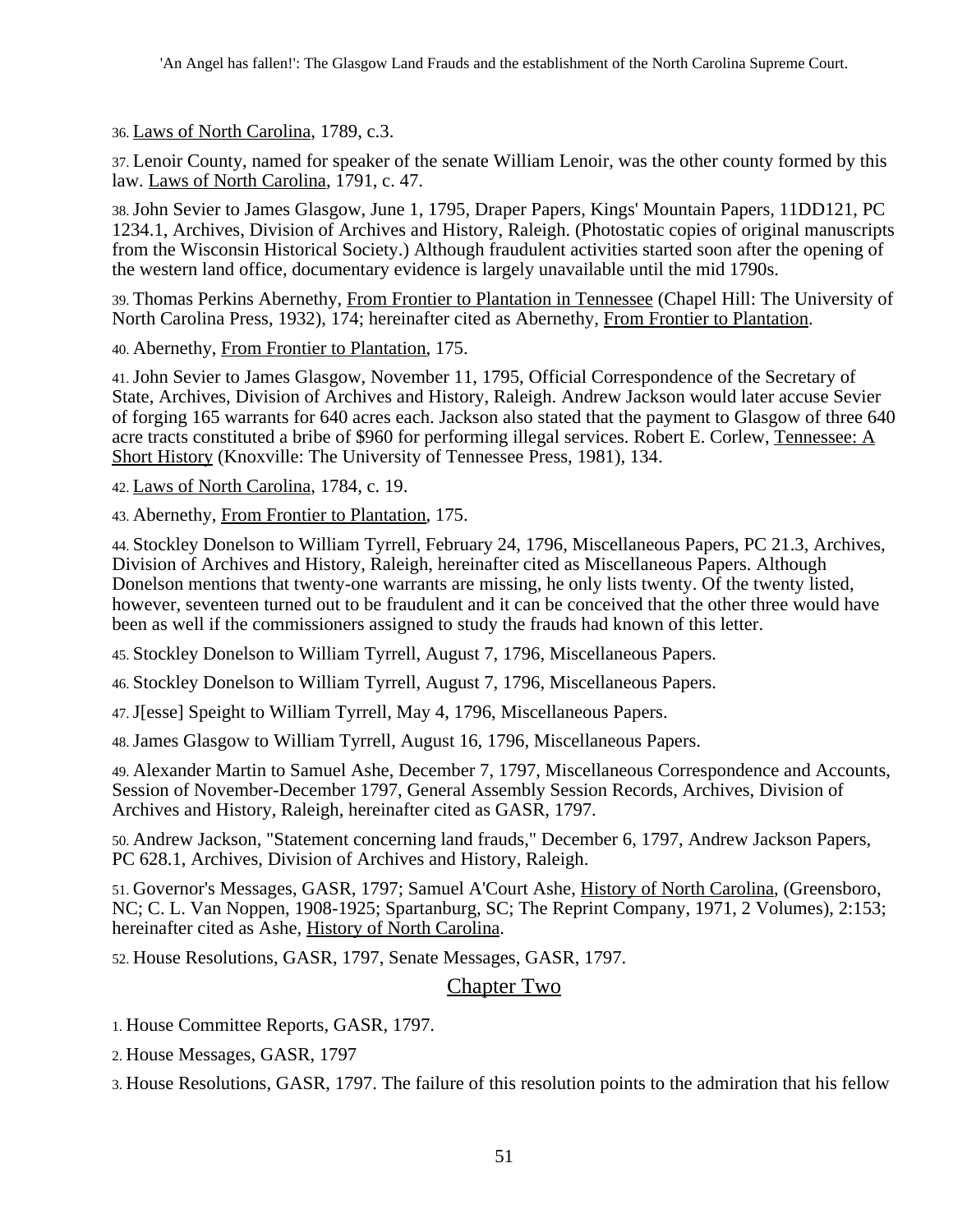36. Laws of North Carolina, 1789, c.3.

37. Lenoir County, named for speaker of the senate William Lenoir, was the other county formed by this law. Laws of North Carolina, 1791, c. 47.

38. John Sevier to James Glasgow, June 1, 1795, Draper Papers, Kings' Mountain Papers, 11DD121, PC 1234.1, Archives, Division of Archives and History, Raleigh. (Photostatic copies of original manuscripts from the Wisconsin Historical Society.) Although fraudulent activities started soon after the opening of the western land office, documentary evidence is largely unavailable until the mid 1790s.

39. Thomas Perkins Abernethy, From Frontier to Plantation in Tennessee (Chapel Hill: The University of North Carolina Press, 1932), 174; hereinafter cited as Abernethy, From Frontier to Plantation.

40. Abernethy, From Frontier to Plantation, 175.

41. John Sevier to James Glasgow, November 11, 1795, Official Correspondence of the Secretary of State, Archives, Division of Archives and History, Raleigh. Andrew Jackson would later accuse Sevier of forging 165 warrants for 640 acres each. Jackson also stated that the payment to Glasgow of three 640 acre tracts constituted a bribe of $960 for performing illegal services. Robert E. Corlew, Tennessee: A Short History (Knoxville: The University of Tennessee Press, 1981), 134.

42. Laws of North Carolina, 1784, c. 19.

43. Abernethy, From Frontier to Plantation, 175.

44. Stockley Donelson to William Tyrrell, February 24, 1796, Miscellaneous Papers, PC 21.3, Archives, Division of Archives and History, Raleigh, hereinafter cited as Miscellaneous Papers. Although Donelson mentions that twenty-one warrants are missing, he only lists twenty. Of the twenty listed, however, seventeen turned out to be fraudulent and it can be conceived that the other three would have been as well if the commissioners assigned to study the frauds had known of this letter.

45. Stockley Donelson to William Tyrrell, August 7, 1796, Miscellaneous Papers.

46. Stockley Donelson to William Tyrrell, August 7, 1796, Miscellaneous Papers.

47. J[esse] Speight to William Tyrrell, May 4, 1796, Miscellaneous Papers.

48. James Glasgow to William Tyrrell, August 16, 1796, Miscellaneous Papers.

49. Alexander Martin to Samuel Ashe, December 7, 1797, Miscellaneous Correspondence and Accounts, Session of November-December 1797, General Assembly Session Records, Archives, Division of Archives and History, Raleigh, hereinafter cited as GASR, 1797.

50. Andrew Jackson, "Statement concerning land frauds," December 6, 1797, Andrew Jackson Papers, PC 628.1, Archives, Division of Archives and History, Raleigh.

51. Governor's Messages, GASR, 1797; Samuel A'Court Ashe, History of North Carolina, (Greensboro, NC; C. L. Van Noppen, 1908-1925; Spartanburg, SC; The Reprint Company, 1971, 2 Volumes), 2:153; hereinafter cited as Ashe, History of North Carolina.

52. House Resolutions, GASR, 1797, Senate Messages, GASR, 1797.

## Chapter Two

1. House Committee Reports, GASR, 1797.

2. House Messages, GASR, 1797

3. House Resolutions, GASR, 1797. The failure of this resolution points to the admiration that his fellow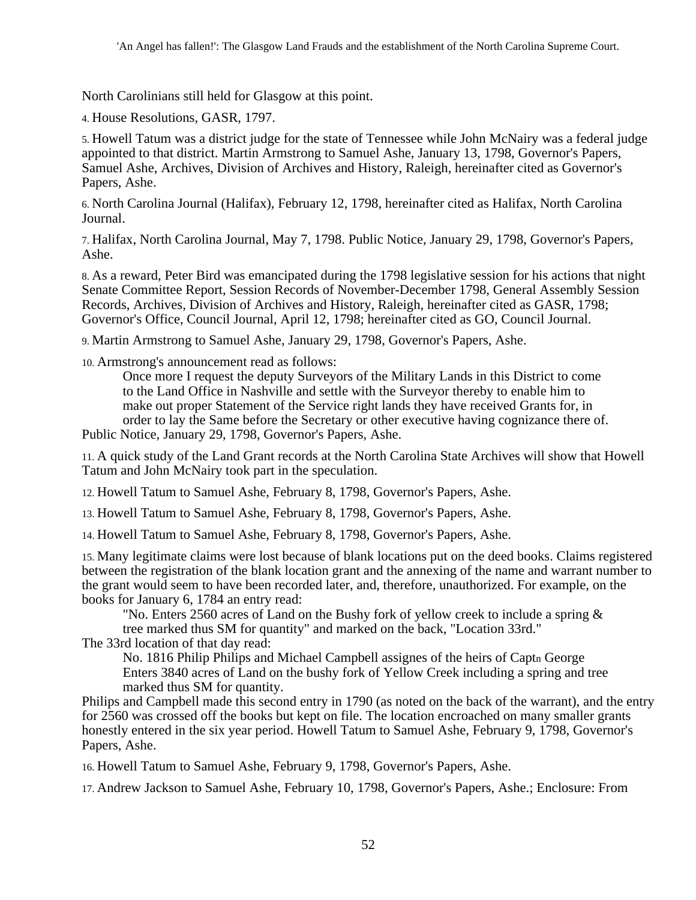North Carolinians still held for Glasgow at this point.

4. House Resolutions, GASR, 1797.

5. Howell Tatum was a district judge for the state of Tennessee while John McNairy was a federal judge appointed to that district. Martin Armstrong to Samuel Ashe, January 13, 1798, Governor's Papers, Samuel Ashe, Archives, Division of Archives and History, Raleigh, hereinafter cited as Governor's Papers, Ashe.

6. North Carolina Journal (Halifax), February 12, 1798, hereinafter cited as Halifax, North Carolina Journal.

7. Halifax, North Carolina Journal, May 7, 1798. Public Notice, January 29, 1798, Governor's Papers, Ashe.

8. As a reward, Peter Bird was emancipated during the 1798 legislative session for his actions that night Senate Committee Report, Session Records of November-December 1798, General Assembly Session Records, Archives, Division of Archives and History, Raleigh, hereinafter cited as GASR, 1798; Governor's Office, Council Journal, April 12, 1798; hereinafter cited as GO, Council Journal.

9. Martin Armstrong to Samuel Ashe, January 29, 1798, Governor's Papers, Ashe.

10. Armstrong's announcement read as follows:

> Once more I request the deputy Surveyors of the Military Lands in this District to come to the Land Office in Nashville and settle with the Surveyor thereby to enable him to make out proper Statement of the Service right lands they have received Grants for, in order to lay the Same before the Secretary or other executive having cognizance there of.

Public Notice, January 29, 1798, Governor's Papers, Ashe.

11. A quick study of the Land Grant records at the North Carolina State Archives will show that Howell Tatum and John McNairy took part in the speculation.

12. Howell Tatum to Samuel Ashe, February 8, 1798, Governor's Papers, Ashe.

13. Howell Tatum to Samuel Ashe, February 8, 1798, Governor's Papers, Ashe.

14. Howell Tatum to Samuel Ashe, February 8, 1798, Governor's Papers, Ashe.

15. Many legitimate claims were lost because of blank locations put on the deed books. Claims registered between the registration of the blank location grant and the annexing of the name and warrant number to the grant would seem to have been recorded later, and, therefore, unauthorized. For example, on the books for January 6, 1784 an entry read:

> "No. Enters 2560 acres of Land on the Bushy fork of yellow creek to include a spring & tree marked thus SM for quantity" and marked on the back, "Location 33rd."

The 33rd location of that day read:

> No. 1816 Philip Philips and Michael Campbell assignes of the heirs of Captn George Enters 3840 acres of Land on the bushy fork of Yellow Creek including a spring and tree marked thus SM for quantity.

Philips and Campbell made this second entry in 1790 (as noted on the back of the warrant), and the entry for 2560 was crossed off the books but kept on file. The location encroached on many smaller grants honestly entered in the six year period. Howell Tatum to Samuel Ashe, February 9, 1798, Governor's Papers, Ashe.

16. Howell Tatum to Samuel Ashe, February 9, 1798, Governor's Papers, Ashe.

17. Andrew Jackson to Samuel Ashe, February 10, 1798, Governor's Papers, Ashe.; Enclosure: From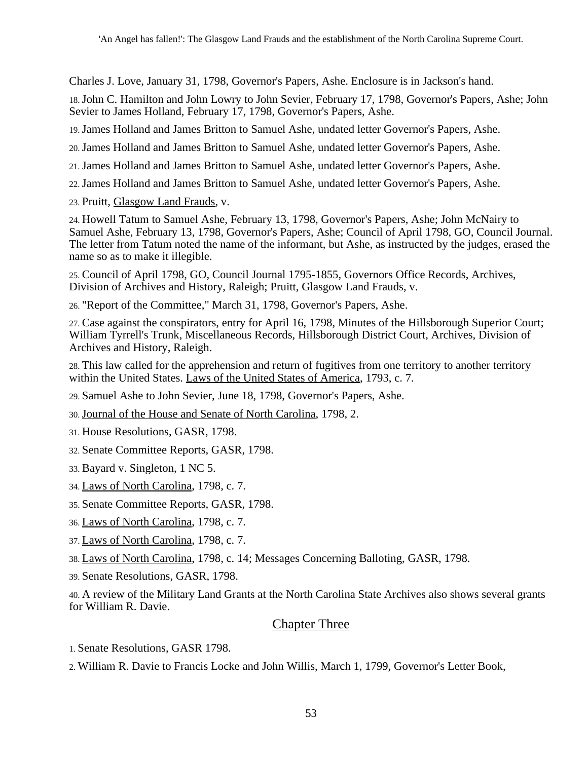Charles J. Love, January 31, 1798, Governor's Papers, Ashe. Enclosure is in Jackson's hand.

18. John C. Hamilton and John Lowry to John Sevier, February 17, 1798, Governor's Papers, Ashe; John Sevier to James Holland, February 17, 1798, Governor's Papers, Ashe.

19. James Holland and James Britton to Samuel Ashe, undated letter Governor's Papers, Ashe.

20. James Holland and James Britton to Samuel Ashe, undated letter Governor's Papers, Ashe.

21. James Holland and James Britton to Samuel Ashe, undated letter Governor's Papers, Ashe.

22. James Holland and James Britton to Samuel Ashe, undated letter Governor's Papers, Ashe.

23. Pruitt, Glasgow Land Frauds, v.

24. Howell Tatum to Samuel Ashe, February 13, 1798, Governor's Papers, Ashe; John McNairy to Samuel Ashe, February 13, 1798, Governor's Papers, Ashe; Council of April 1798, GO, Council Journal. The letter from Tatum noted the name of the informant, but Ashe, as instructed by the judges, erased the name so as to make it illegible.

25. Council of April 1798, GO, Council Journal 1795-1855, Governors Office Records, Archives, Division of Archives and History, Raleigh; Pruitt, Glasgow Land Frauds, v.

26. "Report of the Committee," March 31, 1798, Governor's Papers, Ashe.

27. Case against the conspirators, entry for April 16, 1798, Minutes of the Hillsborough Superior Court; William Tyrrell's Trunk, Miscellaneous Records, Hillsborough District Court, Archives, Division of Archives and History, Raleigh.

28. This law called for the apprehension and return of fugitives from one territory to another territory within the United States. Laws of the United States of America, 1793, c. 7.

29. Samuel Ashe to John Sevier, June 18, 1798, Governor's Papers, Ashe.

30. Journal of the House and Senate of North Carolina, 1798, 2.

31. House Resolutions, GASR, 1798.

32. Senate Committee Reports, GASR, 1798.

33. Bayard v. Singleton, 1 NC 5.

34. Laws of North Carolina, 1798, c. 7.

35. Senate Committee Reports, GASR, 1798.

36. Laws of North Carolina, 1798, c. 7.

37. Laws of North Carolina, 1798, c. 7.

38. Laws of North Carolina, 1798, c. 14; Messages Concerning Balloting, GASR, 1798.

39. Senate Resolutions, GASR, 1798.

40. A review of the Military Land Grants at the North Carolina State Archives also shows several grants for William R. Davie.

## Chapter Three

1. Senate Resolutions, GASR 1798.

2. William R. Davie to Francis Locke and John Willis, March 1, 1799, Governor's Letter Book,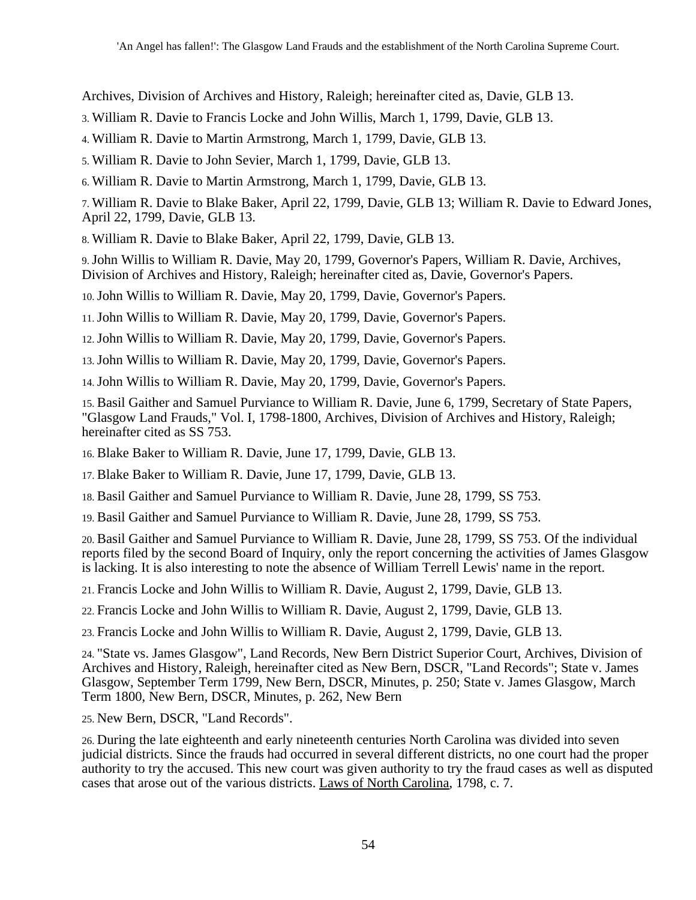Archives, Division of Archives and History, Raleigh; hereinafter cited as, Davie, GLB 13.

3. William R. Davie to Francis Locke and John Willis, March 1, 1799, Davie, GLB 13.

4. William R. Davie to Martin Armstrong, March 1, 1799, Davie, GLB 13.

5. William R. Davie to John Sevier, March 1, 1799, Davie, GLB 13.

6. William R. Davie to Martin Armstrong, March 1, 1799, Davie, GLB 13.

7. William R. Davie to Blake Baker, April 22, 1799, Davie, GLB 13; William R. Davie to Edward Jones, April 22, 1799, Davie, GLB 13.

8. William R. Davie to Blake Baker, April 22, 1799, Davie, GLB 13.

9. John Willis to William R. Davie, May 20, 1799, Governor's Papers, William R. Davie, Archives, Division of Archives and History, Raleigh; hereinafter cited as, Davie, Governor's Papers.

10. John Willis to William R. Davie, May 20, 1799, Davie, Governor's Papers.

11. John Willis to William R. Davie, May 20, 1799, Davie, Governor's Papers.

12. John Willis to William R. Davie, May 20, 1799, Davie, Governor's Papers.

13. John Willis to William R. Davie, May 20, 1799, Davie, Governor's Papers.

14. John Willis to William R. Davie, May 20, 1799, Davie, Governor's Papers.

15. Basil Gaither and Samuel Purviance to William R. Davie, June 6, 1799, Secretary of State Papers, "Glasgow Land Frauds," Vol. I, 1798-1800, Archives, Division of Archives and History, Raleigh; hereinafter cited as SS 753.

16. Blake Baker to William R. Davie, June 17, 1799, Davie, GLB 13.

17. Blake Baker to William R. Davie, June 17, 1799, Davie, GLB 13.

18. Basil Gaither and Samuel Purviance to William R. Davie, June 28, 1799, SS 753.

19. Basil Gaither and Samuel Purviance to William R. Davie, June 28, 1799, SS 753.

20. Basil Gaither and Samuel Purviance to William R. Davie, June 28, 1799, SS 753. Of the individual reports filed by the second Board of Inquiry, only the report concerning the activities of James Glasgow is lacking. It is also interesting to note the absence of William Terrell Lewis' name in the report.

21. Francis Locke and John Willis to William R. Davie, August 2, 1799, Davie, GLB 13.

22. Francis Locke and John Willis to William R. Davie, August 2, 1799, Davie, GLB 13.

23. Francis Locke and John Willis to William R. Davie, August 2, 1799, Davie, GLB 13.

24. "State vs. James Glasgow", Land Records, New Bern District Superior Court, Archives, Division of Archives and History, Raleigh, hereinafter cited as New Bern, DSCR, "Land Records"; State v. James Glasgow, September Term 1799, New Bern, DSCR, Minutes, p. 250; State v. James Glasgow, March Term 1800, New Bern, DSCR, Minutes, p. 262, New Bern

25. New Bern, DSCR, "Land Records".

26. During the late eighteenth and early nineteenth centuries North Carolina was divided into seven judicial districts. Since the frauds had occurred in several different districts, no one court had the proper authority to try the accused. This new court was given authority to try the fraud cases as well as disputed cases that arose out of the various districts. Laws of North Carolina, 1798, c. 7.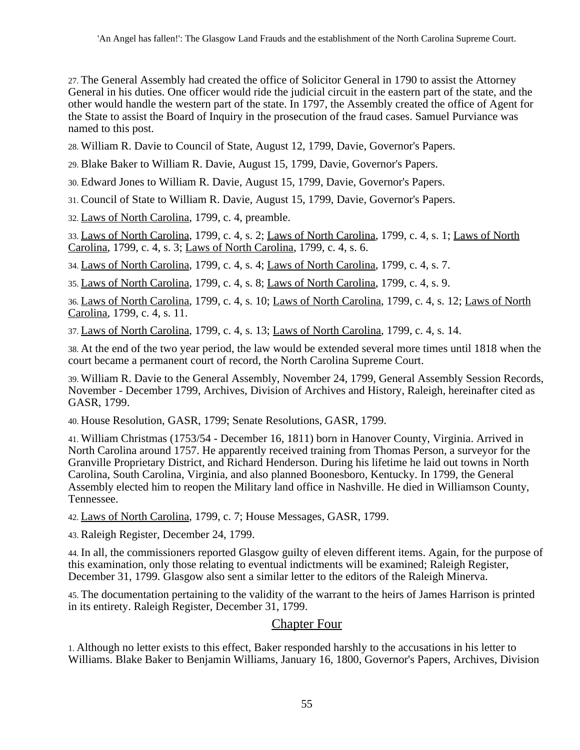27. The General Assembly had created the office of Solicitor General in 1790 to assist the Attorney General in his duties. One officer would ride the judicial circuit in the eastern part of the state, and the other would handle the western part of the state. In 1797, the Assembly created the office of Agent for the State to assist the Board of Inquiry in the prosecution of the fraud cases. Samuel Purviance was named to this post.

28. William R. Davie to Council of State, August 12, 1799, Davie, Governor's Papers.

29. Blake Baker to William R. Davie, August 15, 1799, Davie, Governor's Papers.

30. Edward Jones to William R. Davie, August 15, 1799, Davie, Governor's Papers.

31. Council of State to William R. Davie, August 15, 1799, Davie, Governor's Papers.

32. Laws of North Carolina, 1799, c. 4, preamble.

33. Laws of North Carolina, 1799, c. 4, s. 2; Laws of North Carolina, 1799, c. 4, s. 1; Laws of North Carolina, 1799, c. 4, s. 3; Laws of North Carolina, 1799, c. 4, s. 6.

34. Laws of North Carolina, 1799, c. 4, s. 4; Laws of North Carolina, 1799, c. 4, s. 7.

35. Laws of North Carolina, 1799, c. 4, s. 8; Laws of North Carolina, 1799, c. 4, s. 9.

36. Laws of North Carolina, 1799, c. 4, s. 10; Laws of North Carolina, 1799, c. 4, s. 12; Laws of North Carolina, 1799, c. 4, s. 11.

37. Laws of North Carolina, 1799, c. 4, s. 13; Laws of North Carolina, 1799, c. 4, s. 14.

38. At the end of the two year period, the law would be extended several more times until 1818 when the court became a permanent court of record, the North Carolina Supreme Court.

39. William R. Davie to the General Assembly, November 24, 1799, General Assembly Session Records, November - December 1799, Archives, Division of Archives and History, Raleigh, hereinafter cited as GASR, 1799.

40. House Resolution, GASR, 1799; Senate Resolutions, GASR, 1799.

41. William Christmas (1753/54 - December 16, 1811) born in Hanover County, Virginia. Arrived in North Carolina around 1757. He apparently received training from Thomas Person, a surveyor for the Granville Proprietary District, and Richard Henderson. During his lifetime he laid out towns in North Carolina, South Carolina, Virginia, and also planned Boonesboro, Kentucky. In 1799, the General Assembly elected him to reopen the Military land office in Nashville. He died in Williamson County, Tennessee.

42. Laws of North Carolina, 1799, c. 7; House Messages, GASR, 1799.

43. Raleigh Register, December 24, 1799.

44. In all, the commissioners reported Glasgow guilty of eleven different items. Again, for the purpose of this examination, only those relating to eventual indictments will be examined; Raleigh Register, December 31, 1799. Glasgow also sent a similar letter to the editors of the Raleigh Minerva.

45. The documentation pertaining to the validity of the warrant to the heirs of James Harrison is printed in its entirety. Raleigh Register, December 31, 1799.

## Chapter Four

1. Although no letter exists to this effect, Baker responded harshly to the accusations in his letter to Williams. Blake Baker to Benjamin Williams, January 16, 1800, Governor's Papers, Archives, Division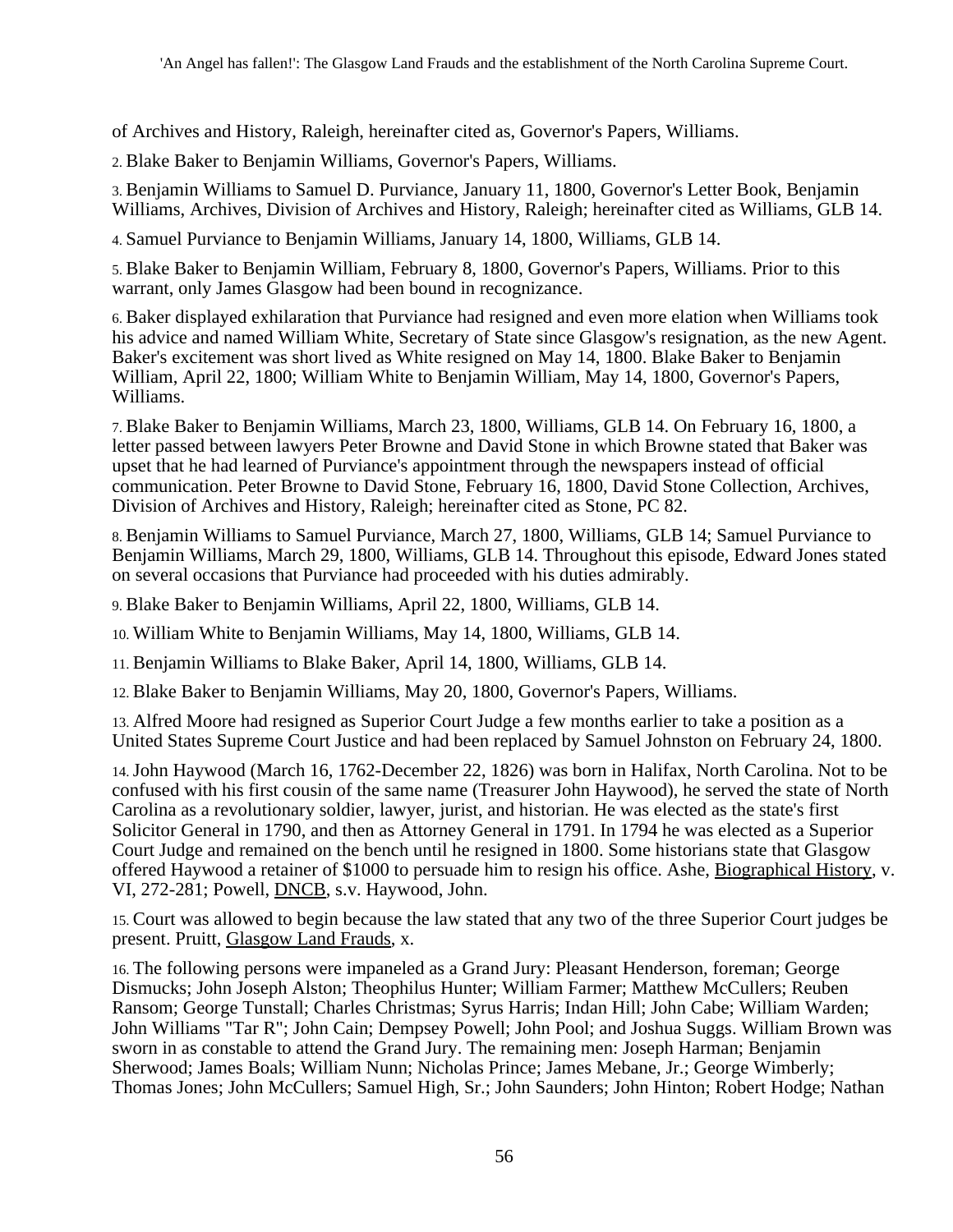of Archives and History, Raleigh, hereinafter cited as, Governor's Papers, Williams.

2. Blake Baker to Benjamin Williams, Governor's Papers, Williams.

3. Benjamin Williams to Samuel D. Purviance, January 11, 1800, Governor's Letter Book, Benjamin Williams, Archives, Division of Archives and History, Raleigh; hereinafter cited as Williams, GLB 14.

4. Samuel Purviance to Benjamin Williams, January 14, 1800, Williams, GLB 14.

5. Blake Baker to Benjamin William, February 8, 1800, Governor's Papers, Williams. Prior to this warrant, only James Glasgow had been bound in recognizance.

6. Baker displayed exhilaration that Purviance had resigned and even more elation when Williams took his advice and named William White, Secretary of State since Glasgow's resignation, as the new Agent. Baker's excitement was short lived as White resigned on May 14, 1800. Blake Baker to Benjamin William, April 22, 1800; William White to Benjamin William, May 14, 1800, Governor's Papers, Williams.

7. Blake Baker to Benjamin Williams, March 23, 1800, Williams, GLB 14. On February 16, 1800, a letter passed between lawyers Peter Browne and David Stone in which Browne stated that Baker was upset that he had learned of Purviance's appointment through the newspapers instead of official communication. Peter Browne to David Stone, February 16, 1800, David Stone Collection, Archives, Division of Archives and History, Raleigh; hereinafter cited as Stone, PC 82.

8. Benjamin Williams to Samuel Purviance, March 27, 1800, Williams, GLB 14; Samuel Purviance to Benjamin Williams, March 29, 1800, Williams, GLB 14. Throughout this episode, Edward Jones stated on several occasions that Purviance had proceeded with his duties admirably.

9. Blake Baker to Benjamin Williams, April 22, 1800, Williams, GLB 14.

10. William White to Benjamin Williams, May 14, 1800, Williams, GLB 14.

11. Benjamin Williams to Blake Baker, April 14, 1800, Williams, GLB 14.

12. Blake Baker to Benjamin Williams, May 20, 1800, Governor's Papers, Williams.

13. Alfred Moore had resigned as Superior Court Judge a few months earlier to take a position as a United States Supreme Court Justice and had been replaced by Samuel Johnston on February 24, 1800.

14. John Haywood (March 16, 1762-December 22, 1826) was born in Halifax, North Carolina. Not to be confused with his first cousin of the same name (Treasurer John Haywood), he served the state of North Carolina as a revolutionary soldier, lawyer, jurist, and historian. He was elected as the state's first Solicitor General in 1790, and then as Attorney General in 1791. In 1794 he was elected as a Superior Court Judge and remained on the bench until he resigned in 1800. Some historians state that Glasgow offered Haywood a retainer of $1000 to persuade him to resign his office. Ashe, Biographical History, v. VI, 272-281; Powell, DNCB, s.v. Haywood, John.

15. Court was allowed to begin because the law stated that any two of the three Superior Court judges be present. Pruitt, Glasgow Land Frauds, x.

16. The following persons were impaneled as a Grand Jury: Pleasant Henderson, foreman; George Dismucks; John Joseph Alston; Theophilus Hunter; William Farmer; Matthew McCullers; Reuben Ransom; George Tunstall; Charles Christmas; Syrus Harris; Indan Hill; John Cabe; William Warden; John Williams "Tar R"; John Cain; Dempsey Powell; John Pool; and Joshua Suggs. William Brown was sworn in as constable to attend the Grand Jury. The remaining men: Joseph Harman; Benjamin Sherwood; James Boals; William Nunn; Nicholas Prince; James Mebane, Jr.; George Wimberly; Thomas Jones; John McCullers; Samuel High, Sr.; John Saunders; John Hinton; Robert Hodge; Nathan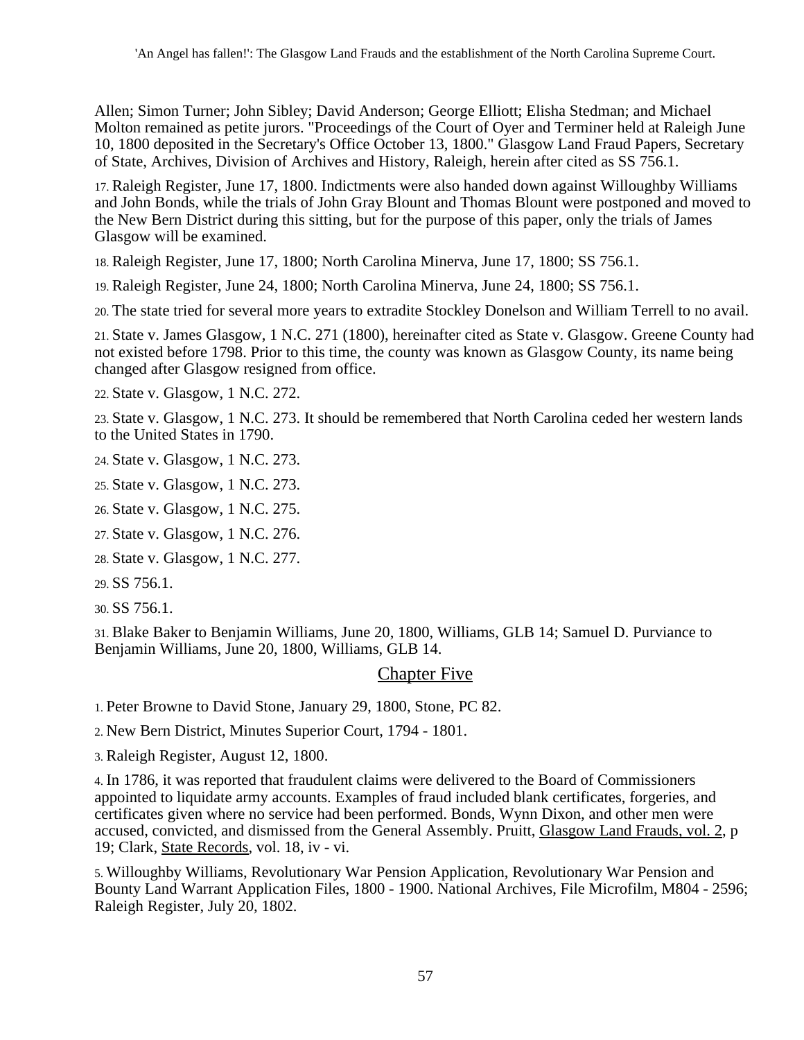Allen; Simon Turner; John Sibley; David Anderson; George Elliott; Elisha Stedman; and Michael Molton remained as petite jurors. "Proceedings of the Court of Oyer and Terminer held at Raleigh June 10, 1800 deposited in the Secretary's Office October 13, 1800." Glasgow Land Fraud Papers, Secretary of State, Archives, Division of Archives and History, Raleigh, herein after cited as SS 756.1.

17. Raleigh Register, June 17, 1800. Indictments were also handed down against Willoughby Williams and John Bonds, while the trials of John Gray Blount and Thomas Blount were postponed and moved to the New Bern District during this sitting, but for the purpose of this paper, only the trials of James Glasgow will be examined.

18. Raleigh Register, June 17, 1800; North Carolina Minerva, June 17, 1800; SS 756.1.

19. Raleigh Register, June 24, 1800; North Carolina Minerva, June 24, 1800; SS 756.1.

20. The state tried for several more years to extradite Stockley Donelson and William Terrell to no avail.

21. State v. James Glasgow, 1 N.C. 271 (1800), hereinafter cited as State v. Glasgow. Greene County had not existed before 1798. Prior to this time, the county was known as Glasgow County, its name being changed after Glasgow resigned from office.

22. State v. Glasgow, 1 N.C. 272.

23. State v. Glasgow, 1 N.C. 273. It should be remembered that North Carolina ceded her western lands to the United States in 1790.

24. State v. Glasgow, 1 N.C. 273.

25. State v. Glasgow, 1 N.C. 273.

26. State v. Glasgow, 1 N.C. 275.

27. State v. Glasgow, 1 N.C. 276.

28. State v. Glasgow, 1 N.C. 277.

29. SS 756.1.

30. SS 756.1.

31. Blake Baker to Benjamin Williams, June 20, 1800, Williams, GLB 14; Samuel D. Purviance to Benjamin Williams, June 20, 1800, Williams, GLB 14.

## Chapter Five

1. Peter Browne to David Stone, January 29, 1800, Stone, PC 82.

2. New Bern District, Minutes Superior Court, 1794 - 1801.

3. Raleigh Register, August 12, 1800.

4. In 1786, it was reported that fraudulent claims were delivered to the Board of Commissioners appointed to liquidate army accounts. Examples of fraud included blank certificates, forgeries, and certificates given where no service had been performed. Bonds, Wynn Dixon, and other men were accused, convicted, and dismissed from the General Assembly. Pruitt, Glasgow Land Frauds, vol. 2, p 19; Clark, State Records, vol. 18, iv - vi.

5. Willoughby Williams, Revolutionary War Pension Application, Revolutionary War Pension and Bounty Land Warrant Application Files, 1800 - 1900. National Archives, File Microfilm, M804 - 2596; Raleigh Register, July 20, 1802.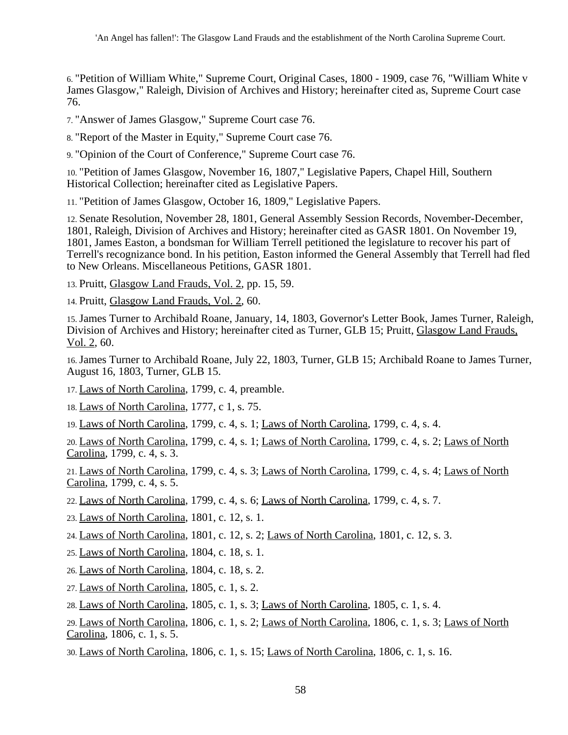6. "Petition of William White," Supreme Court, Original Cases, 1800 - 1909, case 76, "William White v James Glasgow," Raleigh, Division of Archives and History; hereinafter cited as, Supreme Court case 76.

7. "Answer of James Glasgow," Supreme Court case 76.

8. "Report of the Master in Equity," Supreme Court case 76.

9. "Opinion of the Court of Conference," Supreme Court case 76.

10. "Petition of James Glasgow, November 16, 1807," Legislative Papers, Chapel Hill, Southern Historical Collection; hereinafter cited as Legislative Papers.

11. "Petition of James Glasgow, October 16, 1809," Legislative Papers.

12. Senate Resolution, November 28, 1801, General Assembly Session Records, November-December, 1801, Raleigh, Division of Archives and History; hereinafter cited as GASR 1801. On November 19, 1801, James Easton, a bondsman for William Terrell petitioned the legislature to recover his part of Terrell's recognizance bond. In his petition, Easton informed the General Assembly that Terrell had fled to New Orleans. Miscellaneous Petitions, GASR 1801.

13. Pruitt, Glasgow Land Frauds, Vol. 2, pp. 15, 59.

14. Pruitt, Glasgow Land Frauds, Vol. 2, 60.

15. James Turner to Archibald Roane, January, 14, 1803, Governor's Letter Book, James Turner, Raleigh, Division of Archives and History; hereinafter cited as Turner, GLB 15; Pruitt, Glasgow Land Frauds, Vol. 2, 60.

16. James Turner to Archibald Roane, July 22, 1803, Turner, GLB 15; Archibald Roane to James Turner, August 16, 1803, Turner, GLB 15.

17. Laws of North Carolina, 1799, c. 4, preamble.

18. Laws of North Carolina, 1777, c 1, s. 75.

19. Laws of North Carolina, 1799, c. 4, s. 1; Laws of North Carolina, 1799, c. 4, s. 4.

20. Laws of North Carolina, 1799, c. 4, s. 1; Laws of North Carolina, 1799, c. 4, s. 2; Laws of North Carolina, 1799, c. 4, s. 3.

21. Laws of North Carolina, 1799, c. 4, s. 3; Laws of North Carolina, 1799, c. 4, s. 4; Laws of North Carolina, 1799, c. 4, s. 5.

22. Laws of North Carolina, 1799, c. 4, s. 6; Laws of North Carolina, 1799, c. 4, s. 7.

23. Laws of North Carolina, 1801, c. 12, s. 1.

24. Laws of North Carolina, 1801, c. 12, s. 2; Laws of North Carolina, 1801, c. 12, s. 3.

25. Laws of North Carolina, 1804, c. 18, s. 1.

26. Laws of North Carolina, 1804, c. 18, s. 2.

27. Laws of North Carolina, 1805, c. 1, s. 2.

28. Laws of North Carolina, 1805, c. 1, s. 3; Laws of North Carolina, 1805, c. 1, s. 4.

29. Laws of North Carolina, 1806, c. 1, s. 2; Laws of North Carolina, 1806, c. 1, s. 3; Laws of North Carolina, 1806, c. 1, s. 5.

30. Laws of North Carolina, 1806, c. 1, s. 15; Laws of North Carolina, 1806, c. 1, s. 16.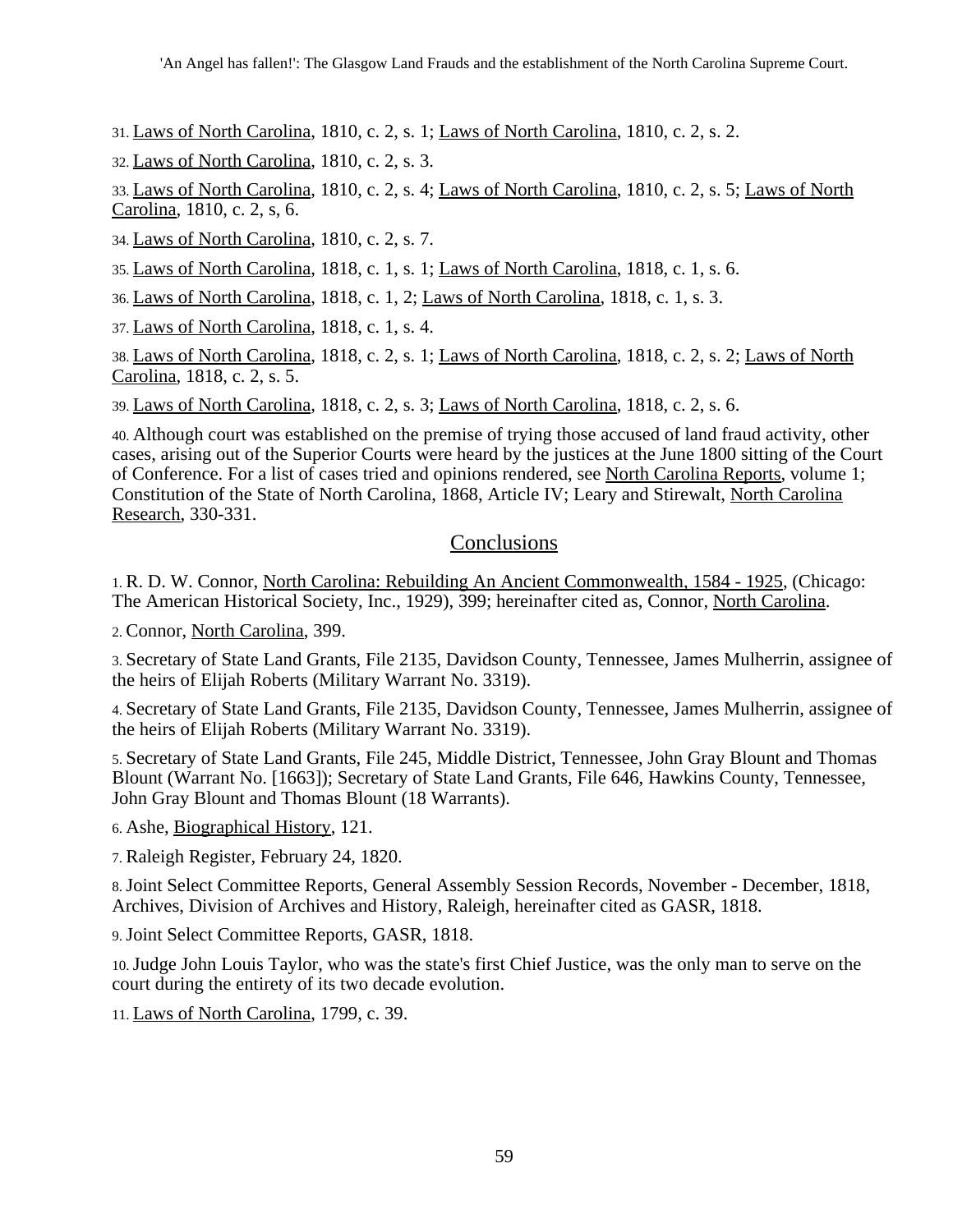31. Laws of North Carolina, 1810, c. 2, s. 1; Laws of North Carolina, 1810, c. 2, s. 2.

32. Laws of North Carolina, 1810, c. 2, s. 3.

33. Laws of North Carolina, 1810, c. 2, s. 4; Laws of North Carolina, 1810, c. 2, s. 5; Laws of North Carolina, 1810, c. 2, s, 6.

34. Laws of North Carolina, 1810, c. 2, s. 7.

35. Laws of North Carolina, 1818, c. 1, s. 1; Laws of North Carolina, 1818, c. 1, s. 6.

36. Laws of North Carolina, 1818, c. 1, 2; Laws of North Carolina, 1818, c. 1, s. 3.

37. Laws of North Carolina, 1818, c. 1, s. 4.

38. Laws of North Carolina, 1818, c. 2, s. 1; Laws of North Carolina, 1818, c. 2, s. 2; Laws of North Carolina, 1818, c. 2, s. 5.

39. Laws of North Carolina, 1818, c. 2, s. 3; Laws of North Carolina, 1818, c. 2, s. 6.

40. Although court was established on the premise of trying those accused of land fraud activity, other cases, arising out of the Superior Courts were heard by the justices at the June 1800 sitting of the Court of Conference. For a list of cases tried and opinions rendered, see North Carolina Reports, volume 1; Constitution of the State of North Carolina, 1868, Article IV; Leary and Stirewalt, North Carolina Research, 330-331.

## Conclusions

1. R. D. W. Connor, North Carolina: Rebuilding An Ancient Commonwealth, 1584 - 1925, (Chicago: The American Historical Society, Inc., 1929), 399; hereinafter cited as, Connor, North Carolina.

2. Connor, North Carolina, 399.

3. Secretary of State Land Grants, File 2135, Davidson County, Tennessee, James Mulherrin, assignee of the heirs of Elijah Roberts (Military Warrant No. 3319).

4. Secretary of State Land Grants, File 2135, Davidson County, Tennessee, James Mulherrin, assignee of the heirs of Elijah Roberts (Military Warrant No. 3319).

5. Secretary of State Land Grants, File 245, Middle District, Tennessee, John Gray Blount and Thomas Blount (Warrant No. [1663]); Secretary of State Land Grants, File 646, Hawkins County, Tennessee, John Gray Blount and Thomas Blount (18 Warrants).

6. Ashe, Biographical History, 121.

7. Raleigh Register, February 24, 1820.

8. Joint Select Committee Reports, General Assembly Session Records, November - December, 1818, Archives, Division of Archives and History, Raleigh, hereinafter cited as GASR, 1818.

9. Joint Select Committee Reports, GASR, 1818.

10. Judge John Louis Taylor, who was the state's first Chief Justice, was the only man to serve on the court during the entirety of its two decade evolution.

11. Laws of North Carolina, 1799, c. 39.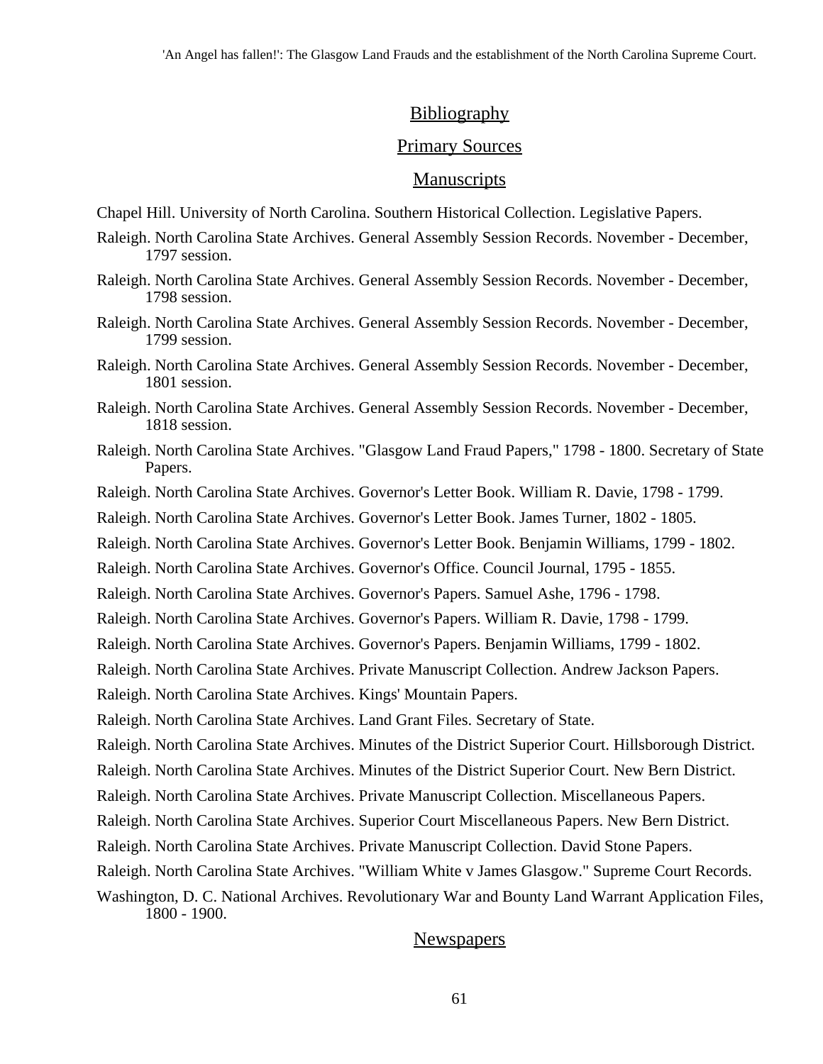## Bibliography

## Primary Sources

### Manuscripts

Chapel Hill. University of North Carolina. Southern Historical Collection. Legislative Papers.

Raleigh. North Carolina State Archives. General Assembly Session Records. November - December, 1797 session.

Raleigh. North Carolina State Archives. General Assembly Session Records. November - December, 1798 session.

Raleigh. North Carolina State Archives. General Assembly Session Records. November - December, 1799 session.

Raleigh. North Carolina State Archives. General Assembly Session Records. November - December, 1801 session.

Raleigh. North Carolina State Archives. General Assembly Session Records. November - December, 1818 session.

Raleigh. North Carolina State Archives. "Glasgow Land Fraud Papers," 1798 - 1800. Secretary of State Papers.

Raleigh. North Carolina State Archives. Governor's Letter Book. William R. Davie, 1798 - 1799.

Raleigh. North Carolina State Archives. Governor's Letter Book. James Turner, 1802 - 1805.

Raleigh. North Carolina State Archives. Governor's Letter Book. Benjamin Williams, 1799 - 1802.

Raleigh. North Carolina State Archives. Governor's Office. Council Journal, 1795 - 1855.

Raleigh. North Carolina State Archives. Governor's Papers. Samuel Ashe, 1796 - 1798.

Raleigh. North Carolina State Archives. Governor's Papers. William R. Davie, 1798 - 1799.

Raleigh. North Carolina State Archives. Governor's Papers. Benjamin Williams, 1799 - 1802.

Raleigh. North Carolina State Archives. Private Manuscript Collection. Andrew Jackson Papers.

Raleigh. North Carolina State Archives. Kings' Mountain Papers.

Raleigh. North Carolina State Archives. Land Grant Files. Secretary of State.

Raleigh. North Carolina State Archives. Minutes of the District Superior Court. Hillsborough District.

Raleigh. North Carolina State Archives. Minutes of the District Superior Court. New Bern District.

Raleigh. North Carolina State Archives. Private Manuscript Collection. Miscellaneous Papers.

Raleigh. North Carolina State Archives. Superior Court Miscellaneous Papers. New Bern District.

Raleigh. North Carolina State Archives. Private Manuscript Collection. David Stone Papers.

Raleigh. North Carolina State Archives. "William White v James Glasgow." Supreme Court Records.

Washington, D. C. National Archives. Revolutionary War and Bounty Land Warrant Application Files, 1800 - 1900.

### Newspapers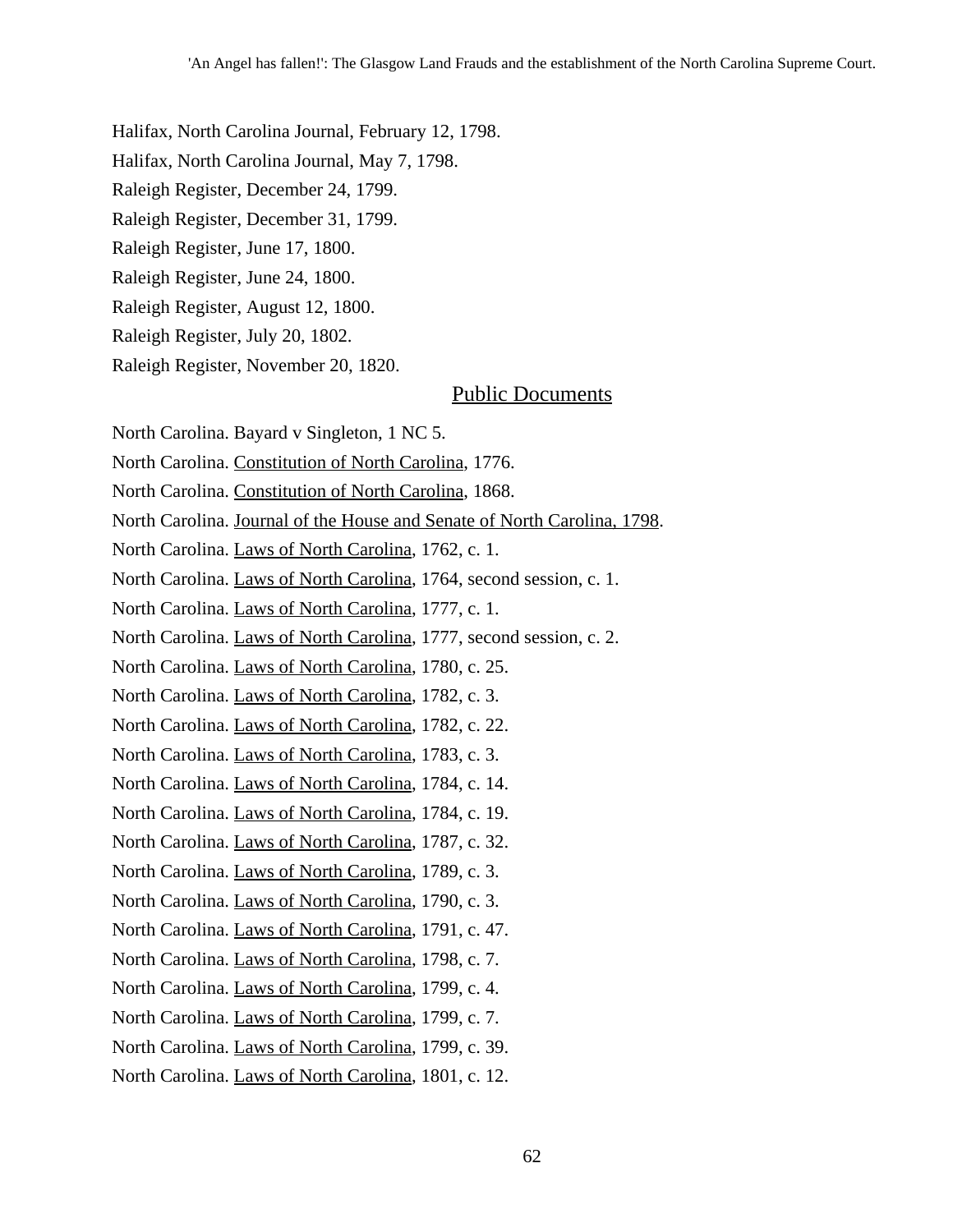Halifax, North Carolina Journal, February 12, 1798.

Halifax, North Carolina Journal, May 7, 1798.

Raleigh Register, December 24, 1799.

Raleigh Register, December 31, 1799.

Raleigh Register, June 17, 1800.

Raleigh Register, June 24, 1800.

Raleigh Register, August 12, 1800.

Raleigh Register, July 20, 1802.

Raleigh Register, November 20, 1820.

## Public Documents

North Carolina. Bayard v Singleton, 1 NC 5.

North Carolina. Constitution of North Carolina, 1776.

North Carolina. Constitution of North Carolina, 1868.

North Carolina. Journal of the House and Senate of North Carolina, 1798.

North Carolina. Laws of North Carolina, 1762, c. 1.

North Carolina. Laws of North Carolina, 1764, second session, c. 1.

North Carolina. Laws of North Carolina, 1777, c. 1.

North Carolina. Laws of North Carolina, 1777, second session, c. 2.

North Carolina. Laws of North Carolina, 1780, c. 25.

North Carolina. Laws of North Carolina, 1782, c. 3.

North Carolina. Laws of North Carolina, 1782, c. 22.

North Carolina. Laws of North Carolina, 1783, c. 3.

North Carolina. Laws of North Carolina, 1784, c. 14.

North Carolina. Laws of North Carolina, 1784, c. 19.

North Carolina. Laws of North Carolina, 1787, c. 32.

North Carolina. Laws of North Carolina, 1789, c. 3.

North Carolina. Laws of North Carolina, 1790, c. 3.

North Carolina. Laws of North Carolina, 1791, c. 47.

North Carolina. Laws of North Carolina, 1798, c. 7.

North Carolina. Laws of North Carolina, 1799, c. 4.

North Carolina. Laws of North Carolina, 1799, c. 7.

North Carolina. Laws of North Carolina, 1799, c. 39.

North Carolina. Laws of North Carolina, 1801, c. 12.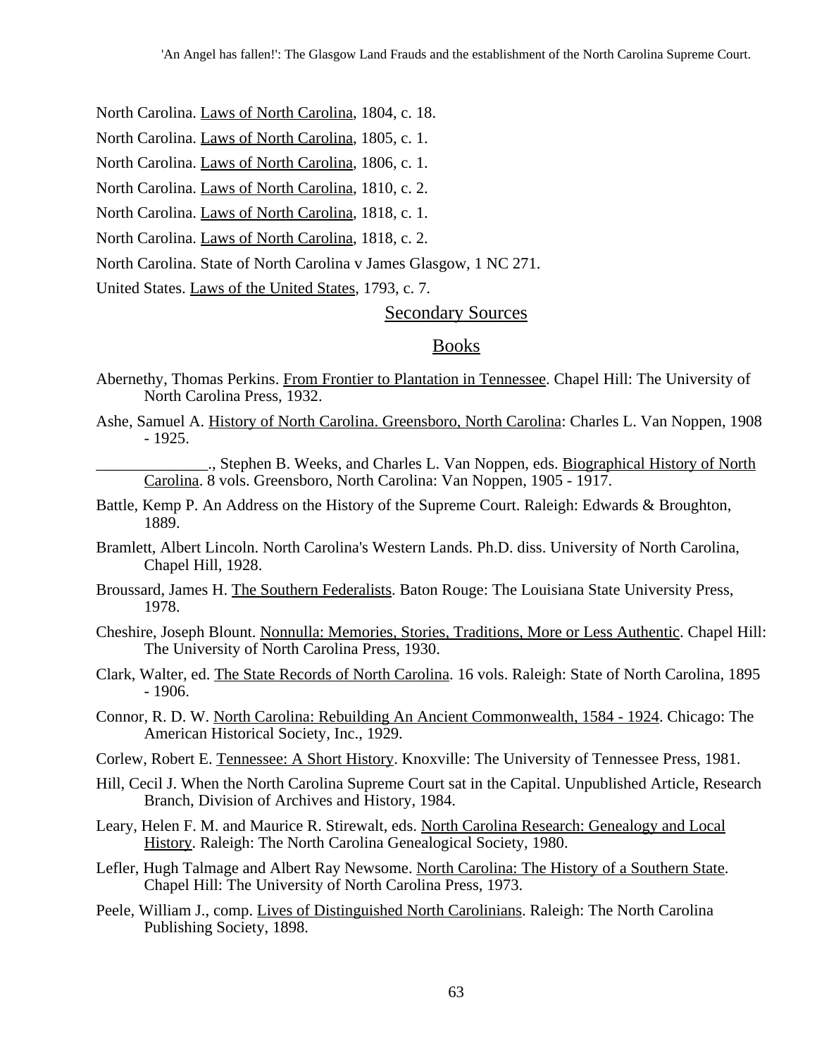North Carolina. Laws of North Carolina, 1804, c. 18.

North Carolina. Laws of North Carolina, 1805, c. 1.

North Carolina. Laws of North Carolina, 1806, c. 1.

North Carolina. Laws of North Carolina, 1810, c. 2.

North Carolina. Laws of North Carolina, 1818, c. 1.

North Carolina. Laws of North Carolina, 1818, c. 2.

North Carolina. State of North Carolina v James Glasgow, 1 NC 271.

United States. Laws of the United States, 1793, c. 7.

## Secondary Sources

### Books

Abernethy, Thomas Perkins. From Frontier to Plantation in Tennessee. Chapel Hill: The University of North Carolina Press, 1932.

Ashe, Samuel A. History of North Carolina. Greensboro, North Carolina: Charles L. Van Noppen, 1908 - 1925.

______________., Stephen B. Weeks, and Charles L. Van Noppen, eds. Biographical History of North Carolina. 8 vols. Greensboro, North Carolina: Van Noppen, 1905 - 1917.

Battle, Kemp P. An Address on the History of the Supreme Court. Raleigh: Edwards & Broughton, 1889.

Bramlett, Albert Lincoln. North Carolina's Western Lands. Ph.D. diss. University of North Carolina, Chapel Hill, 1928.

Broussard, James H. The Southern Federalists. Baton Rouge: The Louisiana State University Press, 1978.

Cheshire, Joseph Blount. Nonnulla: Memories, Stories, Traditions, More or Less Authentic. Chapel Hill: The University of North Carolina Press, 1930.

Clark, Walter, ed. The State Records of North Carolina. 16 vols. Raleigh: State of North Carolina, 1895 - 1906.

Connor, R. D. W. North Carolina: Rebuilding An Ancient Commonwealth, 1584 - 1924. Chicago: The American Historical Society, Inc., 1929.

Corlew, Robert E. Tennessee: A Short History. Knoxville: The University of Tennessee Press, 1981.

Hill, Cecil J. When the North Carolina Supreme Court sat in the Capital. Unpublished Article, Research Branch, Division of Archives and History, 1984.

Leary, Helen F. M. and Maurice R. Stirewalt, eds. North Carolina Research: Genealogy and Local History. Raleigh: The North Carolina Genealogical Society, 1980.

Lefler, Hugh Talmage and Albert Ray Newsome. North Carolina: The History of a Southern State. Chapel Hill: The University of North Carolina Press, 1973.

Peele, William J., comp. Lives of Distinguished North Carolinians. Raleigh: The North Carolina Publishing Society, 1898.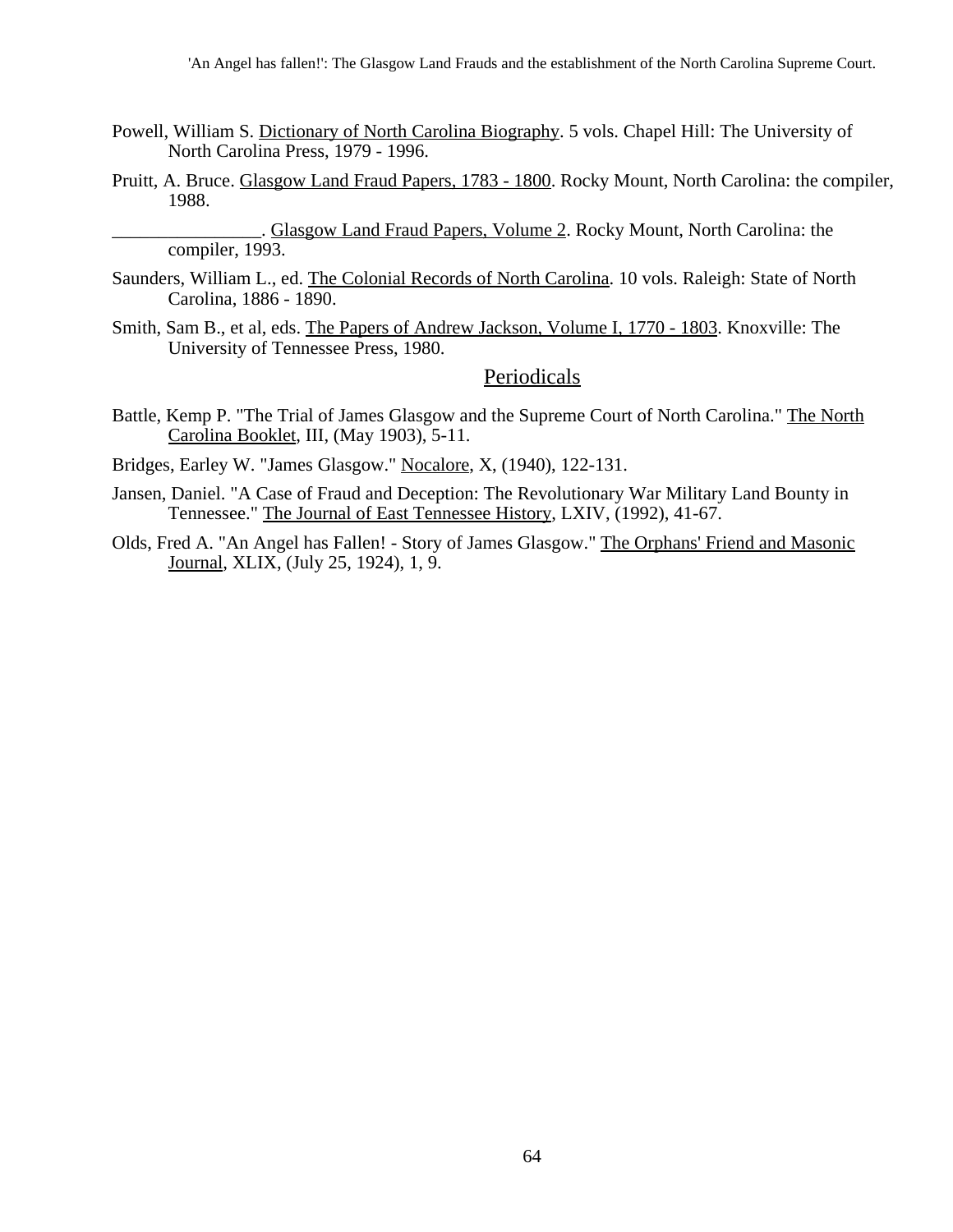Powell, William S. Dictionary of North Carolina Biography. 5 vols. Chapel Hill: The University of North Carolina Press, 1979 - 1996.

Pruitt, A. Bruce. Glasgow Land Fraud Papers, 1783 - 1800. Rocky Mount, North Carolina: the compiler, 1988.

________________. Glasgow Land Fraud Papers, Volume 2. Rocky Mount, North Carolina: the compiler, 1993.

Saunders, William L., ed. The Colonial Records of North Carolina. 10 vols. Raleigh: State of North Carolina, 1886 - 1890.

Smith, Sam B., et al, eds. The Papers of Andrew Jackson, Volume I, 1770 - 1803. Knoxville: The University of Tennessee Press, 1980.

## Periodicals

Battle, Kemp P. "The Trial of James Glasgow and the Supreme Court of North Carolina." The North Carolina Booklet, III, (May 1903), 5-11.

Bridges, Earley W. "James Glasgow." Nocalore, X, (1940), 122-131.

Jansen, Daniel. "A Case of Fraud and Deception: The Revolutionary War Military Land Bounty in Tennessee." The Journal of East Tennessee History, LXIV, (1992), 41-67.

Olds, Fred A. "An Angel has Fallen! - Story of James Glasgow." The Orphans' Friend and Masonic Journal, XLIX, (July 25, 1924), 1, 9.